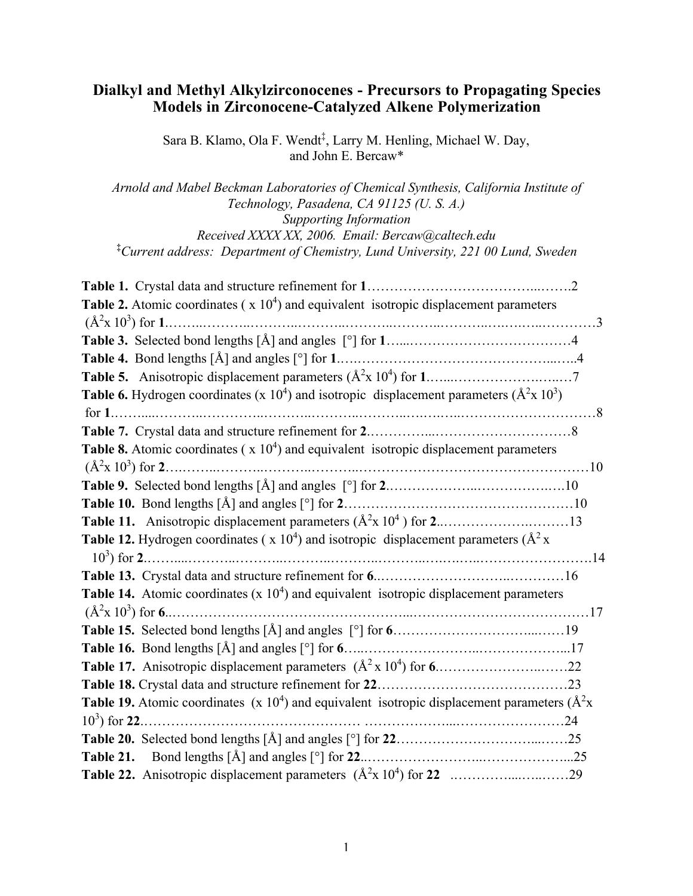# Dialkyl and Methyl Alkylzirconocenes - Precursors to Propagating Species Models in Zirconocene-Catalyzed Alkene Polymerization

Sara B. Klamo, Ola F. Wendt[‡], Larry M. Henling, Michael W. Day, and John E. Bercaw*

*Arnold and Mabel Beckman Laboratories of Chemical Synthesis, California Institute of Technology, Pasadena, CA 91125 (U. S. A.)*
*Supporting Information*
*Received XXXX XX, 2006. Email: Bercaw@caltech.edu*
*[‡]Current address: Department of Chemistry, Lund University, 221 00 Lund, Sweden*

**Table 1.** Crystal data and structure refinement for **1**……………………………………..…….2
**Table 2.** Atomic coordinates ( x $10^4$) and equivalent isotropic displacement parameters ($Å^2$x $10^3$) for **1**……..………..………..………..………..………..………..……….………..…………3
**Table 3.** Selected bond lengths [Å] and angles [°] for **1**…....………………………………4
**Table 4.** Bond lengths [Å] and angles [°] for **1**.….…………………………………….....…..4
**Table 5.** Anisotropic displacement parameters ($Å^2$x $10^4$) for **1**.…....…………………..…..…7
**Table 6.** Hydrogen coordinates (x $10^4$) and isotropic displacement parameters ($Å^2$x $10^3$) for **1**……....………..…………..………..………..………..……….………………………………8
**Table 7.** Crystal data and structure refinement for **2**.…………...…………………………8
**Table 8.** Atomic coordinates ( x $10^4$) and equivalent isotropic displacement parameters ($Å^2$x $10^3$) for **2**….……..………..………..………..……………………………………………10
**Table 9.** Selected bond lengths [Å] and angles [°] for **2**.………………..……………..….10
**Table 10.** Bond lengths [Å] and angles [°] for **2**……………………………………………10
**Table 11.** Anisotropic displacement parameters ($Å^2$x $10^4$ ) for **2**..……………….………13
**Table 12.** Hydrogen coordinates ( x $10^4$) and isotropic displacement parameters ($Å^2$ x $10^3$) for **2**.……...………..………..………..………..………..………..……….……………………14
**Table 13.** Crystal data and structure refinement for **6**.……………………..…………16
**Table 14.** Atomic coordinates (x $10^4$) and equivalent isotropic displacement parameters ($Å^2$x $10^3$) for **6**..…………………………………………...…………………………………17
**Table 15.** Selected bond lengths [Å] and angles [°] for **6**…………………………...……19
**Table 16.** Bond lengths [Å] and angles [°] for **6**…..……………………...………………...17
**Table 17.** Anisotropic displacement parameters ($Å^2$ x $10^4$) for **6**.…………………...……22
**Table 18.** Crystal data and structure refinement for **22**…………………………………….23
**Table 19.** Atomic coordinates (x $10^4$) and equivalent isotropic displacement parameters ($Å^2$x $10^3$) for **22**.………………………………………… ……………....……………………24
**Table 20.** Selected bond lengths [Å] and angles [°] for **22**…………………………...……25
**Table 21.** Bond lengths [Å] and angles [°] for **22**..……………………..………………...25
**Table 22.** Anisotropic displacement parameters ($Å^2$x $10^4$) for **22** .…………....….……29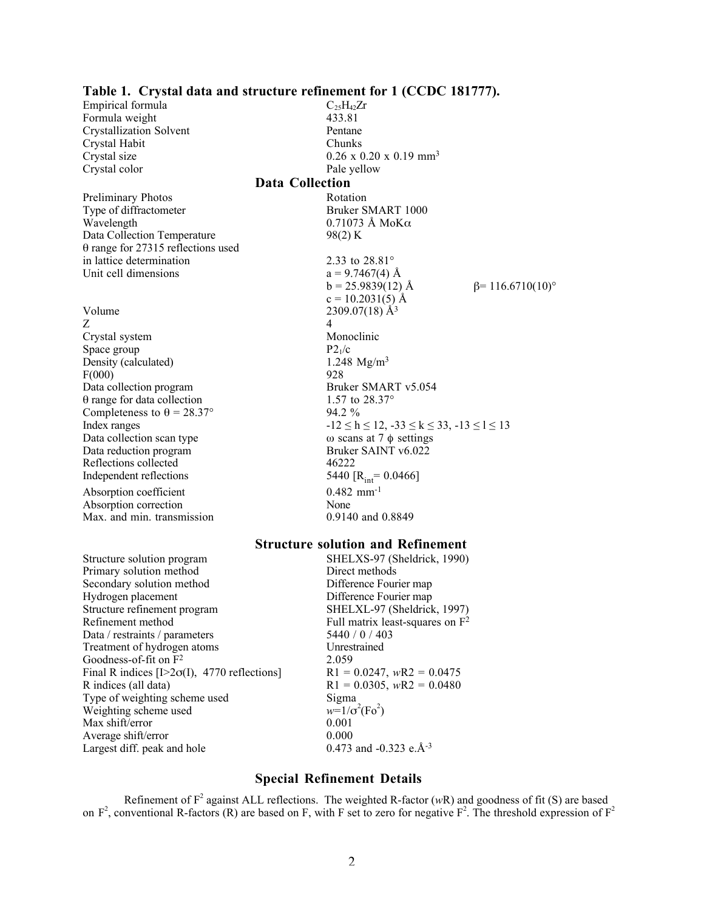## Table 1. Crystal data and structure refinement for 1 (CCDC 181777).

| | |
|---|---|
| Empirical formula | $C_{25}H_{42}Zr$ |
| Formula weight | 433.81 |
| Crystallization Solvent | Pentane |
| Crystal Habit | Chunks |
| Crystal size | 0.26 x 0.20 x 0.19 mm$^3$ |
| Crystal color | Pale yellow |

### Data Collection

| | | |
|---|---|---|
| Preliminary Photos | Rotation | |
| Type of diffractometer | Bruker SMART 1000 | |
| Wavelength | 0.71073 Å MoKα | |
| Data Collection Temperature | 98(2) K | |
| θ range for 27315 reflections used in lattice determination | 2.33 to 28.81° | |
| Unit cell dimensions | a = 9.7467(4) Å | |
| | b = 25.9839(12) Å | β= 116.6710(10)° |
| | c = 10.2031(5) Å | |
| Volume | 2309.07(18) Å$^3$ | |
| Z | 4 | |
| Crystal system | Monoclinic | |
| Space group | $P2_1/c$ | |
| Density (calculated) | 1.248 Mg/m$^3$ | |
| F(000) | 928 | |
| Data collection program | Bruker SMART v5.054 | |
| θ range for data collection | 1.57 to 28.37° | |
| Completeness to θ = 28.37° | 94.2 % | |
| Index ranges | -12 ≤ h ≤ 12, -33 ≤ k ≤ 33, -13 ≤ l ≤ 13 | |
| Data collection scan type | ω scans at 7 ϕ settings | |
| Data reduction program | Bruker SAINT v6.022 | |
| Reflections collected | 46222 | |
| Independent reflections | 5440 [$R_{int}$= 0.0466] | |
| Absorption coefficient | 0.482 mm$^{-1}$ | |
| Absorption correction | None | |
| Max. and min. transmission | 0.9140 and 0.8849 | |

### Structure solution and Refinement

| | |
|---|---|
| Structure solution program | SHELXS-97 (Sheldrick, 1990) |
| Primary solution method | Direct methods |
| Secondary solution method | Difference Fourier map |
| Hydrogen placement | Difference Fourier map |
| Structure refinement program | SHELXL-97 (Sheldrick, 1997) |
| Refinement method | Full matrix least-squares on $F^2$ |
| Data / restraints / parameters | 5440 / 0 / 403 |
| Treatment of hydrogen atoms | Unrestrained |
| Goodness-of-fit on $F^2$ | 2.059 |
| Final R indices [I>2σ(I), 4770 reflections] | R1 = 0.0247, *w*R2 = 0.0475 |
| R indices (all data) | R1 = 0.0305, *w*R2 = 0.0480 |
| Type of weighting scheme used | Sigma |
| Weighting scheme used | $w=1/\sigma^2(\mathrm{Fo}^2)$ |
| Max shift/error | 0.001 |
| Average shift/error | 0.000 |
| Largest diff. peak and hole | 0.473 and -0.323 e.Å$^{-3}$ |

### Special Refinement Details

Refinement of $F^2$ against ALL reflections. The weighted R-factor (*w*R) and goodness of fit (S) are based on $F^2$, conventional R-factors (R) are based on F, with F set to zero for negative $F^2$. The threshold expression of $F^2$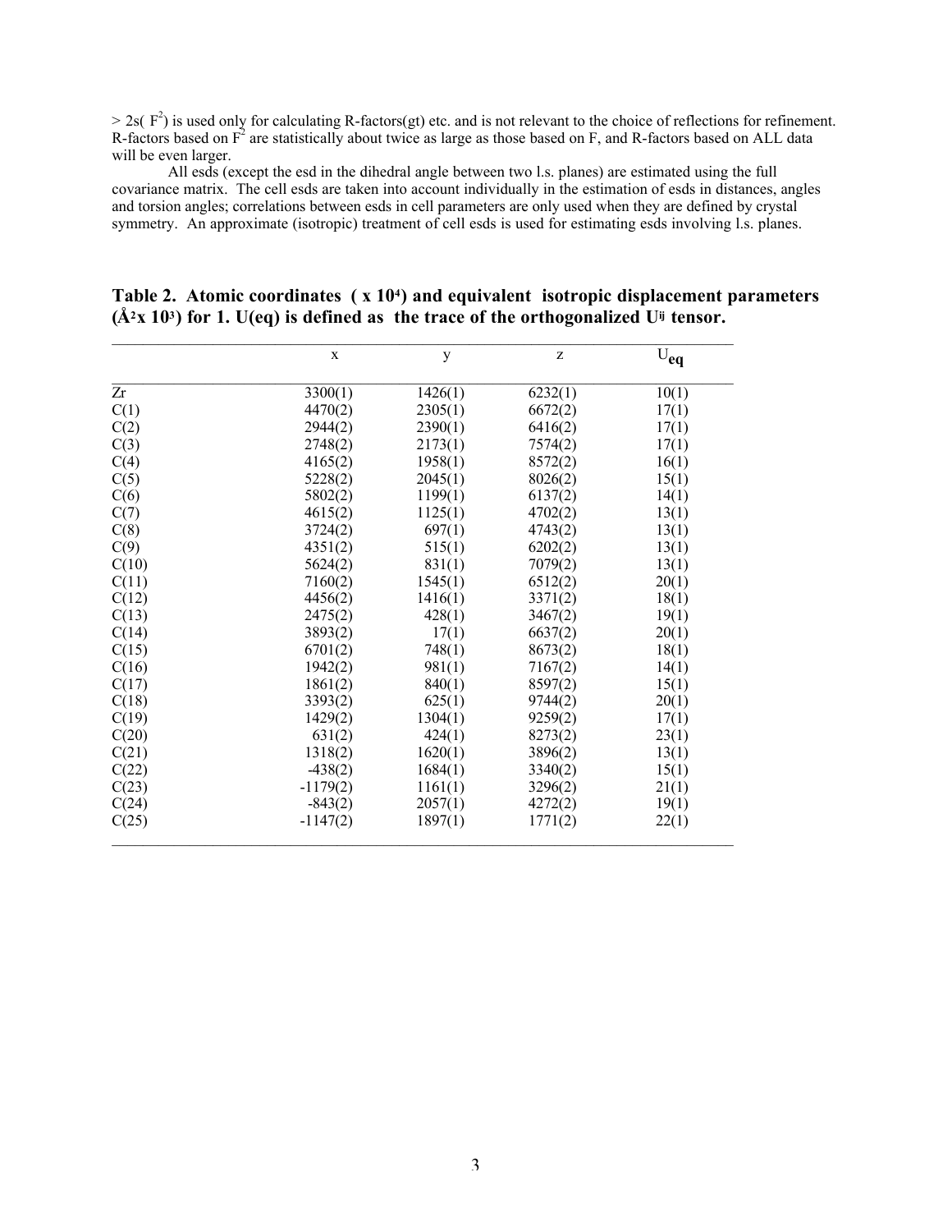$> 2s(F^2)$ is used only for calculating R-factors(gt) etc. and is not relevant to the choice of reflections for refinement. R-factors based on $F^2$ are statistically about twice as large as those based on F, and R-factors based on ALL data will be even larger.

All esds (except the esd in the dihedral angle between two l.s. planes) are estimated using the full covariance matrix. The cell esds are taken into account individually in the estimation of esds in distances, angles and torsion angles; correlations between esds in cell parameters are only used when they are defined by crystal symmetry. An approximate (isotropic) treatment of cell esds is used for estimating esds involving l.s. planes.

**Table 2. Atomic coordinates ( x $10^4$) and equivalent isotropic displacement parameters ($Å^2$x $10^3$) for 1. U(eq) is defined as the trace of the orthogonalized $U^{ij}$ tensor.**

| | x | y | z | $U_{eq}$ |
|---|---|---|---|---|
| Zr | 3300(1) | 1426(1) | 6232(1) | 10(1) |
| C(1) | 4470(2) | 2305(1) | 6672(2) | 17(1) |
| C(2) | 2944(2) | 2390(1) | 6416(2) | 17(1) |
| C(3) | 2748(2) | 2173(1) | 7574(2) | 17(1) |
| C(4) | 4165(2) | 1958(1) | 8572(2) | 16(1) |
| C(5) | 5228(2) | 2045(1) | 8026(2) | 15(1) |
| C(6) | 5802(2) | 1199(1) | 6137(2) | 14(1) |
| C(7) | 4615(2) | 1125(1) | 4702(2) | 13(1) |
| C(8) | 3724(2) | 697(1) | 4743(2) | 13(1) |
| C(9) | 4351(2) | 515(1) | 6202(2) | 13(1) |
| C(10) | 5624(2) | 831(1) | 7079(2) | 13(1) |
| C(11) | 7160(2) | 1545(1) | 6512(2) | 20(1) |
| C(12) | 4456(2) | 1416(1) | 3371(2) | 18(1) |
| C(13) | 2475(2) | 428(1) | 3467(2) | 19(1) |
| C(14) | 3893(2) | 17(1) | 6637(2) | 20(1) |
| C(15) | 6701(2) | 748(1) | 8673(2) | 18(1) |
| C(16) | 1942(2) | 981(1) | 7167(2) | 14(1) |
| C(17) | 1861(2) | 840(1) | 8597(2) | 15(1) |
| C(18) | 3393(2) | 625(1) | 9744(2) | 20(1) |
| C(19) | 1429(2) | 1304(1) | 9259(2) | 17(1) |
| C(20) | 631(2) | 424(1) | 8273(2) | 23(1) |
| C(21) | 1318(2) | 1620(1) | 3896(2) | 13(1) |
| C(22) | -438(2) | 1684(1) | 3340(2) | 15(1) |
| C(23) | -1179(2) | 1161(1) | 3296(2) | 21(1) |
| C(24) | -843(2) | 2057(1) | 4272(2) | 19(1) |
| C(25) | -1147(2) | 1897(1) | 1771(2) | 22(1) |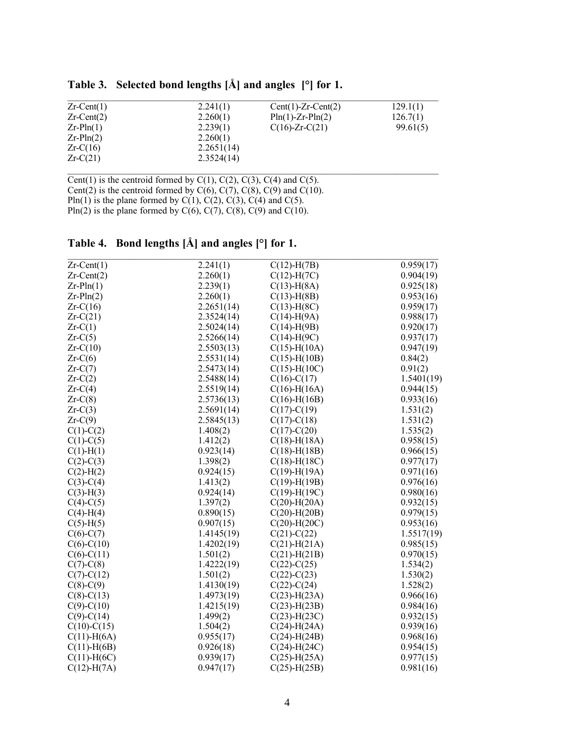**Table 3. Selected bond lengths [Å] and angles [°] for 1.**

| | | | |
|---|---|---|---|
| Zr-Cent(1) | 2.241(1) | Cent(1)-Zr-Cent(2) | 129.1(1) |
| Zr-Cent(2) | 2.260(1) | Pln(1)-Zr-Pln(2) | 126.7(1) |
| Zr-Pln(1) | 2.239(1) | C(16)-Zr-C(21) | 99.61(5) |
| Zr-Pln(2) | 2.260(1) | | |
| Zr-C(16) | 2.2651(14) | | |
| Zr-C(21) | 2.3524(14) | | |

Cent(1) is the centroid formed by C(1), C(2), C(3), C(4) and C(5).
Cent(2) is the centroid formed by C(6), C(7), C(8), C(9) and C(10).
Pln(1) is the plane formed by C(1), C(2), C(3), C(4) and C(5).
Pln(2) is the plane formed by C(6), C(7), C(8), C(9) and C(10).

**Table 4. Bond lengths [Å] and angles [°] for 1.**

| | | | |
|---|---|---|---|
| Zr-Cent(1) | 2.241(1) | C(12)-H(7B) | 0.959(17) |
| Zr-Cent(2) | 2.260(1) | C(12)-H(7C) | 0.904(19) |
| Zr-Pln(1) | 2.239(1) | C(13)-H(8A) | 0.925(18) |
| Zr-Pln(2) | 2.260(1) | C(13)-H(8B) | 0.953(16) |
| Zr-C(16) | 2.2651(14) | C(13)-H(8C) | 0.959(17) |
| Zr-C(21) | 2.3524(14) | C(14)-H(9A) | 0.988(17) |
| Zr-C(1) | 2.5024(14) | C(14)-H(9B) | 0.920(17) |
| Zr-C(5) | 2.5266(14) | C(14)-H(9C) | 0.937(17) |
| Zr-C(10) | 2.5503(13) | C(15)-H(10A) | 0.947(19) |
| Zr-C(6) | 2.5531(14) | C(15)-H(10B) | 0.84(2) |
| Zr-C(7) | 2.5473(14) | C(15)-H(10C) | 0.91(2) |
| Zr-C(2) | 2.5488(14) | C(16)-C(17) | 1.5401(19) |
| Zr-C(4) | 2.5519(14) | C(16)-H(16A) | 0.944(15) |
| Zr-C(8) | 2.5736(13) | C(16)-H(16B) | 0.933(16) |
| Zr-C(3) | 2.5691(14) | C(17)-C(19) | 1.531(2) |
| Zr-C(9) | 2.5845(13) | C(17)-C(18) | 1.531(2) |
| C(1)-C(2) | 1.408(2) | C(17)-C(20) | 1.535(2) |
| C(1)-C(5) | 1.412(2) | C(18)-H(18A) | 0.958(15) |
| C(1)-H(1) | 0.923(14) | C(18)-H(18B) | 0.966(15) |
| C(2)-C(3) | 1.398(2) | C(18)-H(18C) | 0.977(17) |
| C(2)-H(2) | 0.924(15) | C(19)-H(19A) | 0.971(16) |
| C(3)-C(4) | 1.413(2) | C(19)-H(19B) | 0.976(16) |
| C(3)-H(3) | 0.924(14) | C(19)-H(19C) | 0.980(16) |
| C(4)-C(5) | 1.397(2) | C(20)-H(20A) | 0.932(15) |
| C(4)-H(4) | 0.890(15) | C(20)-H(20B) | 0.979(15) |
| C(5)-H(5) | 0.907(15) | C(20)-H(20C) | 0.953(16) |
| C(6)-C(7) | 1.4145(19) | C(21)-C(22) | 1.5517(19) |
| C(6)-C(10) | 1.4202(19) | C(21)-H(21A) | 0.985(15) |
| C(6)-C(11) | 1.501(2) | C(21)-H(21B) | 0.970(15) |
| C(7)-C(8) | 1.4222(19) | C(22)-C(25) | 1.534(2) |
| C(7)-C(12) | 1.501(2) | C(22)-C(23) | 1.530(2) |
| C(8)-C(9) | 1.4130(19) | C(22)-C(24) | 1.528(2) |
| C(8)-C(13) | 1.4973(19) | C(23)-H(23A) | 0.966(16) |
| C(9)-C(10) | 1.4215(19) | C(23)-H(23B) | 0.984(16) |
| C(9)-C(14) | 1.499(2) | C(23)-H(23C) | 0.932(15) |
| C(10)-C(15) | 1.504(2) | C(24)-H(24A) | 0.939(16) |
| C(11)-H(6A) | 0.955(17) | C(24)-H(24B) | 0.968(16) |
| C(11)-H(6B) | 0.926(18) | C(24)-H(24C) | 0.954(15) |
| C(11)-H(6C) | 0.939(17) | C(25)-H(25A) | 0.977(15) |
| C(12)-H(7A) | 0.947(17) | C(25)-H(25B) | 0.981(16) |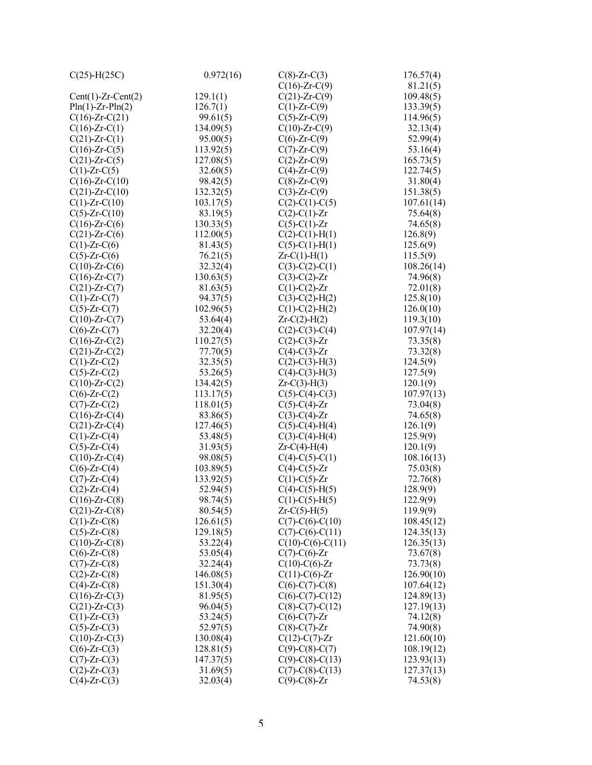| | | | |
|---|---|---|---|
| C(25)-H(25C) | 0.972(16) | C(8)-Zr-C(3) | 176.57(4) |
| | | C(16)-Zr-C(9) | 81.21(5) |
| Cent(1)-Zr-Cent(2) | 129.1(1) | C(21)-Zr-C(9) | 109.48(5) |
| Pln(1)-Zr-Pln(2) | 126.7(1) | C(1)-Zr-C(9) | 133.39(5) |
| C(16)-Zr-C(21) | 99.61(5) | C(5)-Zr-C(9) | 114.96(5) |
| C(16)-Zr-C(1) | 134.09(5) | C(10)-Zr-C(9) | 32.13(4) |
| C(21)-Zr-C(1) | 95.00(5) | C(6)-Zr-C(9) | 52.99(4) |
| C(16)-Zr-C(5) | 113.92(5) | C(7)-Zr-C(9) | 53.16(4) |
| C(21)-Zr-C(5) | 127.08(5) | C(2)-Zr-C(9) | 165.73(5) |
| C(1)-Zr-C(5) | 32.60(5) | C(4)-Zr-C(9) | 122.74(5) |
| C(16)-Zr-C(10) | 98.42(5) | C(8)-Zr-C(9) | 31.80(4) |
| C(21)-Zr-C(10) | 132.32(5) | C(3)-Zr-C(9) | 151.38(5) |
| C(1)-Zr-C(10) | 103.17(5) | C(2)-C(1)-C(5) | 107.61(14) |
| C(5)-Zr-C(10) | 83.19(5) | C(2)-C(1)-Zr | 75.64(8) |
| C(16)-Zr-C(6) | 130.33(5) | C(5)-C(1)-Zr | 74.65(8) |
| C(21)-Zr-C(6) | 112.00(5) | C(2)-C(1)-H(1) | 126.8(9) |
| C(1)-Zr-C(6) | 81.43(5) | C(5)-C(1)-H(1) | 125.6(9) |
| C(5)-Zr-C(6) | 76.21(5) | Zr-C(1)-H(1) | 115.5(9) |
| C(10)-Zr-C(6) | 32.32(4) | C(3)-C(2)-C(1) | 108.26(14) |
| C(16)-Zr-C(7) | 130.63(5) | C(3)-C(2)-Zr | 74.96(8) |
| C(21)-Zr-C(7) | 81.63(5) | C(1)-C(2)-Zr | 72.01(8) |
| C(1)-Zr-C(7) | 94.37(5) | C(3)-C(2)-H(2) | 125.8(10) |
| C(5)-Zr-C(7) | 102.96(5) | C(1)-C(2)-H(2) | 126.0(10) |
| C(10)-Zr-C(7) | 53.64(4) | Zr-C(2)-H(2) | 119.3(10) |
| C(6)-Zr-C(7) | 32.20(4) | C(2)-C(3)-C(4) | 107.97(14) |
| C(16)-Zr-C(2) | 110.27(5) | C(2)-C(3)-Zr | 73.35(8) |
| C(21)-Zr-C(2) | 77.70(5) | C(4)-C(3)-Zr | 73.32(8) |
| C(1)-Zr-C(2) | 32.35(5) | C(2)-C(3)-H(3) | 124.5(9) |
| C(5)-Zr-C(2) | 53.26(5) | C(4)-C(3)-H(3) | 127.5(9) |
| C(10)-Zr-C(2) | 134.42(5) | Zr-C(3)-H(3) | 120.1(9) |
| C(6)-Zr-C(2) | 113.17(5) | C(5)-C(4)-C(3) | 107.97(13) |
| C(7)-Zr-C(2) | 118.01(5) | C(5)-C(4)-Zr | 73.04(8) |
| C(16)-Zr-C(4) | 83.86(5) | C(3)-C(4)-Zr | 74.65(8) |
| C(21)-Zr-C(4) | 127.46(5) | C(5)-C(4)-H(4) | 126.1(9) |
| C(1)-Zr-C(4) | 53.48(5) | C(3)-C(4)-H(4) | 125.9(9) |
| C(5)-Zr-C(4) | 31.93(5) | Zr-C(4)-H(4) | 120.1(9) |
| C(10)-Zr-C(4) | 98.08(5) | C(4)-C(5)-C(1) | 108.16(13) |
| C(6)-Zr-C(4) | 103.89(5) | C(4)-C(5)-Zr | 75.03(8) |
| C(7)-Zr-C(4) | 133.92(5) | C(1)-C(5)-Zr | 72.76(8) |
| C(2)-Zr-C(4) | 52.94(5) | C(4)-C(5)-H(5) | 128.9(9) |
| C(16)-Zr-C(8) | 98.74(5) | C(1)-C(5)-H(5) | 122.9(9) |
| C(21)-Zr-C(8) | 80.54(5) | Zr-C(5)-H(5) | 119.9(9) |
| C(1)-Zr-C(8) | 126.61(5) | C(7)-C(6)-C(10) | 108.45(12) |
| C(5)-Zr-C(8) | 129.18(5) | C(7)-C(6)-C(11) | 124.35(13) |
| C(10)-Zr-C(8) | 53.22(4) | C(10)-C(6)-C(11) | 126.35(13) |
| C(6)-Zr-C(8) | 53.05(4) | C(7)-C(6)-Zr | 73.67(8) |
| C(7)-Zr-C(8) | 32.24(4) | C(10)-C(6)-Zr | 73.73(8) |
| C(2)-Zr-C(8) | 146.08(5) | C(11)-C(6)-Zr | 126.90(10) |
| C(4)-Zr-C(8) | 151.30(4) | C(6)-C(7)-C(8) | 107.64(12) |
| C(16)-Zr-C(3) | 81.95(5) | C(6)-C(7)-C(12) | 124.89(13) |
| C(21)-Zr-C(3) | 96.04(5) | C(8)-C(7)-C(12) | 127.19(13) |
| C(1)-Zr-C(3) | 53.24(5) | C(6)-C(7)-Zr | 74.12(8) |
| C(5)-Zr-C(3) | 52.97(5) | C(8)-C(7)-Zr | 74.90(8) |
| C(10)-Zr-C(3) | 130.08(4) | C(12)-C(7)-Zr | 121.60(10) |
| C(6)-Zr-C(3) | 128.81(5) | C(9)-C(8)-C(7) | 108.19(12) |
| C(7)-Zr-C(3) | 147.37(5) | C(9)-C(8)-C(13) | 123.93(13) |
| C(2)-Zr-C(3) | 31.69(5) | C(7)-C(8)-C(13) | 127.37(13) |
| C(4)-Zr-C(3) | 32.03(4) | C(9)-C(8)-Zr | 74.53(8) |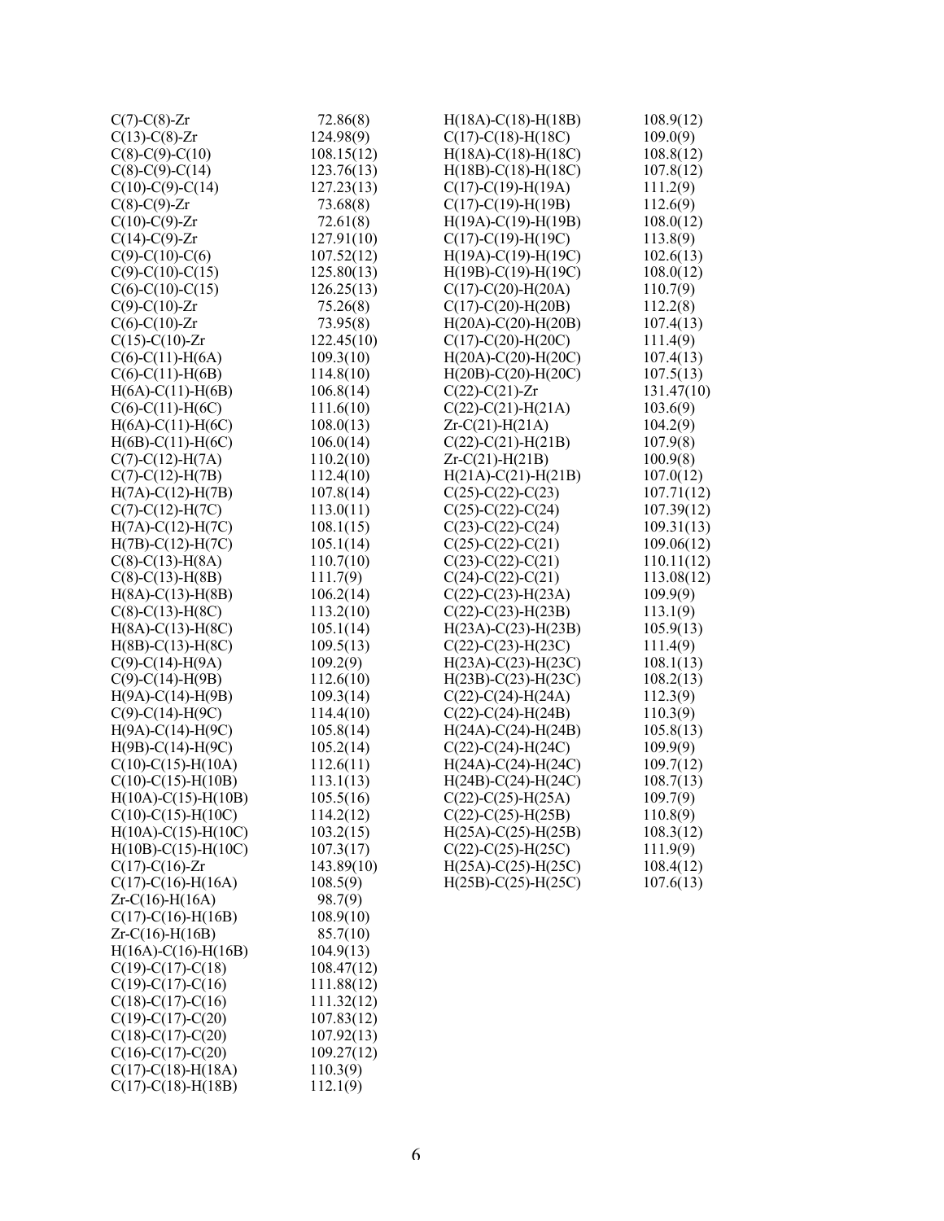| | |
|---|---|
| C(7)-C(8)-Zr | 72.86(8) |
| C(13)-C(8)-Zr | 124.98(9) |
| C(8)-C(9)-C(10) | 108.15(12) |
| C(8)-C(9)-C(14) | 123.76(13) |
| C(10)-C(9)-C(14) | 127.23(13) |
| C(8)-C(9)-Zr | 73.68(8) |
| C(10)-C(9)-Zr | 72.61(8) |
| C(14)-C(9)-Zr | 127.91(10) |
| C(9)-C(10)-C(6) | 107.52(12) |
| C(9)-C(10)-C(15) | 125.80(13) |
| C(6)-C(10)-C(15) | 126.25(13) |
| C(9)-C(10)-Zr | 75.26(8) |
| C(6)-C(10)-Zr | 73.95(8) |
| C(15)-C(10)-Zr | 122.45(10) |
| C(6)-C(11)-H(6A) | 109.3(10) |
| C(6)-C(11)-H(6B) | 114.8(10) |
| H(6A)-C(11)-H(6B) | 106.8(14) |
| C(6)-C(11)-H(6C) | 111.6(10) |
| H(6A)-C(11)-H(6C) | 108.0(13) |
| H(6B)-C(11)-H(6C) | 106.0(14) |
| C(7)-C(12)-H(7A) | 110.2(10) |
| C(7)-C(12)-H(7B) | 112.4(10) |
| H(7A)-C(12)-H(7B) | 107.8(14) |
| C(7)-C(12)-H(7C) | 113.0(11) |
| H(7A)-C(12)-H(7C) | 108.1(15) |
| H(7B)-C(12)-H(7C) | 105.1(14) |
| C(8)-C(13)-H(8A) | 110.7(10) |
| C(8)-C(13)-H(8B) | 111.7(9) |
| H(8A)-C(13)-H(8B) | 106.2(14) |
| C(8)-C(13)-H(8C) | 113.2(10) |
| H(8A)-C(13)-H(8C) | 105.1(14) |
| H(8B)-C(13)-H(8C) | 109.5(13) |
| C(9)-C(14)-H(9A) | 109.2(9) |
| C(9)-C(14)-H(9B) | 112.6(10) |
| H(9A)-C(14)-H(9B) | 109.3(14) |
| C(9)-C(14)-H(9C) | 114.4(10) |
| H(9A)-C(14)-H(9C) | 105.8(14) |
| H(9B)-C(14)-H(9C) | 105.2(14) |
| C(10)-C(15)-H(10A) | 112.6(11) |
| C(10)-C(15)-H(10B) | 113.1(13) |
| H(10A)-C(15)-H(10B) | 105.5(16) |
| C(10)-C(15)-H(10C) | 114.2(12) |
| H(10A)-C(15)-H(10C) | 103.2(15) |
| H(10B)-C(15)-H(10C) | 107.3(17) |
| C(17)-C(16)-Zr | 143.89(10) |
| C(17)-C(16)-H(16A) | 108.5(9) |
| Zr-C(16)-H(16A) | 98.7(9) |
| C(17)-C(16)-H(16B) | 108.9(10) |
| Zr-C(16)-H(16B) | 85.7(10) |
| H(16A)-C(16)-H(16B) | 104.9(13) |
| C(19)-C(17)-C(18) | 108.47(12) |
| C(19)-C(17)-C(16) | 111.88(12) |
| C(18)-C(17)-C(16) | 111.32(12) |
| C(19)-C(17)-C(20) | 107.83(12) |
| C(18)-C(17)-C(20) | 107.92(13) |
| C(16)-C(17)-C(20) | 109.27(12) |
| C(17)-C(18)-H(18A) | 110.3(9) |
| C(17)-C(18)-H(18B) | 112.1(9) |
| H(18A)-C(18)-H(18B) | 108.9(12) |
| C(17)-C(18)-H(18C) | 109.0(9) |
| H(18A)-C(18)-H(18C) | 108.8(12) |
| H(18B)-C(18)-H(18C) | 107.8(12) |
| C(17)-C(19)-H(19A) | 111.2(9) |
| C(17)-C(19)-H(19B) | 112.6(9) |
| H(19A)-C(19)-H(19B) | 108.0(12) |
| C(17)-C(19)-H(19C) | 113.8(9) |
| H(19A)-C(19)-H(19C) | 102.6(13) |
| H(19B)-C(19)-H(19C) | 108.0(12) |
| C(17)-C(20)-H(20A) | 110.7(9) |
| C(17)-C(20)-H(20B) | 112.2(8) |
| H(20A)-C(20)-H(20B) | 107.4(13) |
| C(17)-C(20)-H(20C) | 111.4(9) |
| H(20A)-C(20)-H(20C) | 107.4(13) |
| H(20B)-C(20)-H(20C) | 107.5(13) |
| C(22)-C(21)-Zr | 131.47(10) |
| C(22)-C(21)-H(21A) | 103.6(9) |
| Zr-C(21)-H(21A) | 104.2(9) |
| C(22)-C(21)-H(21B) | 107.9(8) |
| Zr-C(21)-H(21B) | 100.9(8) |
| H(21A)-C(21)-H(21B) | 107.0(12) |
| C(25)-C(22)-C(23) | 107.71(12) |
| C(25)-C(22)-C(24) | 107.39(12) |
| C(23)-C(22)-C(24) | 109.31(13) |
| C(25)-C(22)-C(21) | 109.06(12) |
| C(23)-C(22)-C(21) | 110.11(12) |
| C(24)-C(22)-C(21) | 113.08(12) |
| C(22)-C(23)-H(23A) | 109.9(9) |
| C(22)-C(23)-H(23B) | 113.1(9) |
| H(23A)-C(23)-H(23B) | 105.9(13) |
| C(22)-C(23)-H(23C) | 111.4(9) |
| H(23A)-C(23)-H(23C) | 108.1(13) |
| H(23B)-C(23)-H(23C) | 108.2(13) |
| C(22)-C(24)-H(24A) | 112.3(9) |
| C(22)-C(24)-H(24B) | 110.3(9) |
| H(24A)-C(24)-H(24B) | 105.8(13) |
| C(22)-C(24)-H(24C) | 109.9(9) |
| H(24A)-C(24)-H(24C) | 109.7(12) |
| H(24B)-C(24)-H(24C) | 108.7(13) |
| C(22)-C(25)-H(25A) | 109.7(9) |
| C(22)-C(25)-H(25B) | 110.8(9) |
| H(25A)-C(25)-H(25B) | 108.3(12) |
| C(22)-C(25)-H(25C) | 111.9(9) |
| H(25A)-C(25)-H(25C) | 108.4(12) |
| H(25B)-C(25)-H(25C) | 107.6(13) |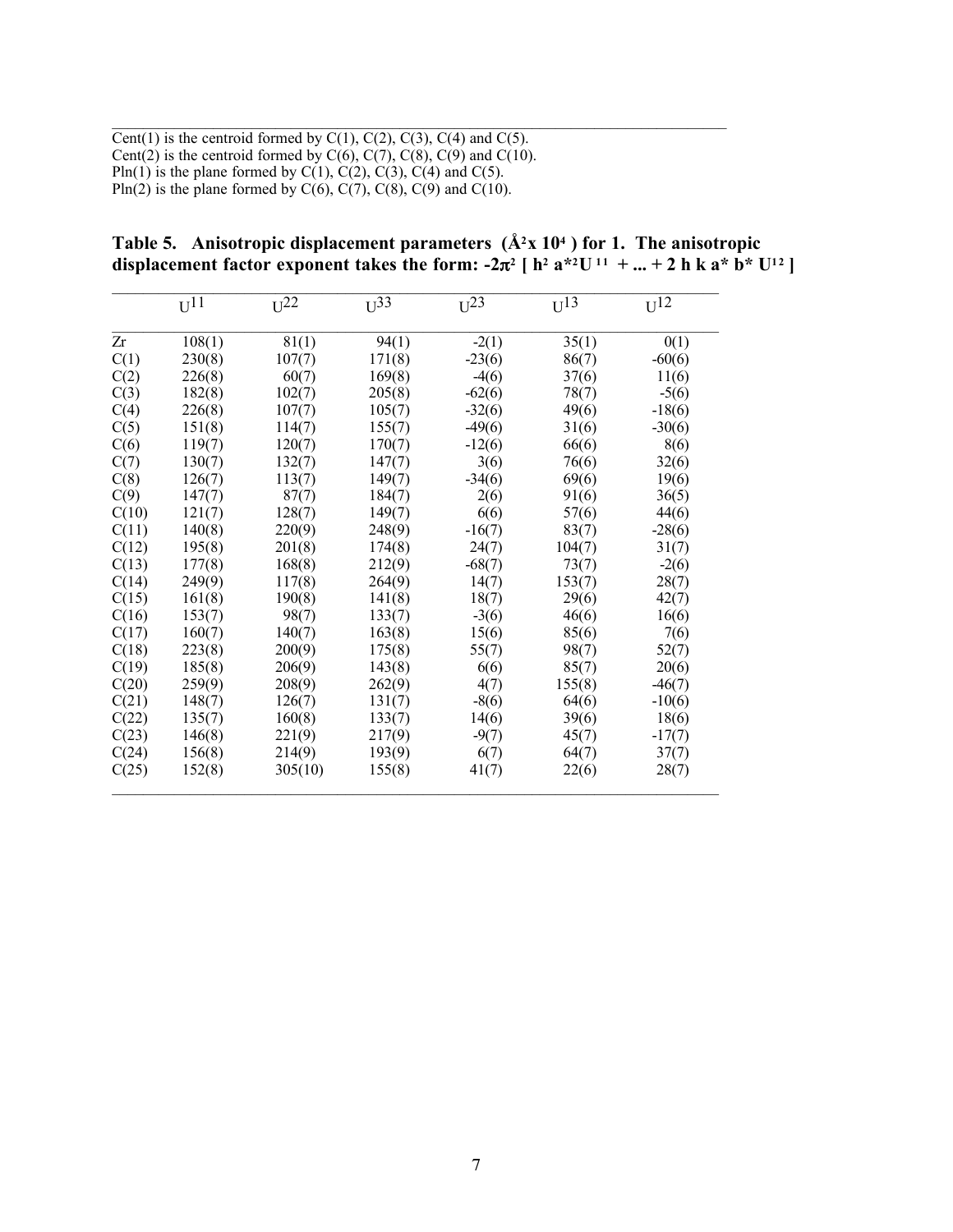Cent(1) is the centroid formed by C(1), C(2), C(3), C(4) and C(5).
Cent(2) is the centroid formed by C(6), C(7), C(8), C(9) and C(10).
Pln(1) is the plane formed by C(1), C(2), C(3), C(4) and C(5).
Pln(2) is the plane formed by C(6), C(7), C(8), C(9) and C(10).

**Table 5. Anisotropic displacement parameters ($Å^2 x 10^4$) for 1. The anisotropic displacement factor exponent takes the form: $-2\pi^2$ [ $h^2 a^{*2} U^{11}$ + ... + 2 h k a* b* $U^{12}$ ]**

| | $U^{11}$ | $U^{22}$ | $U^{33}$ | $U^{23}$ | $U^{13}$ | $U^{12}$ |
|---|---|---|---|---|---|---|
| Zr | 108(1) | 81(1) | 94(1) | -2(1) | 35(1) | 0(1) |
| C(1) | 230(8) | 107(7) | 171(8) | -23(6) | 86(7) | -60(6) |
| C(2) | 226(8) | 60(7) | 169(8) | -4(6) | 37(6) | 11(6) |
| C(3) | 182(8) | 102(7) | 205(8) | -62(6) | 78(7) | -5(6) |
| C(4) | 226(8) | 107(7) | 105(7) | -32(6) | 49(6) | -18(6) |
| C(5) | 151(8) | 114(7) | 155(7) | -49(6) | 31(6) | -30(6) |
| C(6) | 119(7) | 120(7) | 170(7) | -12(6) | 66(6) | 8(6) |
| C(7) | 130(7) | 132(7) | 147(7) | 3(6) | 76(6) | 32(6) |
| C(8) | 126(7) | 113(7) | 149(7) | -34(6) | 69(6) | 19(6) |
| C(9) | 147(7) | 87(7) | 184(7) | 2(6) | 91(6) | 36(5) |
| C(10) | 121(7) | 128(7) | 149(7) | 6(6) | 57(6) | 44(6) |
| C(11) | 140(8) | 220(9) | 248(9) | -16(7) | 83(7) | -28(6) |
| C(12) | 195(8) | 201(8) | 174(8) | 24(7) | 104(7) | 31(7) |
| C(13) | 177(8) | 168(8) | 212(9) | -68(7) | 73(7) | -2(6) |
| C(14) | 249(9) | 117(8) | 264(9) | 14(7) | 153(7) | 28(7) |
| C(15) | 161(8) | 190(8) | 141(8) | 18(7) | 29(6) | 42(7) |
| C(16) | 153(7) | 98(7) | 133(7) | -3(6) | 46(6) | 16(6) |
| C(17) | 160(7) | 140(7) | 163(8) | 15(6) | 85(6) | 7(6) |
| C(18) | 223(8) | 200(9) | 175(8) | 55(7) | 98(7) | 52(7) |
| C(19) | 185(8) | 206(9) | 143(8) | 6(6) | 85(7) | 20(6) |
| C(20) | 259(9) | 208(9) | 262(9) | 4(7) | 155(8) | -46(7) |
| C(21) | 148(7) | 126(7) | 131(7) | -8(6) | 64(6) | -10(6) |
| C(22) | 135(7) | 160(8) | 133(7) | 14(6) | 39(6) | 18(6) |
| C(23) | 146(8) | 221(9) | 217(9) | -9(7) | 45(7) | -17(7) |
| C(24) | 156(8) | 214(9) | 193(9) | 6(7) | 64(7) | 37(7) |
| C(25) | 152(8) | 305(10) | 155(8) | 41(7) | 22(6) | 28(7) |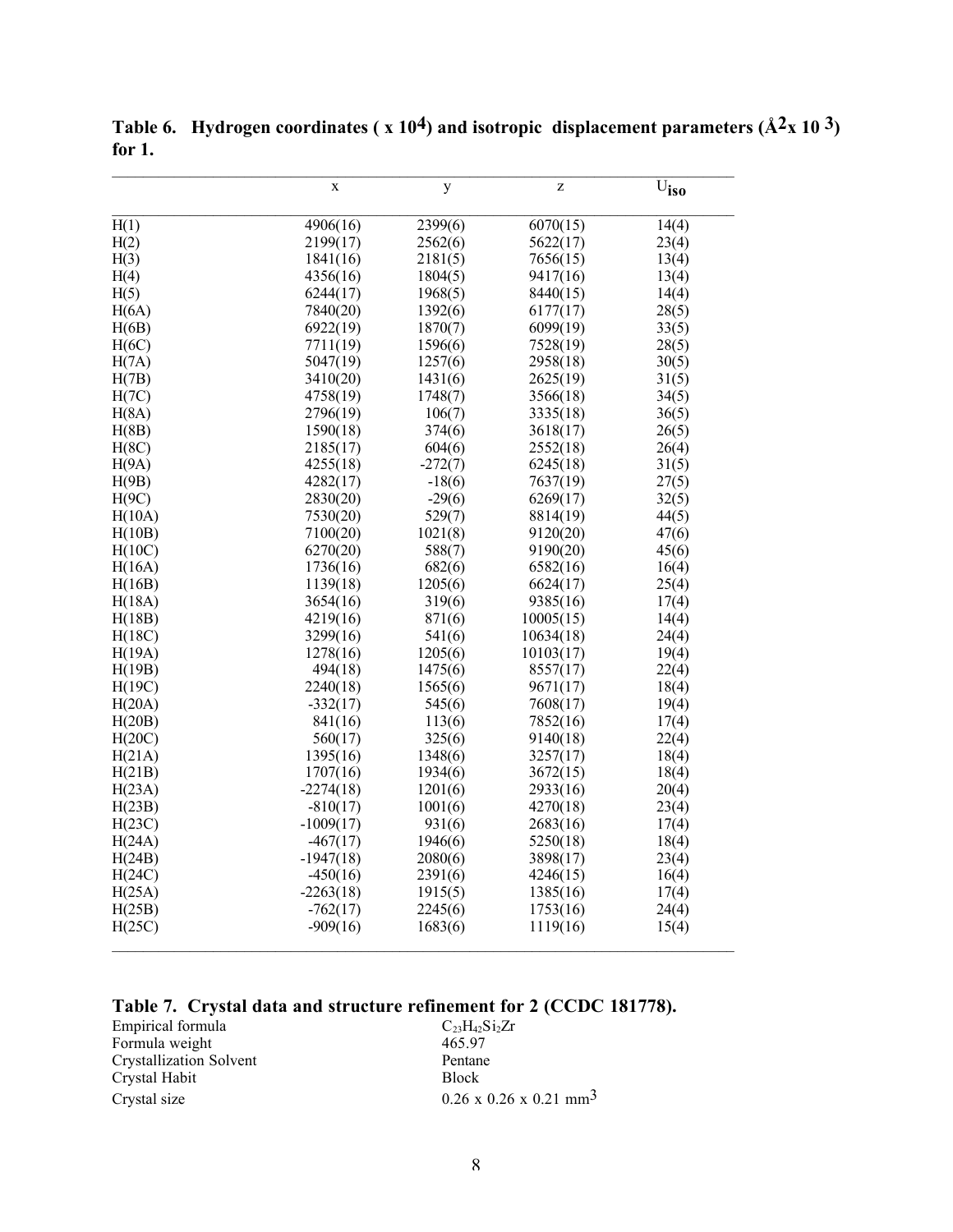**Table 6. Hydrogen coordinates ( x $10^4$) and isotropic displacement parameters ($Å^2$x $10^3$) for 1.**

| | x | y | z | $U_{iso}$ |
|---|---|---|---|---|
| H(1) | 4906(16) | 2399(6) | 6070(15) | 14(4) |
| H(2) | 2199(17) | 2562(6) | 5622(17) | 23(4) |
| H(3) | 1841(16) | 2181(5) | 7656(15) | 13(4) |
| H(4) | 4356(16) | 1804(5) | 9417(16) | 13(4) |
| H(5) | 6244(17) | 1968(5) | 8440(15) | 14(4) |
| H(6A) | 7840(20) | 1392(6) | 6177(17) | 28(5) |
| H(6B) | 6922(19) | 1870(7) | 6099(19) | 33(5) |
| H(6C) | 7711(19) | 1596(6) | 7528(19) | 28(5) |
| H(7A) | 5047(19) | 1257(6) | 2958(18) | 30(5) |
| H(7B) | 3410(20) | 1431(6) | 2625(19) | 31(5) |
| H(7C) | 4758(19) | 1748(7) | 3566(18) | 34(5) |
| H(8A) | 2796(19) | 106(7) | 3335(18) | 36(5) |
| H(8B) | 1590(18) | 374(6) | 3618(17) | 26(5) |
| H(8C) | 2185(17) | 604(6) | 2552(18) | 26(4) |
| H(9A) | 4255(18) | -272(7) | 6245(18) | 31(5) |
| H(9B) | 4282(17) | -18(6) | 7637(19) | 27(5) |
| H(9C) | 2830(20) | -29(6) | 6269(17) | 32(5) |
| H(10A) | 7530(20) | 529(7) | 8814(19) | 44(5) |
| H(10B) | 7100(20) | 1021(8) | 9120(20) | 47(6) |
| H(10C) | 6270(20) | 588(7) | 9190(20) | 45(6) |
| H(16A) | 1736(16) | 682(6) | 6582(16) | 16(4) |
| H(16B) | 1139(18) | 1205(6) | 6624(17) | 25(4) |
| H(18A) | 3654(16) | 319(6) | 9385(16) | 17(4) |
| H(18B) | 4219(16) | 871(6) | 10005(15) | 14(4) |
| H(18C) | 3299(16) | 541(6) | 10634(18) | 24(4) |
| H(19A) | 1278(16) | 1205(6) | 10103(17) | 19(4) |
| H(19B) | 494(18) | 1475(6) | 8557(17) | 22(4) |
| H(19C) | 2240(18) | 1565(6) | 9671(17) | 18(4) |
| H(20A) | -332(17) | 545(6) | 7608(17) | 19(4) |
| H(20B) | 841(16) | 113(6) | 7852(16) | 17(4) |
| H(20C) | 560(17) | 325(6) | 9140(18) | 22(4) |
| H(21A) | 1395(16) | 1348(6) | 3257(17) | 18(4) |
| H(21B) | 1707(16) | 1934(6) | 3672(15) | 18(4) |
| H(23A) | -2274(18) | 1201(6) | 2933(16) | 20(4) |
| H(23B) | -810(17) | 1001(6) | 4270(18) | 23(4) |
| H(23C) | -1009(17) | 931(6) | 2683(16) | 17(4) |
| H(24A) | -467(17) | 1946(6) | 5250(18) | 18(4) |
| H(24B) | -1947(18) | 2080(6) | 3898(17) | 23(4) |
| H(24C) | -450(16) | 2391(6) | 4246(15) | 16(4) |
| H(25A) | -2263(18) | 1915(5) | 1385(16) | 17(4) |
| H(25B) | -762(17) | 2245(6) | 1753(16) | 24(4) |
| H(25C) | -909(16) | 1683(6) | 1119(16) | 15(4) |

## Table 7. Crystal data and structure refinement for 2 (CCDC 181778).

| | |
|---|---|
| Empirical formula | $C_{23}H_{42}Si_2Zr$ |
| Formula weight | 465.97 |
| Crystallization Solvent | Pentane |
| Crystal Habit | Block |
| Crystal size | 0.26 x 0.26 x 0.21 $mm^3$ |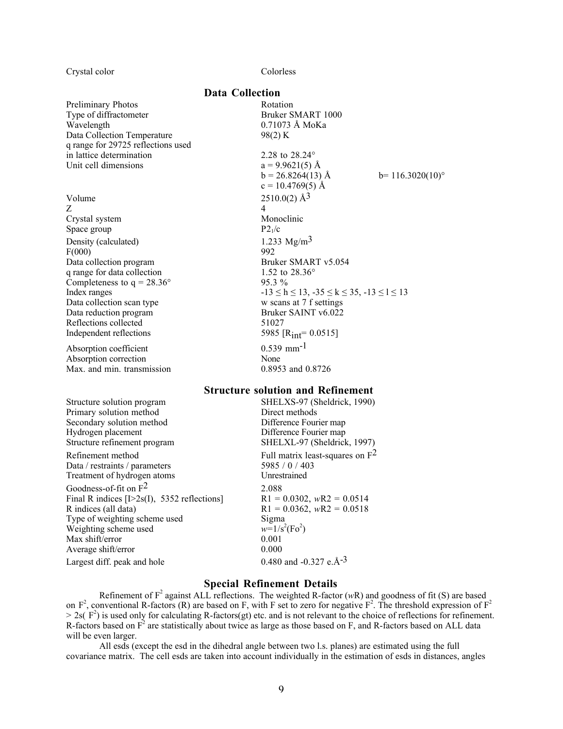| | | |
|---|---|---|
| Crystal color | Colorless | |

## Data Collection

| | | |
|---|---|---|
| Preliminary Photos | Rotation | |
| Type of diffractometer | Bruker SMART 1000 | |
| Wavelength | 0.71073 Å MoKa | |
| Data Collection Temperature | 98(2) K | |
| q range for 29725 reflections used in lattice determination | 2.28 to 28.24° | |
| Unit cell dimensions | a = 9.9621(5) Å | |
| | b = 26.8264(13) Å | b= 116.3020(10)° |
| | c = 10.4769(5) Å | |
| Volume | 2510.0(2) $Å^3$ | |
| Z | 4 | |
| Crystal system | Monoclinic | |
| Space group | $P2_1/c$ | |
| Density (calculated) | 1.233 $Mg/m^3$ | |
| F(000) | 992 | |
| Data collection program | Bruker SMART v5.054 | |
| q range for data collection | 1.52 to 28.36° | |
| Completeness to q = 28.36° | 95.3 % | |
| Index ranges | $-13 \leq h \leq 13$, $-35 \leq k \leq 35$, $-13 \leq l \leq 13$ | |
| Data collection scan type | w scans at 7 f settings | |
| Data reduction program | Bruker SAINT v6.022 | |
| Reflections collected | 51027 | |
| Independent reflections | 5985 [$R_{int}$= 0.0515] | |
| Absorption coefficient | 0.539 $mm^{-1}$ | |
| Absorption correction | None | |
| Max. and min. transmission | 0.8953 and 0.8726 | |

## Structure solution and Refinement

| | |
|---|---|
| Structure solution program | SHELXS-97 (Sheldrick, 1990) |
| Primary solution method | Direct methods |
| Secondary solution method | Difference Fourier map |
| Hydrogen placement | Difference Fourier map |
| Structure refinement program | SHELXL-97 (Sheldrick, 1997) |
| Refinement method | Full matrix least-squares on $F^2$ |
| Data / restraints / parameters | 5985 / 0 / 403 |
| Treatment of hydrogen atoms | Unrestrained |
| Goodness-of-fit on $F^2$ | 2.088 |
| Final R indices [I>2s(I), 5352 reflections] | R1 = 0.0302, *w*R2 = 0.0514 |
| R indices (all data) | R1 = 0.0362, *w*R2 = 0.0518 |
| Type of weighting scheme used | Sigma |
| Weighting scheme used | $w=1/s^2(Fo^2)$ |
| Max shift/error | 0.001 |
| Average shift/error | 0.000 |
| Largest diff. peak and hole | 0.480 and -0.327 e.$Å^{-3}$ |

## Special Refinement Details

Refinement of $F^2$ against ALL reflections. The weighted R-factor (*w*R) and goodness of fit (S) are based on $F^2$, conventional R-factors (R) are based on F, with F set to zero for negative $F^2$. The threshold expression of $F^2 > 2s(F^2)$ is used only for calculating R-factors(gt) etc. and is not relevant to the choice of reflections for refinement. R-factors based on $F^2$ are statistically about twice as large as those based on F, and R-factors based on ALL data will be even larger.

All esds (except the esd in the dihedral angle between two l.s. planes) are estimated using the full covariance matrix. The cell esds are taken into account individually in the estimation of esds in distances, angles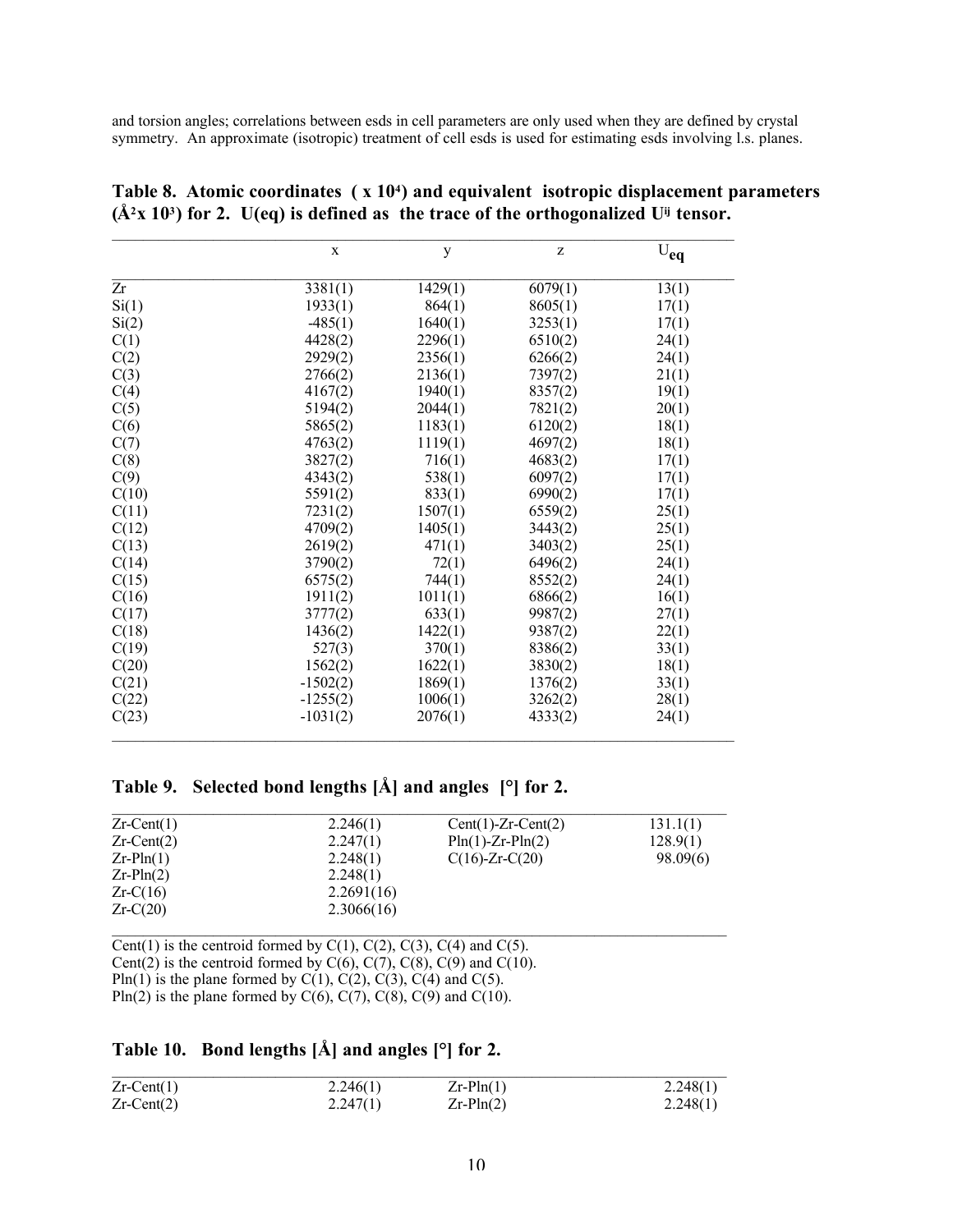and torsion angles; correlations between esds in cell parameters are only used when they are defined by crystal symmetry. An approximate (isotropic) treatment of cell esds is used for estimating esds involving l.s. planes.

**Table 8. Atomic coordinates ( x $10^4$) and equivalent isotropic displacement parameters ($Å^2$x $10^3$) for 2. U(eq) is defined as the trace of the orthogonalized $U^{ij}$ tensor.**

| | x | y | z | $U_{eq}$ |
|---|---|---|---|---|
| Zr | 3381(1) | 1429(1) | 6079(1) | 13(1) |
| Si(1) | 1933(1) | 864(1) | 8605(1) | 17(1) |
| Si(2) | -485(1) | 1640(1) | 3253(1) | 17(1) |
| C(1) | 4428(2) | 2296(1) | 6510(2) | 24(1) |
| C(2) | 2929(2) | 2356(1) | 6266(2) | 24(1) |
| C(3) | 2766(2) | 2136(1) | 7397(2) | 21(1) |
| C(4) | 4167(2) | 1940(1) | 8357(2) | 19(1) |
| C(5) | 5194(2) | 2044(1) | 7821(2) | 20(1) |
| C(6) | 5865(2) | 1183(1) | 6120(2) | 18(1) |
| C(7) | 4763(2) | 1119(1) | 4697(2) | 18(1) |
| C(8) | 3827(2) | 716(1) | 4683(2) | 17(1) |
| C(9) | 4343(2) | 538(1) | 6097(2) | 17(1) |
| C(10) | 5591(2) | 833(1) | 6990(2) | 17(1) |
| C(11) | 7231(2) | 1507(1) | 6559(2) | 25(1) |
| C(12) | 4709(2) | 1405(1) | 3443(2) | 25(1) |
| C(13) | 2619(2) | 471(1) | 3403(2) | 25(1) |
| C(14) | 3790(2) | 72(1) | 6496(2) | 24(1) |
| C(15) | 6575(2) | 744(1) | 8552(2) | 24(1) |
| C(16) | 1911(2) | 1011(1) | 6866(2) | 16(1) |
| C(17) | 3777(2) | 633(1) | 9987(2) | 27(1) |
| C(18) | 1436(2) | 1422(1) | 9387(2) | 22(1) |
| C(19) | 527(3) | 370(1) | 8386(2) | 33(1) |
| C(20) | 1562(2) | 1622(1) | 3830(2) | 18(1) |
| C(21) | -1502(2) | 1869(1) | 1376(2) | 33(1) |
| C(22) | -1255(2) | 1006(1) | 3262(2) | 28(1) |
| C(23) | -1031(2) | 2076(1) | 4333(2) | 24(1) |

**Table 9. Selected bond lengths [Å] and angles [°] for 2.**

| | | | |
|---|---|---|---|
| Zr-Cent(1) | 2.246(1) | Cent(1)-Zr-Cent(2) | 131.1(1) |
| Zr-Cent(2) | 2.247(1) | Pln(1)-Zr-Pln(2) | 128.9(1) |
| Zr-Pln(1) | 2.248(1) | C(16)-Zr-C(20) | 98.09(6) |
| Zr-Pln(2) | 2.248(1) | | |
| Zr-C(16) | 2.2691(16) | | |
| Zr-C(20) | 2.3066(16) | | |

Cent(1) is the centroid formed by C(1), C(2), C(3), C(4) and C(5).
Cent(2) is the centroid formed by C(6), C(7), C(8), C(9) and C(10).
Pln(1) is the plane formed by C(1), C(2), C(3), C(4) and C(5).
Pln(2) is the plane formed by C(6), C(7), C(8), C(9) and C(10).

**Table 10. Bond lengths [Å] and angles [°] for 2.**

| | | | |
|---|---|---|---|
| Zr-Cent(1) | 2.246(1) | Zr-Pln(1) | 2.248(1) |
| Zr-Cent(2) | 2.247(1) | Zr-Pln(2) | 2.248(1) |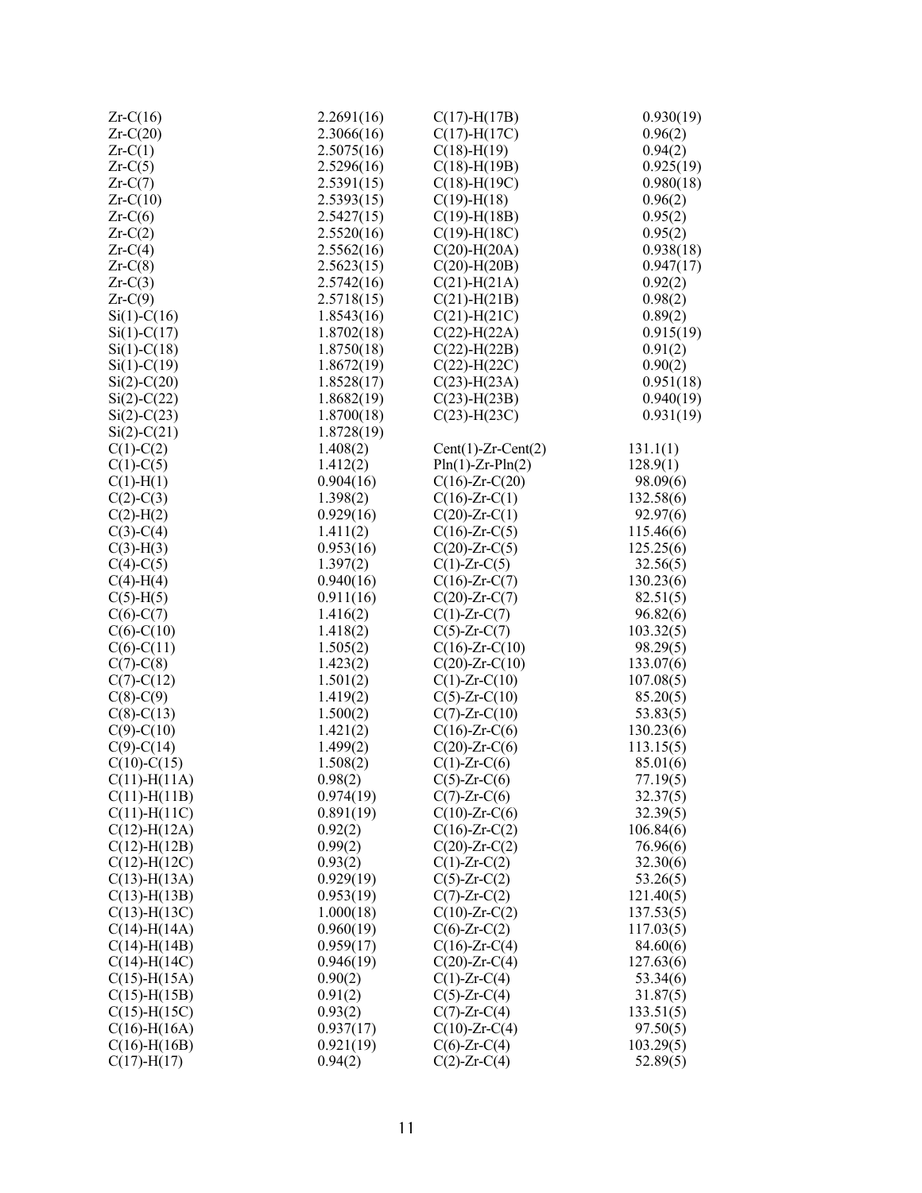| | | | |
|---|---|---|---|
| Zr-C(16) | 2.2691(16) | C(17)-H(17B) | 0.930(19) |
| Zr-C(20) | 2.3066(16) | C(17)-H(17C) | 0.96(2) |
| Zr-C(1) | 2.5075(16) | C(18)-H(19) | 0.94(2) |
| Zr-C(5) | 2.5296(16) | C(18)-H(19B) | 0.925(19) |
| Zr-C(7) | 2.5391(15) | C(18)-H(19C) | 0.980(18) |
| Zr-C(10) | 2.5393(15) | C(19)-H(18) | 0.96(2) |
| Zr-C(6) | 2.5427(15) | C(19)-H(18B) | 0.95(2) |
| Zr-C(2) | 2.5520(16) | C(19)-H(18C) | 0.95(2) |
| Zr-C(4) | 2.5562(16) | C(20)-H(20A) | 0.938(18) |
| Zr-C(8) | 2.5623(15) | C(20)-H(20B) | 0.947(17) |
| Zr-C(3) | 2.5742(16) | C(21)-H(21A) | 0.92(2) |
| Zr-C(9) | 2.5718(15) | C(21)-H(21B) | 0.98(2) |
| Si(1)-C(16) | 1.8543(16) | C(21)-H(21C) | 0.89(2) |
| Si(1)-C(17) | 1.8702(18) | C(22)-H(22A) | 0.915(19) |
| Si(1)-C(18) | 1.8750(18) | C(22)-H(22B) | 0.91(2) |
| Si(1)-C(19) | 1.8672(19) | C(22)-H(22C) | 0.90(2) |
| Si(2)-C(20) | 1.8528(17) | C(23)-H(23A) | 0.951(18) |
| Si(2)-C(22) | 1.8682(19) | C(23)-H(23B) | 0.940(19) |
| Si(2)-C(23) | 1.8700(18) | C(23)-H(23C) | 0.931(19) |
| Si(2)-C(21) | 1.8728(19) | | |
| C(1)-C(2) | 1.408(2) | Cent(1)-Zr-Cent(2) | 131.1(1) |
| C(1)-C(5) | 1.412(2) | Pln(1)-Zr-Pln(2) | 128.9(1) |
| C(1)-H(1) | 0.904(16) | C(16)-Zr-C(20) | 98.09(6) |
| C(2)-C(3) | 1.398(2) | C(16)-Zr-C(1) | 132.58(6) |
| C(2)-H(2) | 0.929(16) | C(20)-Zr-C(1) | 92.97(6) |
| C(3)-C(4) | 1.411(2) | C(16)-Zr-C(5) | 115.46(6) |
| C(3)-H(3) | 0.953(16) | C(20)-Zr-C(5) | 125.25(6) |
| C(4)-C(5) | 1.397(2) | C(1)-Zr-C(5) | 32.56(5) |
| C(4)-H(4) | 0.940(16) | C(16)-Zr-C(7) | 130.23(6) |
| C(5)-H(5) | 0.911(16) | C(20)-Zr-C(7) | 82.51(5) |
| C(6)-C(7) | 1.416(2) | C(1)-Zr-C(7) | 96.82(6) |
| C(6)-C(10) | 1.418(2) | C(5)-Zr-C(7) | 103.32(5) |
| C(6)-C(11) | 1.505(2) | C(16)-Zr-C(10) | 98.29(5) |
| C(7)-C(8) | 1.423(2) | C(20)-Zr-C(10) | 133.07(6) |
| C(7)-C(12) | 1.501(2) | C(1)-Zr-C(10) | 107.08(5) |
| C(8)-C(9) | 1.419(2) | C(5)-Zr-C(10) | 85.20(5) |
| C(8)-C(13) | 1.500(2) | C(7)-Zr-C(10) | 53.83(5) |
| C(9)-C(10) | 1.421(2) | C(16)-Zr-C(6) | 130.23(6) |
| C(9)-C(14) | 1.499(2) | C(20)-Zr-C(6) | 113.15(5) |
| C(10)-C(15) | 1.508(2) | C(1)-Zr-C(6) | 85.01(6) |
| C(11)-H(11A) | 0.98(2) | C(5)-Zr-C(6) | 77.19(5) |
| C(11)-H(11B) | 0.974(19) | C(7)-Zr-C(6) | 32.37(5) |
| C(11)-H(11C) | 0.891(19) | C(10)-Zr-C(6) | 32.39(5) |
| C(12)-H(12A) | 0.92(2) | C(16)-Zr-C(2) | 106.84(6) |
| C(12)-H(12B) | 0.99(2) | C(20)-Zr-C(2) | 76.96(6) |
| C(12)-H(12C) | 0.93(2) | C(1)-Zr-C(2) | 32.30(6) |
| C(13)-H(13A) | 0.929(19) | C(5)-Zr-C(2) | 53.26(5) |
| C(13)-H(13B) | 0.953(19) | C(7)-Zr-C(2) | 121.40(5) |
| C(13)-H(13C) | 1.000(18) | C(10)-Zr-C(2) | 137.53(5) |
| C(14)-H(14A) | 0.960(19) | C(6)-Zr-C(2) | 117.03(5) |
| C(14)-H(14B) | 0.959(17) | C(16)-Zr-C(4) | 84.60(6) |
| C(14)-H(14C) | 0.946(19) | C(20)-Zr-C(4) | 127.63(6) |
| C(15)-H(15A) | 0.90(2) | C(1)-Zr-C(4) | 53.34(6) |
| C(15)-H(15B) | 0.91(2) | C(5)-Zr-C(4) | 31.87(5) |
| C(15)-H(15C) | 0.93(2) | C(7)-Zr-C(4) | 133.51(5) |
| C(16)-H(16A) | 0.937(17) | C(10)-Zr-C(4) | 97.50(5) |
| C(16)-H(16B) | 0.921(19) | C(6)-Zr-C(4) | 103.29(5) |
| C(17)-H(17) | 0.94(2) | C(2)-Zr-C(4) | 52.89(5) |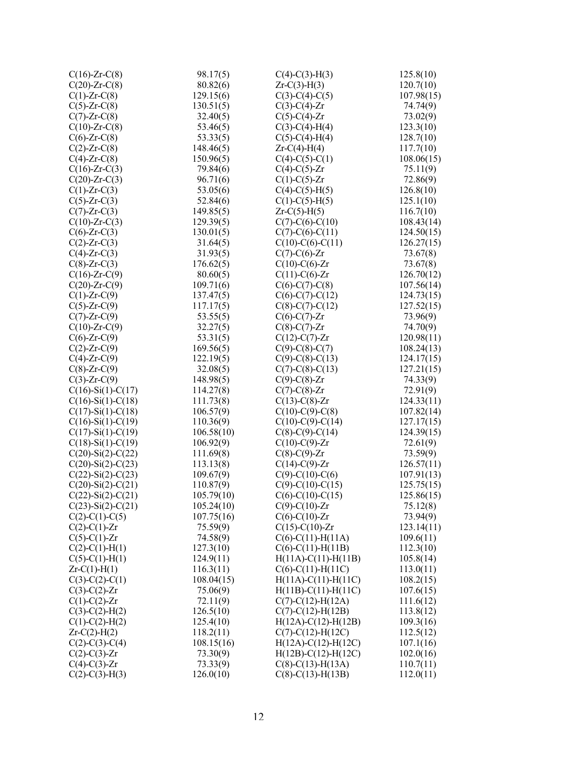| | | | |
|---|---|---|---|
| C(16)-Zr-C(8) | 98.17(5) | C(4)-C(3)-H(3) | 125.8(10) |
| C(20)-Zr-C(8) | 80.82(6) | Zr-C(3)-H(3) | 120.7(10) |
| C(1)-Zr-C(8) | 129.15(6) | C(3)-C(4)-C(5) | 107.98(15) |
| C(5)-Zr-C(8) | 130.51(5) | C(3)-C(4)-Zr | 74.74(9) |
| C(7)-Zr-C(8) | 32.40(5) | C(5)-C(4)-Zr | 73.02(9) |
| C(10)-Zr-C(8) | 53.46(5) | C(3)-C(4)-H(4) | 123.3(10) |
| C(6)-Zr-C(8) | 53.33(5) | C(5)-C(4)-H(4) | 128.7(10) |
| C(2)-Zr-C(8) | 148.46(5) | Zr-C(4)-H(4) | 117.7(10) |
| C(4)-Zr-C(8) | 150.96(5) | C(4)-C(5)-C(1) | 108.06(15) |
| C(16)-Zr-C(3) | 79.84(6) | C(4)-C(5)-Zr | 75.11(9) |
| C(20)-Zr-C(3) | 96.71(6) | C(1)-C(5)-Zr | 72.86(9) |
| C(1)-Zr-C(3) | 53.05(6) | C(4)-C(5)-H(5) | 126.8(10) |
| C(5)-Zr-C(3) | 52.84(6) | C(1)-C(5)-H(5) | 125.1(10) |
| C(7)-Zr-C(3) | 149.85(5) | Zr-C(5)-H(5) | 116.7(10) |
| C(10)-Zr-C(3) | 129.39(5) | C(7)-C(6)-C(10) | 108.43(14) |
| C(6)-Zr-C(3) | 130.01(5) | C(7)-C(6)-C(11) | 124.50(15) |
| C(2)-Zr-C(3) | 31.64(5) | C(10)-C(6)-C(11) | 126.27(15) |
| C(4)-Zr-C(3) | 31.93(5) | C(7)-C(6)-Zr | 73.67(8) |
| C(8)-Zr-C(3) | 176.62(5) | C(10)-C(6)-Zr | 73.67(8) |
| C(16)-Zr-C(9) | 80.60(5) | C(11)-C(6)-Zr | 126.70(12) |
| C(20)-Zr-C(9) | 109.71(6) | C(6)-C(7)-C(8) | 107.56(14) |
| C(1)-Zr-C(9) | 137.47(5) | C(6)-C(7)-C(12) | 124.73(15) |
| C(5)-Zr-C(9) | 117.17(5) | C(8)-C(7)-C(12) | 127.52(15) |
| C(7)-Zr-C(9) | 53.55(5) | C(6)-C(7)-Zr | 73.96(9) |
| C(10)-Zr-C(9) | 32.27(5) | C(8)-C(7)-Zr | 74.70(9) |
| C(6)-Zr-C(9) | 53.31(5) | C(12)-C(7)-Zr | 120.98(11) |
| C(2)-Zr-C(9) | 169.56(5) | C(9)-C(8)-C(7) | 108.24(13) |
| C(4)-Zr-C(9) | 122.19(5) | C(9)-C(8)-C(13) | 124.17(15) |
| C(8)-Zr-C(9) | 32.08(5) | C(7)-C(8)-C(13) | 127.21(15) |
| C(3)-Zr-C(9) | 148.98(5) | C(9)-C(8)-Zr | 74.33(9) |
| C(16)-Si(1)-C(17) | 114.27(8) | C(7)-C(8)-Zr | 72.91(9) |
| C(16)-Si(1)-C(18) | 111.73(8) | C(13)-C(8)-Zr | 124.33(11) |
| C(17)-Si(1)-C(18) | 106.57(9) | C(10)-C(9)-C(8) | 107.82(14) |
| C(16)-Si(1)-C(19) | 110.36(9) | C(10)-C(9)-C(14) | 127.17(15) |
| C(17)-Si(1)-C(19) | 106.58(10) | C(8)-C(9)-C(14) | 124.39(15) |
| C(18)-Si(1)-C(19) | 106.92(9) | C(10)-C(9)-Zr | 72.61(9) |
| C(20)-Si(2)-C(22) | 111.69(8) | C(8)-C(9)-Zr | 73.59(9) |
| C(20)-Si(2)-C(23) | 113.13(8) | C(14)-C(9)-Zr | 126.57(11) |
| C(22)-Si(2)-C(23) | 109.67(9) | C(9)-C(10)-C(6) | 107.91(13) |
| C(20)-Si(2)-C(21) | 110.87(9) | C(9)-C(10)-C(15) | 125.75(15) |
| C(22)-Si(2)-C(21) | 105.79(10) | C(6)-C(10)-C(15) | 125.86(15) |
| C(23)-Si(2)-C(21) | 105.24(10) | C(9)-C(10)-Zr | 75.12(8) |
| C(2)-C(1)-C(5) | 107.75(16) | C(6)-C(10)-Zr | 73.94(9) |
| C(2)-C(1)-Zr | 75.59(9) | C(15)-C(10)-Zr | 123.14(11) |
| C(5)-C(1)-Zr | 74.58(9) | C(6)-C(11)-H(11A) | 109.6(11) |
| C(2)-C(1)-H(1) | 127.3(10) | C(6)-C(11)-H(11B) | 112.3(10) |
| C(5)-C(1)-H(1) | 124.9(11) | H(11A)-C(11)-H(11B) | 105.8(14) |
| Zr-C(1)-H(1) | 116.3(11) | C(6)-C(11)-H(11C) | 113.0(11) |
| C(3)-C(2)-C(1) | 108.04(15) | H(11A)-C(11)-H(11C) | 108.2(15) |
| C(3)-C(2)-Zr | 75.06(9) | H(11B)-C(11)-H(11C) | 107.6(15) |
| C(1)-C(2)-Zr | 72.11(9) | C(7)-C(12)-H(12A) | 111.6(12) |
| C(3)-C(2)-H(2) | 126.5(10) | C(7)-C(12)-H(12B) | 113.8(12) |
| C(1)-C(2)-H(2) | 125.4(10) | H(12A)-C(12)-H(12B) | 109.3(16) |
| Zr-C(2)-H(2) | 118.2(11) | C(7)-C(12)-H(12C) | 112.5(12) |
| C(2)-C(3)-C(4) | 108.15(16) | H(12A)-C(12)-H(12C) | 107.1(16) |
| C(2)-C(3)-Zr | 73.30(9) | H(12B)-C(12)-H(12C) | 102.0(16) |
| C(4)-C(3)-Zr | 73.33(9) | C(8)-C(13)-H(13A) | 110.7(11) |
| C(2)-C(3)-H(3) | 126.0(10) | C(8)-C(13)-H(13B) | 112.0(11) |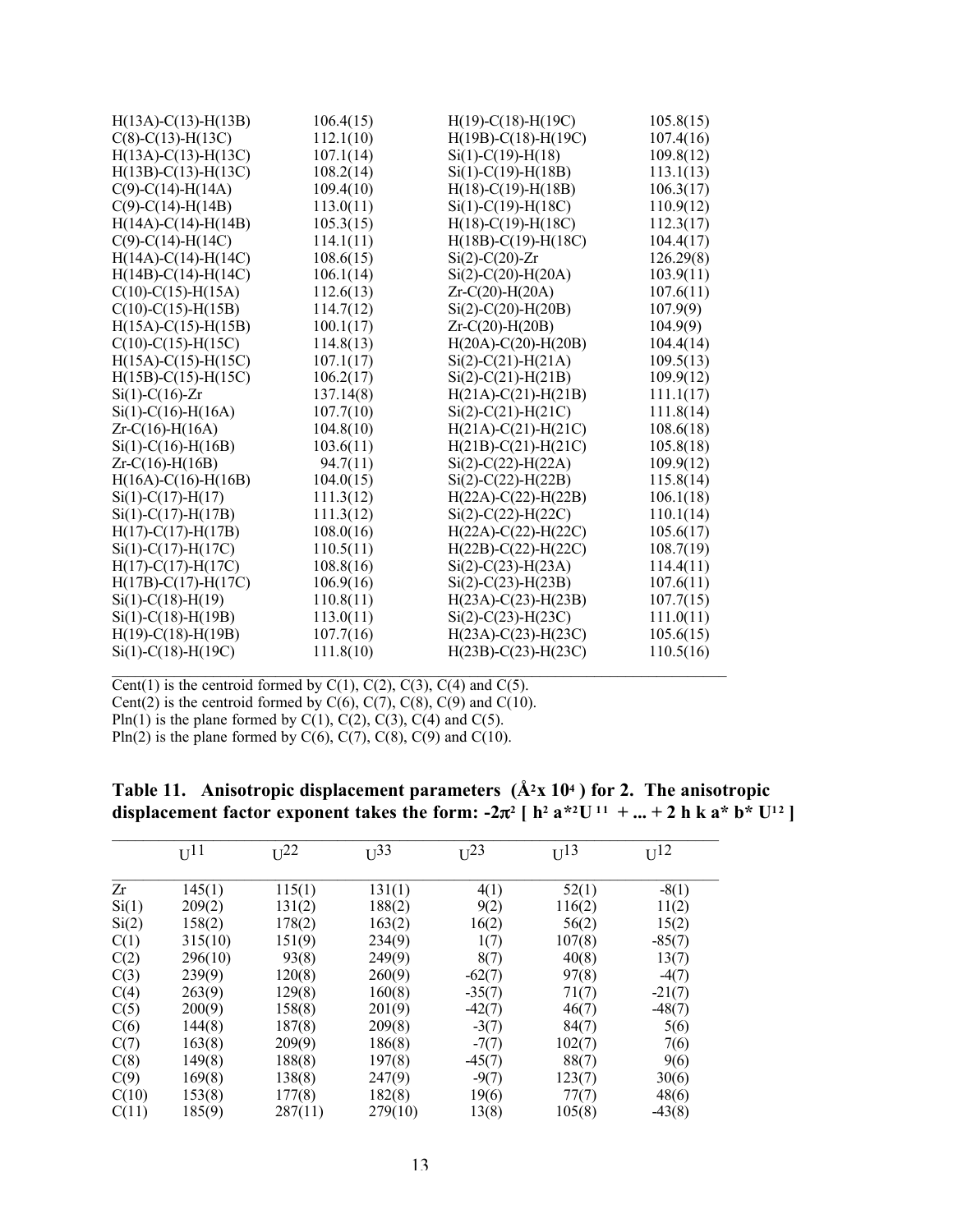| | | | |
|---|---|---|---|
| H(13A)-C(13)-H(13B) | 106.4(15) | H(19)-C(18)-H(19C) | 105.8(15) |
| C(8)-C(13)-H(13C) | 112.1(10) | H(19B)-C(18)-H(19C) | 107.4(16) |
| H(13A)-C(13)-H(13C) | 107.1(14) | Si(1)-C(19)-H(18) | 109.8(12) |
| H(13B)-C(13)-H(13C) | 108.2(14) | Si(1)-C(19)-H(18B) | 113.1(13) |
| C(9)-C(14)-H(14A) | 109.4(10) | H(18)-C(19)-H(18B) | 106.3(17) |
| C(9)-C(14)-H(14B) | 113.0(11) | Si(1)-C(19)-H(18C) | 110.9(12) |
| H(14A)-C(14)-H(14B) | 105.3(15) | H(18)-C(19)-H(18C) | 112.3(17) |
| C(9)-C(14)-H(14C) | 114.1(11) | H(18B)-C(19)-H(18C) | 104.4(17) |
| H(14A)-C(14)-H(14C) | 108.6(15) | Si(2)-C(20)-Zr | 126.29(8) |
| H(14B)-C(14)-H(14C) | 106.1(14) | Si(2)-C(20)-H(20A) | 103.9(11) |
| C(10)-C(15)-H(15A) | 112.6(13) | Zr-C(20)-H(20A) | 107.6(11) |
| C(10)-C(15)-H(15B) | 114.7(12) | Si(2)-C(20)-H(20B) | 107.9(9) |
| H(15A)-C(15)-H(15B) | 100.1(17) | Zr-C(20)-H(20B) | 104.9(9) |
| C(10)-C(15)-H(15C) | 114.8(13) | H(20A)-C(20)-H(20B) | 104.4(14) |
| H(15A)-C(15)-H(15C) | 107.1(17) | Si(2)-C(21)-H(21A) | 109.5(13) |
| H(15B)-C(15)-H(15C) | 106.2(17) | Si(2)-C(21)-H(21B) | 109.9(12) |
| Si(1)-C(16)-Zr | 137.14(8) | H(21A)-C(21)-H(21B) | 111.1(17) |
| Si(1)-C(16)-H(16A) | 107.7(10) | Si(2)-C(21)-H(21C) | 111.8(14) |
| Zr-C(16)-H(16A) | 104.8(10) | H(21A)-C(21)-H(21C) | 108.6(18) |
| Si(1)-C(16)-H(16B) | 103.6(11) | H(21B)-C(21)-H(21C) | 105.8(18) |
| Zr-C(16)-H(16B) | 94.7(11) | Si(2)-C(22)-H(22A) | 109.9(12) |
| H(16A)-C(16)-H(16B) | 104.0(15) | Si(2)-C(22)-H(22B) | 115.8(14) |
| Si(1)-C(17)-H(17) | 111.3(12) | H(22A)-C(22)-H(22B) | 106.1(18) |
| Si(1)-C(17)-H(17B) | 111.3(12) | Si(2)-C(22)-H(22C) | 110.1(14) |
| H(17)-C(17)-H(17B) | 108.0(16) | H(22A)-C(22)-H(22C) | 105.6(17) |
| Si(1)-C(17)-H(17C) | 110.5(11) | H(22B)-C(22)-H(22C) | 108.7(19) |
| H(17)-C(17)-H(17C) | 108.8(16) | Si(2)-C(23)-H(23A) | 114.4(11) |
| H(17B)-C(17)-H(17C) | 106.9(16) | Si(2)-C(23)-H(23B) | 107.6(11) |
| Si(1)-C(18)-H(19) | 110.8(11) | H(23A)-C(23)-H(23B) | 107.7(15) |
| Si(1)-C(18)-H(19B) | 113.0(11) | Si(2)-C(23)-H(23C) | 111.0(11) |
| H(19)-C(18)-H(19B) | 107.7(16) | H(23A)-C(23)-H(23C) | 105.6(15) |
| Si(1)-C(18)-H(19C) | 111.8(10) | H(23B)-C(23)-H(23C) | 110.5(16) |

Cent(1) is the centroid formed by C(1), C(2), C(3), C(4) and C(5).
Cent(2) is the centroid formed by C(6), C(7), C(8), C(9) and C(10).
Pln(1) is the plane formed by C(1), C(2), C(3), C(4) and C(5).
Pln(2) is the plane formed by C(6), C(7), C(8), C(9) and C(10).

**Table 11. Anisotropic displacement parameters ($Å^2 x 10^4$) for 2. The anisotropic displacement factor exponent takes the form: $-2\pi^2 [ h^2 a^{*2}U^{11} + ... + 2 h k a^* b^* U^{12} ]$**

| | $U^{11}$ | $U^{22}$ | $U^{33}$ | $U^{23}$ | $U^{13}$ | $U^{12}$ |
|---|---|---|---|---|---|---|
| Zr | 145(1) | 115(1) | 131(1) | 4(1) | 52(1) | -8(1) |
| Si(1) | 209(2) | 131(2) | 188(2) | 9(2) | 116(2) | 11(2) |
| Si(2) | 158(2) | 178(2) | 163(2) | 16(2) | 56(2) | 15(2) |
| C(1) | 315(10) | 151(9) | 234(9) | 1(7) | 107(8) | -85(7) |
| C(2) | 296(10) | 93(8) | 249(9) | 8(7) | 40(8) | 13(7) |
| C(3) | 239(9) | 120(8) | 260(9) | -62(7) | 97(8) | -4(7) |
| C(4) | 263(9) | 129(8) | 160(8) | -35(7) | 71(7) | -21(7) |
| C(5) | 200(9) | 158(8) | 201(9) | -42(7) | 46(7) | -48(7) |
| C(6) | 144(8) | 187(8) | 209(8) | -3(7) | 84(7) | 5(6) |
| C(7) | 163(8) | 209(9) | 186(8) | -7(7) | 102(7) | 7(6) |
| C(8) | 149(8) | 188(8) | 197(8) | -45(7) | 88(7) | 9(6) |
| C(9) | 169(8) | 138(8) | 247(9) | -9(7) | 123(7) | 30(6) |
| C(10) | 153(8) | 177(8) | 182(8) | 19(6) | 77(7) | 48(6) |
| C(11) | 185(9) | 287(11) | 279(10) | 13(8) | 105(8) | -43(8) |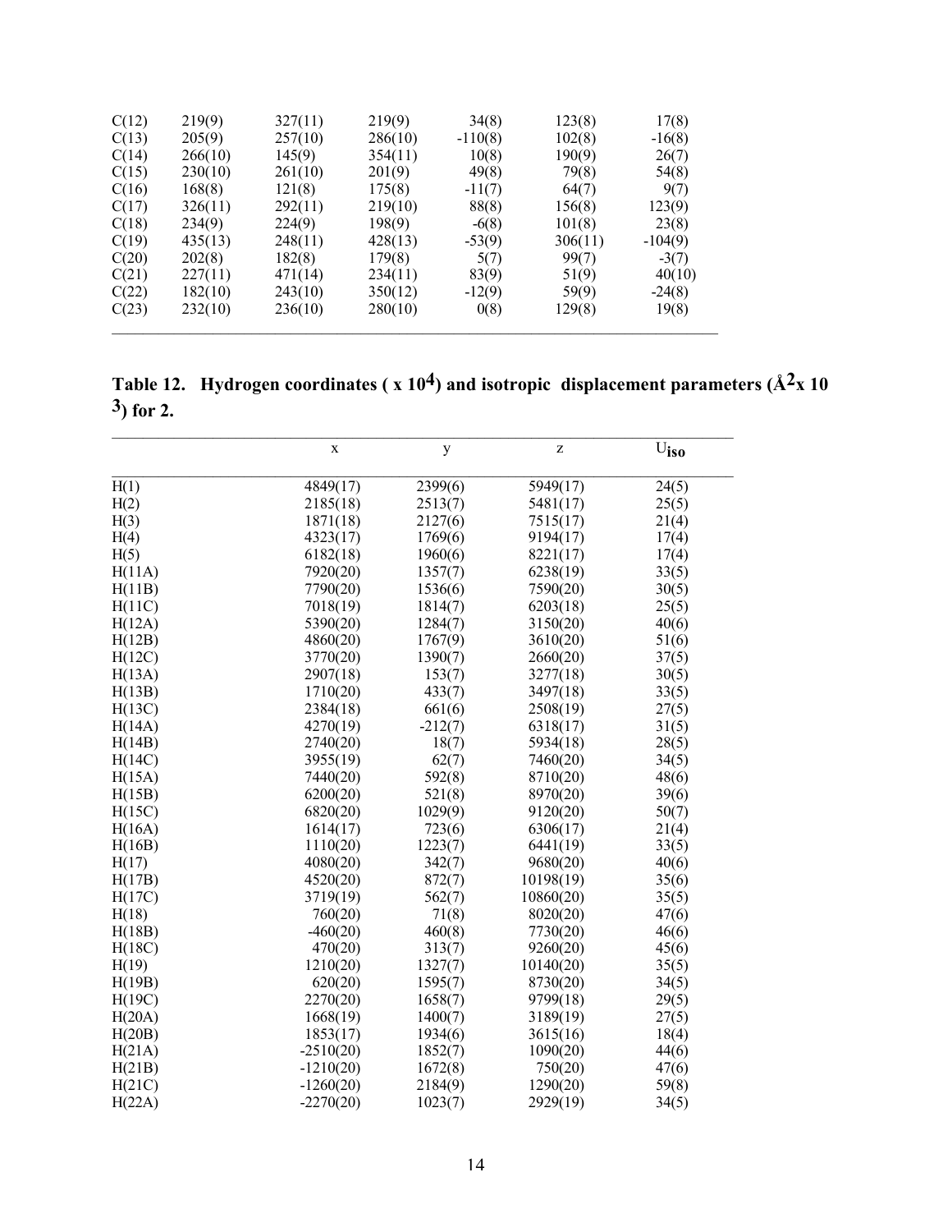| | | | | | | |
|---|---|---|---|---|---|---|
| C(12) | 219(9) | 327(11) | 219(9) | 34(8) | 123(8) | 17(8) |
| C(13) | 205(9) | 257(10) | 286(10) | -110(8) | 102(8) | -16(8) |
| C(14) | 266(10) | 145(9) | 354(11) | 10(8) | 190(9) | 26(7) |
| C(15) | 230(10) | 261(10) | 201(9) | 49(8) | 79(8) | 54(8) |
| C(16) | 168(8) | 121(8) | 175(8) | -11(7) | 64(7) | 9(7) |
| C(17) | 326(11) | 292(11) | 219(10) | 88(8) | 156(8) | 123(9) |
| C(18) | 234(9) | 224(9) | 198(9) | -6(8) | 101(8) | 23(8) |
| C(19) | 435(13) | 248(11) | 428(13) | -53(9) | 306(11) | -104(9) |
| C(20) | 202(8) | 182(8) | 179(8) | 5(7) | 99(7) | -3(7) |
| C(21) | 227(11) | 471(14) | 234(11) | 83(9) | 51(9) | 40(10) |
| C(22) | 182(10) | 243(10) | 350(12) | -12(9) | 59(9) | -24(8) |
| C(23) | 232(10) | 236(10) | 280(10) | 0(8) | 129(8) | 19(8) |

## Table 12. Hydrogen coordinates ( x $10^4$) and isotropic displacement parameters ($Å^2$ x $10^3$) for 2.

| | x | y | z | $U_{iso}$ |
|---|---|---|---|---|
| H(1) | 4849(17) | 2399(6) | 5949(17) | 24(5) |
| H(2) | 2185(18) | 2513(7) | 5481(17) | 25(5) |
| H(3) | 1871(18) | 2127(6) | 7515(17) | 21(4) |
| H(4) | 4323(17) | 1769(6) | 9194(17) | 17(4) |
| H(5) | 6182(18) | 1960(6) | 8221(17) | 17(4) |
| H(11A) | 7920(20) | 1357(7) | 6238(19) | 33(5) |
| H(11B) | 7790(20) | 1536(6) | 7590(20) | 30(5) |
| H(11C) | 7018(19) | 1814(7) | 6203(18) | 25(5) |
| H(12A) | 5390(20) | 1284(7) | 3150(20) | 40(6) |
| H(12B) | 4860(20) | 1767(9) | 3610(20) | 51(6) |
| H(12C) | 3770(20) | 1390(7) | 2660(20) | 37(5) |
| H(13A) | 2907(18) | 153(7) | 3277(18) | 30(5) |
| H(13B) | 1710(20) | 433(7) | 3497(18) | 33(5) |
| H(13C) | 2384(18) | 661(6) | 2508(19) | 27(5) |
| H(14A) | 4270(19) | -212(7) | 6318(17) | 31(5) |
| H(14B) | 2740(20) | 18(7) | 5934(18) | 28(5) |
| H(14C) | 3955(19) | 62(7) | 7460(20) | 34(5) |
| H(15A) | 7440(20) | 592(8) | 8710(20) | 48(6) |
| H(15B) | 6200(20) | 521(8) | 8970(20) | 39(6) |
| H(15C) | 6820(20) | 1029(9) | 9120(20) | 50(7) |
| H(16A) | 1614(17) | 723(6) | 6306(17) | 21(4) |
| H(16B) | 1110(20) | 1223(7) | 6441(19) | 33(5) |
| H(17) | 4080(20) | 342(7) | 9680(20) | 40(6) |
| H(17B) | 4520(20) | 872(7) | 10198(19) | 35(6) |
| H(17C) | 3719(19) | 562(7) | 10860(20) | 35(5) |
| H(18) | 760(20) | 71(8) | 8020(20) | 47(6) |
| H(18B) | -460(20) | 460(8) | 7730(20) | 46(6) |
| H(18C) | 470(20) | 313(7) | 9260(20) | 45(6) |
| H(19) | 1210(20) | 1327(7) | 10140(20) | 35(5) |
| H(19B) | 620(20) | 1595(7) | 8730(20) | 34(5) |
| H(19C) | 2270(20) | 1658(7) | 9799(18) | 29(5) |
| H(20A) | 1668(19) | 1400(7) | 3189(19) | 27(5) |
| H(20B) | 1853(17) | 1934(6) | 3615(16) | 18(4) |
| H(21A) | -2510(20) | 1852(7) | 1090(20) | 44(6) |
| H(21B) | -1210(20) | 1672(8) | 750(20) | 47(6) |
| H(21C) | -1260(20) | 2184(9) | 1290(20) | 59(8) |
| H(22A) | -2270(20) | 1023(7) | 2929(19) | 34(5) |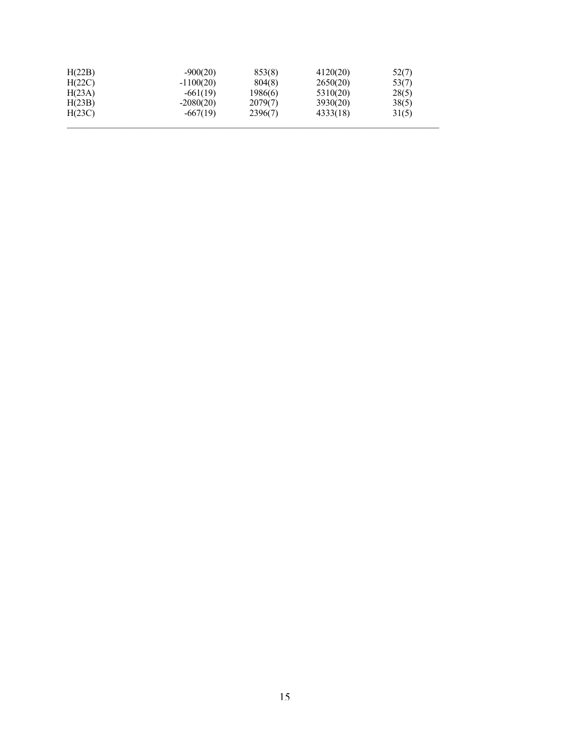| | | | | |
|---|---|---|---|---|
| H(22B) | -900(20) | 853(8) | 4120(20) | 52(7) |
| H(22C) | -1100(20) | 804(8) | 2650(20) | 53(7) |
| H(23A) | -661(19) | 1986(6) | 5310(20) | 28(5) |
| H(23B) | -2080(20) | 2079(7) | 3930(20) | 38(5) |
| H(23C) | -667(19) | 2396(7) | 4333(18) | 31(5) |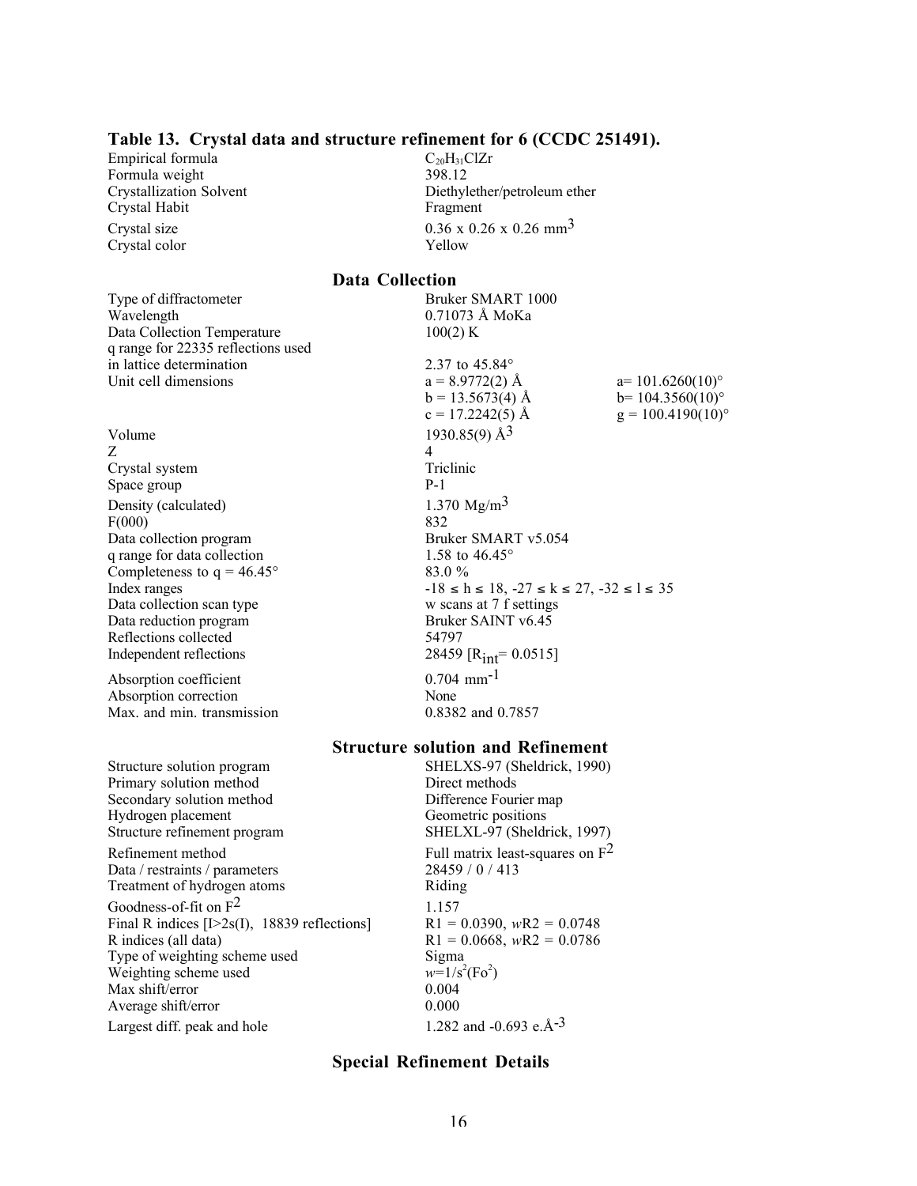### Table 13. Crystal data and structure refinement for 6 (CCDC 251491).

| | | |
|---|---|---|
| Empirical formula | $C_{20}H_{31}ClZr$ | |
| Formula weight | 398.12 | |
| Crystallization Solvent | Diethylether/petroleum ether | |
| Crystal Habit | Fragment | |
| Crystal size | 0.36 x 0.26 x 0.26 $mm^3$ | |
| Crystal color | Yellow | |

## Data Collection

| | | |
|---|---|---|
| Type of diffractometer | Bruker SMART 1000 | |
| Wavelength | 0.71073 Å MoKa | |
| Data Collection Temperature | 100(2) K | |
| q range for 22335 reflections used in lattice determination | 2.37 to 45.84° | |
| Unit cell dimensions | a = 8.9772(2) Å | a= 101.6260(10)° |
| | b = 13.5673(4) Å | b= 104.3560(10)° |
| | c = 17.2242(5) Å | g = 100.4190(10)° |
| Volume | 1930.85(9) $Å^3$ | |
| Z | 4 | |
| Crystal system | Triclinic | |
| Space group | P-1 | |
| Density (calculated) | 1.370 $Mg/m^3$ | |
| F(000) | 832 | |
| Data collection program | Bruker SMART v5.054 | |
| q range for data collection | 1.58 to 46.45° | |
| Completeness to q = 46.45° | 83.0 % | |
| Index ranges | $-18 \leq h \leq 18$, $-27 \leq k \leq 27$, $-32 \leq l \leq 35$ | |
| Data collection scan type | w scans at 7 f settings | |
| Data reduction program | Bruker SAINT v6.45 | |
| Reflections collected | 54797 | |
| Independent reflections | 28459 [$R_{int}$= 0.0515] | |
| Absorption coefficient | 0.704 $mm^{-1}$ | |
| Absorption correction | None | |
| Max. and min. transmission | 0.8382 and 0.7857 | |

## Structure solution and Refinement

| | |
|---|---|
| Structure solution program | SHELXS-97 (Sheldrick, 1990) |
| Primary solution method | Direct methods |
| Secondary solution method | Difference Fourier map |
| Hydrogen placement | Geometric positions |
| Structure refinement program | SHELXL-97 (Sheldrick, 1997) |
| Refinement method | Full matrix least-squares on $F^2$ |
| Data / restraints / parameters | 28459 / 0 / 413 |
| Treatment of hydrogen atoms | Riding |
| Goodness-of-fit on $F^2$ | 1.157 |
| Final R indices [I>2s(I), 18839 reflections] | R1 = 0.0390, *w*R2 = 0.0748 |
| R indices (all data) | R1 = 0.0668, *w*R2 = 0.0786 |
| Type of weighting scheme used | Sigma |
| Weighting scheme used | $w=1/s^2(Fo^2)$ |
| Max shift/error | 0.004 |
| Average shift/error | 0.000 |
| Largest diff. peak and hole | 1.282 and -0.693 $e.Å^{-3}$ |

## Special Refinement Details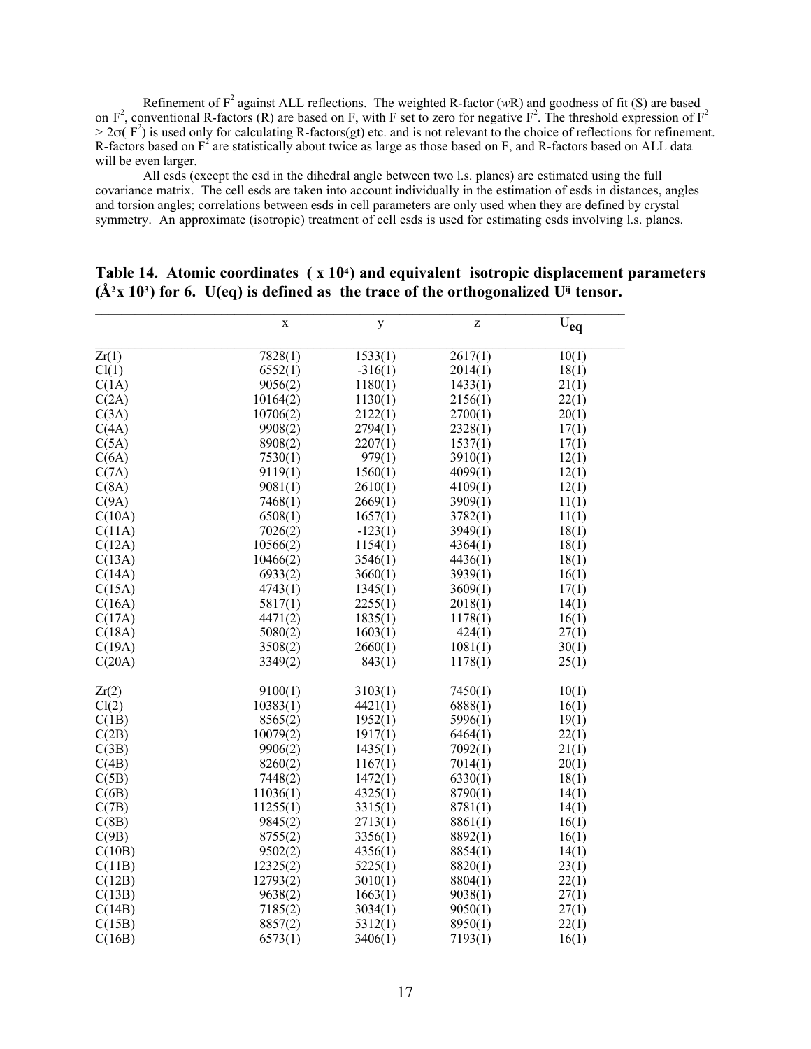Refinement of $F^2$ against ALL reflections. The weighted R-factor (*w*R) and goodness of fit (S) are based on $F^2$, conventional R-factors (R) are based on F, with F set to zero for negative $F^2$. The threshold expression of $F^2 > 2\sigma(F^2)$ is used only for calculating R-factors(gt) etc. and is not relevant to the choice of reflections for refinement. R-factors based on $F^2$ are statistically about twice as large as those based on F, and R-factors based on ALL data will be even larger.

All esds (except the esd in the dihedral angle between two l.s. planes) are estimated using the full covariance matrix. The cell esds are taken into account individually in the estimation of esds in distances, angles and torsion angles; correlations between esds in cell parameters are only used when they are defined by crystal symmetry. An approximate (isotropic) treatment of cell esds is used for estimating esds involving l.s. planes.

**Table 14. Atomic coordinates ( x $10^4$) and equivalent isotropic displacement parameters ($Å^2$x $10^3$) for 6. U(eq) is defined as the trace of the orthogonalized $U^{ij}$ tensor.**

| | x | y | z | $U_{eq}$ |
|---|---|---|---|---|
| Zr(1) | 7828(1) | 1533(1) | 2617(1) | 10(1) |
| Cl(1) | 6552(1) | -316(1) | 2014(1) | 18(1) |
| C(1A) | 9056(2) | 1180(1) | 1433(1) | 21(1) |
| C(2A) | 10164(2) | 1130(1) | 2156(1) | 22(1) |
| C(3A) | 10706(2) | 2122(1) | 2700(1) | 20(1) |
| C(4A) | 9908(2) | 2794(1) | 2328(1) | 17(1) |
| C(5A) | 8908(2) | 2207(1) | 1537(1) | 17(1) |
| C(6A) | 7530(1) | 979(1) | 3910(1) | 12(1) |
| C(7A) | 9119(1) | 1560(1) | 4099(1) | 12(1) |
| C(8A) | 9081(1) | 2610(1) | 4109(1) | 12(1) |
| C(9A) | 7468(1) | 2669(1) | 3909(1) | 11(1) |
| C(10A) | 6508(1) | 1657(1) | 3782(1) | 11(1) |
| C(11A) | 7026(2) | -123(1) | 3949(1) | 18(1) |
| C(12A) | 10566(2) | 1154(1) | 4364(1) | 18(1) |
| C(13A) | 10466(2) | 3546(1) | 4436(1) | 18(1) |
| C(14A) | 6933(2) | 3660(1) | 3939(1) | 16(1) |
| C(15A) | 4743(1) | 1345(1) | 3609(1) | 17(1) |
| C(16A) | 5817(1) | 2255(1) | 2018(1) | 14(1) |
| C(17A) | 4471(2) | 1835(1) | 1178(1) | 16(1) |
| C(18A) | 5080(2) | 1603(1) | 424(1) | 27(1) |
| C(19A) | 3508(2) | 2660(1) | 1081(1) | 30(1) |
| C(20A) | 3349(2) | 843(1) | 1178(1) | 25(1) |
| Zr(2) | 9100(1) | 3103(1) | 7450(1) | 10(1) |
| Cl(2) | 10383(1) | 4421(1) | 6888(1) | 16(1) |
| C(1B) | 8565(2) | 1952(1) | 5996(1) | 19(1) |
| C(2B) | 10079(2) | 1917(1) | 6464(1) | 22(1) |
| C(3B) | 9906(2) | 1435(1) | 7092(1) | 21(1) |
| C(4B) | 8260(2) | 1167(1) | 7014(1) | 20(1) |
| C(5B) | 7448(2) | 1472(1) | 6330(1) | 18(1) |
| C(6B) | 11036(1) | 4325(1) | 8790(1) | 14(1) |
| C(7B) | 11255(1) | 3315(1) | 8781(1) | 14(1) |
| C(8B) | 9845(2) | 2713(1) | 8861(1) | 16(1) |
| C(9B) | 8755(2) | 3356(1) | 8892(1) | 16(1) |
| C(10B) | 9502(2) | 4356(1) | 8854(1) | 14(1) |
| C(11B) | 12325(2) | 5225(1) | 8820(1) | 23(1) |
| C(12B) | 12793(2) | 3010(1) | 8804(1) | 22(1) |
| C(13B) | 9638(2) | 1663(1) | 9038(1) | 27(1) |
| C(14B) | 7185(2) | 3034(1) | 9050(1) | 27(1) |
| C(15B) | 8857(2) | 5312(1) | 8950(1) | 22(1) |
| C(16B) | 6573(1) | 3406(1) | 7193(1) | 16(1) |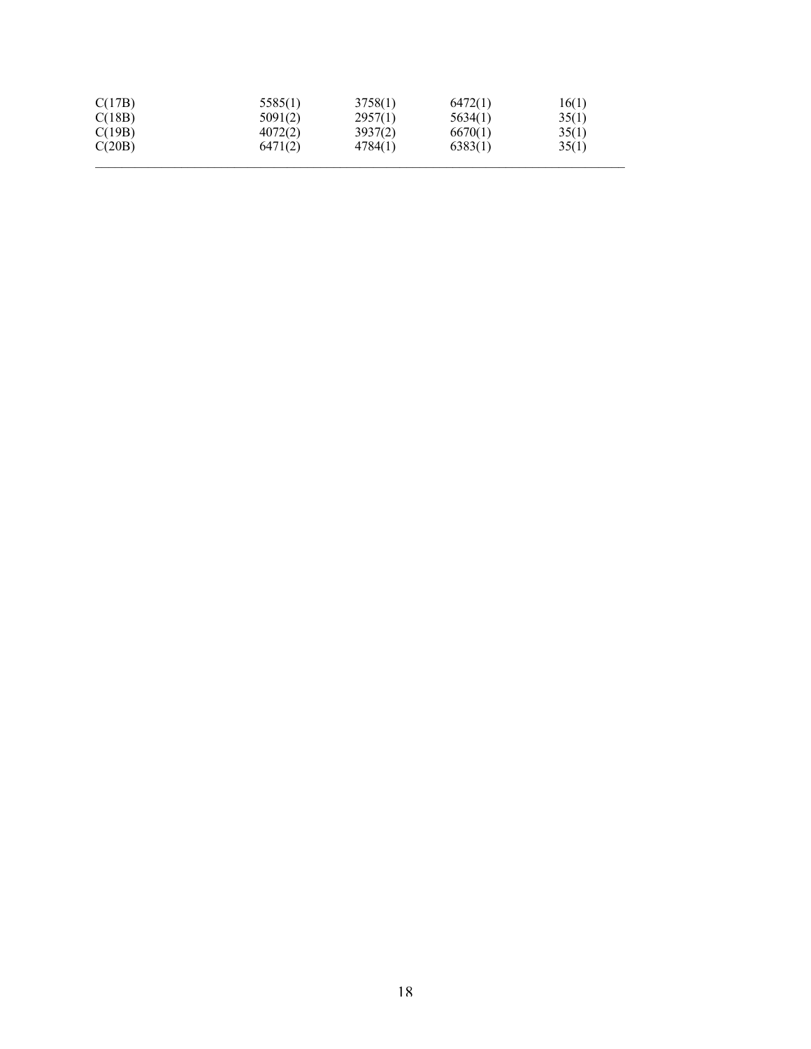| | | | | |
|---|---|---|---|---|
| C(17B) | 5585(1) | 3758(1) | 6472(1) | 16(1) |
| C(18B) | 5091(2) | 2957(1) | 5634(1) | 35(1) |
| C(19B) | 4072(2) | 3937(2) | 6670(1) | 35(1) |
| C(20B) | 6471(2) | 4784(1) | 6383(1) | 35(1) |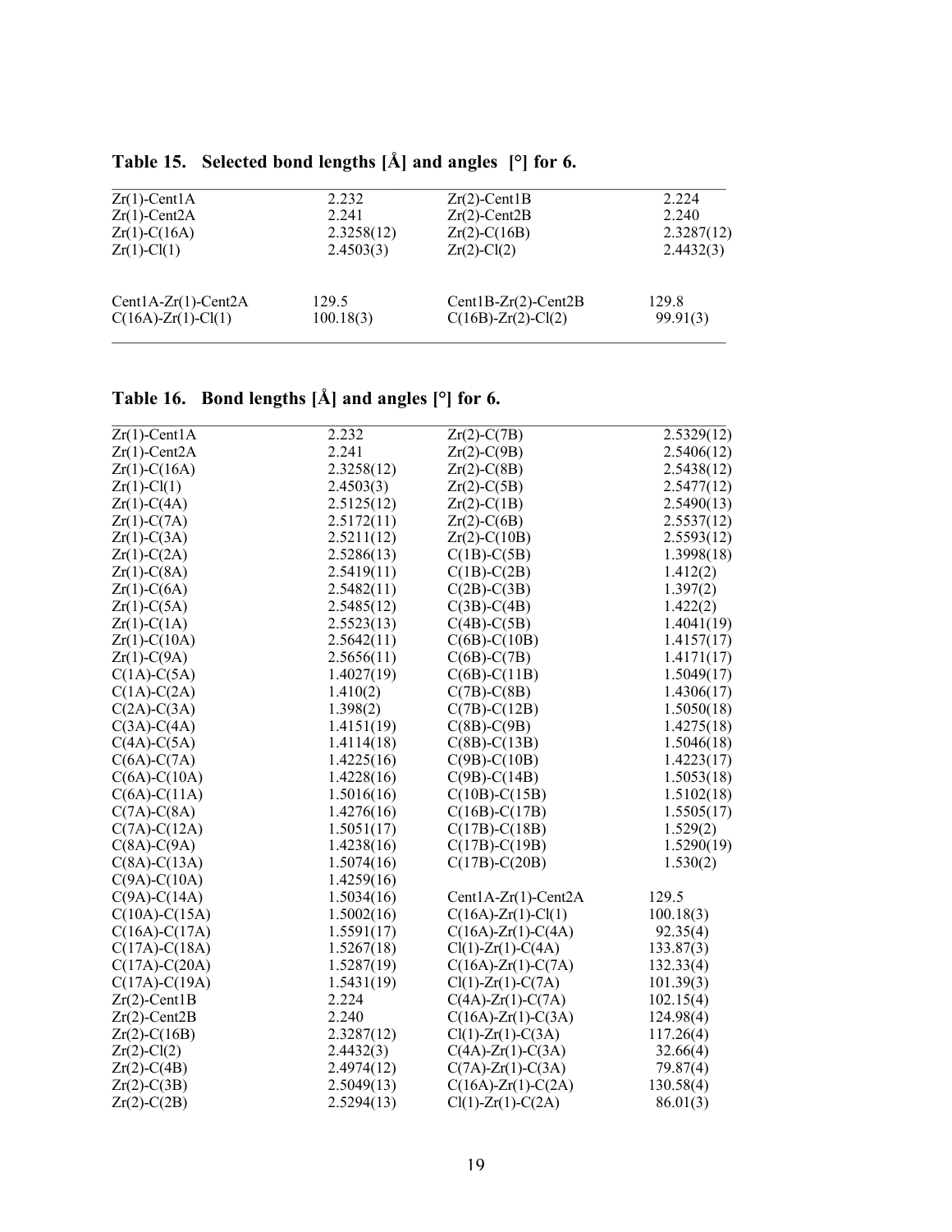**Table 15. Selected bond lengths [Å] and angles [°] for 6.**

| | | | |
|---|---|---|---|
| Zr(1)-Cent1A | 2.232 | Zr(2)-Cent1B | 2.224 |
| Zr(1)-Cent2A | 2.241 | Zr(2)-Cent2B | 2.240 |
| Zr(1)-C(16A) | 2.3258(12) | Zr(2)-C(16B) | 2.3287(12) |
| Zr(1)-Cl(1) | 2.4503(3) | Zr(2)-Cl(2) | 2.4432(3) |
| | | | |
| Cent1A-Zr(1)-Cent2A | 129.5 | Cent1B-Zr(2)-Cent2B | 129.8 |
| C(16A)-Zr(1)-Cl(1) | 100.18(3) | C(16B)-Zr(2)-Cl(2) | 99.91(3) |

**Table 16. Bond lengths [Å] and angles [°] for 6.**

| | | | |
|---|---|---|---|
| Zr(1)-Cent1A | 2.232 | Zr(2)-C(7B) | 2.5329(12) |
| Zr(1)-Cent2A | 2.241 | Zr(2)-C(9B) | 2.5406(12) |
| Zr(1)-C(16A) | 2.3258(12) | Zr(2)-C(8B) | 2.5438(12) |
| Zr(1)-Cl(1) | 2.4503(3) | Zr(2)-C(5B) | 2.5477(12) |
| Zr(1)-C(4A) | 2.5125(12) | Zr(2)-C(1B) | 2.5490(13) |
| Zr(1)-C(7A) | 2.5172(11) | Zr(2)-C(6B) | 2.5537(12) |
| Zr(1)-C(3A) | 2.5211(12) | Zr(2)-C(10B) | 2.5593(12) |
| Zr(1)-C(2A) | 2.5286(13) | C(1B)-C(5B) | 1.3998(18) |
| Zr(1)-C(8A) | 2.5419(11) | C(1B)-C(2B) | 1.412(2) |
| Zr(1)-C(6A) | 2.5482(11) | C(2B)-C(3B) | 1.397(2) |
| Zr(1)-C(5A) | 2.5485(12) | C(3B)-C(4B) | 1.422(2) |
| Zr(1)-C(1A) | 2.5523(13) | C(4B)-C(5B) | 1.4041(19) |
| Zr(1)-C(10A) | 2.5642(11) | C(6B)-C(10B) | 1.4157(17) |
| Zr(1)-C(9A) | 2.5656(11) | C(6B)-C(7B) | 1.4171(17) |
| C(1A)-C(5A) | 1.4027(19) | C(6B)-C(11B) | 1.5049(17) |
| C(1A)-C(2A) | 1.410(2) | C(7B)-C(8B) | 1.4306(17) |
| C(2A)-C(3A) | 1.398(2) | C(7B)-C(12B) | 1.5050(18) |
| C(3A)-C(4A) | 1.4151(19) | C(8B)-C(9B) | 1.4275(18) |
| C(4A)-C(5A) | 1.4114(18) | C(8B)-C(13B) | 1.5046(18) |
| C(6A)-C(7A) | 1.4225(16) | C(9B)-C(10B) | 1.4223(17) |
| C(6A)-C(10A) | 1.4228(16) | C(9B)-C(14B) | 1.5053(18) |
| C(6A)-C(11A) | 1.5016(16) | C(10B)-C(15B) | 1.5102(18) |
| C(7A)-C(8A) | 1.4276(16) | C(16B)-C(17B) | 1.5505(17) |
| C(7A)-C(12A) | 1.5051(17) | C(17B)-C(18B) | 1.529(2) |
| C(8A)-C(9A) | 1.4238(16) | C(17B)-C(19B) | 1.5290(19) |
| C(8A)-C(13A) | 1.5074(16) | C(17B)-C(20B) | 1.530(2) |
| C(9A)-C(10A) | 1.4259(16) | | |
| C(9A)-C(14A) | 1.5034(16) | Cent1A-Zr(1)-Cent2A | 129.5 |
| C(10A)-C(15A) | 1.5002(16) | C(16A)-Zr(1)-Cl(1) | 100.18(3) |
| C(16A)-C(17A) | 1.5591(17) | C(16A)-Zr(1)-C(4A) | 92.35(4) |
| C(17A)-C(18A) | 1.5267(18) | Cl(1)-Zr(1)-C(4A) | 133.87(3) |
| C(17A)-C(20A) | 1.5287(19) | C(16A)-Zr(1)-C(7A) | 132.33(4) |
| C(17A)-C(19A) | 1.5431(19) | Cl(1)-Zr(1)-C(7A) | 101.39(3) |
| Zr(2)-Cent1B | 2.224 | C(4A)-Zr(1)-C(7A) | 102.15(4) |
| Zr(2)-Cent2B | 2.240 | C(16A)-Zr(1)-C(3A) | 124.98(4) |
| Zr(2)-C(16B) | 2.3287(12) | Cl(1)-Zr(1)-C(3A) | 117.26(4) |
| Zr(2)-Cl(2) | 2.4432(3) | C(4A)-Zr(1)-C(3A) | 32.66(4) |
| Zr(2)-C(4B) | 2.4974(12) | C(7A)-Zr(1)-C(3A) | 79.87(4) |
| Zr(2)-C(3B) | 2.5049(13) | C(16A)-Zr(1)-C(2A) | 130.58(4) |
| Zr(2)-C(2B) | 2.5294(13) | Cl(1)-Zr(1)-C(2A) | 86.01(3) |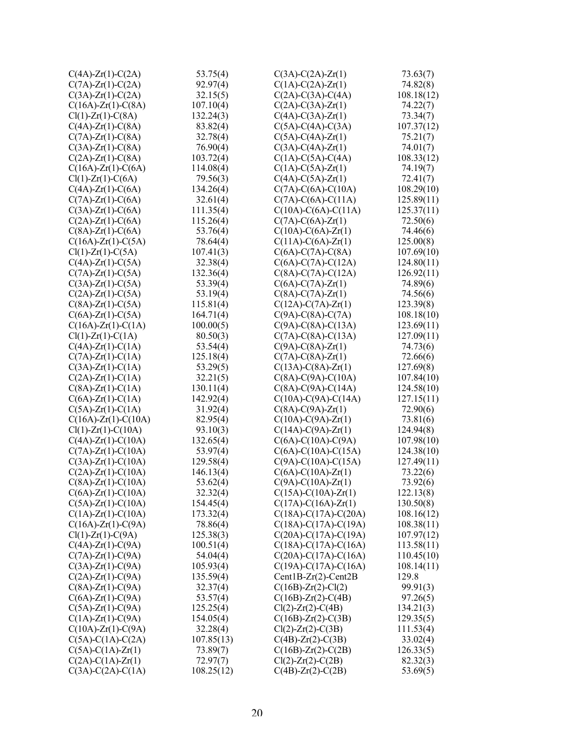| | | | |
|---|---|---|---|
| C(4A)-Zr(1)-C(2A) | 53.75(4) | C(3A)-C(2A)-Zr(1) | 73.63(7) |
| C(7A)-Zr(1)-C(2A) | 92.97(4) | C(1A)-C(2A)-Zr(1) | 74.82(8) |
| C(3A)-Zr(1)-C(2A) | 32.15(5) | C(2A)-C(3A)-C(4A) | 108.18(12) |
| C(16A)-Zr(1)-C(8A) | 107.10(4) | C(2A)-C(3A)-Zr(1) | 74.22(7) |
| Cl(1)-Zr(1)-C(8A) | 132.24(3) | C(4A)-C(3A)-Zr(1) | 73.34(7) |
| C(4A)-Zr(1)-C(8A) | 83.82(4) | C(5A)-C(4A)-C(3A) | 107.37(12) |
| C(7A)-Zr(1)-C(8A) | 32.78(4) | C(5A)-C(4A)-Zr(1) | 75.21(7) |
| C(3A)-Zr(1)-C(8A) | 76.90(4) | C(3A)-C(4A)-Zr(1) | 74.01(7) |
| C(2A)-Zr(1)-C(8A) | 103.72(4) | C(1A)-C(5A)-C(4A) | 108.33(12) |
| C(16A)-Zr(1)-C(6A) | 114.08(4) | C(1A)-C(5A)-Zr(1) | 74.19(7) |
| Cl(1)-Zr(1)-C(6A) | 79.56(3) | C(4A)-C(5A)-Zr(1) | 72.41(7) |
| C(4A)-Zr(1)-C(6A) | 134.26(4) | C(7A)-C(6A)-C(10A) | 108.29(10) |
| C(7A)-Zr(1)-C(6A) | 32.61(4) | C(7A)-C(6A)-C(11A) | 125.89(11) |
| C(3A)-Zr(1)-C(6A) | 111.35(4) | C(10A)-C(6A)-C(11A) | 125.37(11) |
| C(2A)-Zr(1)-C(6A) | 115.26(4) | C(7A)-C(6A)-Zr(1) | 72.50(6) |
| C(8A)-Zr(1)-C(6A) | 53.76(4) | C(10A)-C(6A)-Zr(1) | 74.46(6) |
| C(16A)-Zr(1)-C(5A) | 78.64(4) | C(11A)-C(6A)-Zr(1) | 125.00(8) |
| Cl(1)-Zr(1)-C(5A) | 107.41(3) | C(6A)-C(7A)-C(8A) | 107.69(10) |
| C(4A)-Zr(1)-C(5A) | 32.38(4) | C(6A)-C(7A)-C(12A) | 124.80(11) |
| C(7A)-Zr(1)-C(5A) | 132.36(4) | C(8A)-C(7A)-C(12A) | 126.92(11) |
| C(3A)-Zr(1)-C(5A) | 53.39(4) | C(6A)-C(7A)-Zr(1) | 74.89(6) |
| C(2A)-Zr(1)-C(5A) | 53.19(4) | C(8A)-C(7A)-Zr(1) | 74.56(6) |
| C(8A)-Zr(1)-C(5A) | 115.81(4) | C(12A)-C(7A)-Zr(1) | 123.39(8) |
| C(6A)-Zr(1)-C(5A) | 164.71(4) | C(9A)-C(8A)-C(7A) | 108.18(10) |
| C(16A)-Zr(1)-C(1A) | 100.00(5) | C(9A)-C(8A)-C(13A) | 123.69(11) |
| Cl(1)-Zr(1)-C(1A) | 80.50(3) | C(7A)-C(8A)-C(13A) | 127.09(11) |
| C(4A)-Zr(1)-C(1A) | 53.54(4) | C(9A)-C(8A)-Zr(1) | 74.73(6) |
| C(7A)-Zr(1)-C(1A) | 125.18(4) | C(7A)-C(8A)-Zr(1) | 72.66(6) |
| C(3A)-Zr(1)-C(1A) | 53.29(5) | C(13A)-C(8A)-Zr(1) | 127.69(8) |
| C(2A)-Zr(1)-C(1A) | 32.21(5) | C(8A)-C(9A)-C(10A) | 107.84(10) |
| C(8A)-Zr(1)-C(1A) | 130.11(4) | C(8A)-C(9A)-C(14A) | 124.58(10) |
| C(6A)-Zr(1)-C(1A) | 142.92(4) | C(10A)-C(9A)-C(14A) | 127.15(11) |
| C(5A)-Zr(1)-C(1A) | 31.92(4) | C(8A)-C(9A)-Zr(1) | 72.90(6) |
| C(16A)-Zr(1)-C(10A) | 82.95(4) | C(10A)-C(9A)-Zr(1) | 73.81(6) |
| Cl(1)-Zr(1)-C(10A) | 93.10(3) | C(14A)-C(9A)-Zr(1) | 124.94(8) |
| C(4A)-Zr(1)-C(10A) | 132.65(4) | C(6A)-C(10A)-C(9A) | 107.98(10) |
| C(7A)-Zr(1)-C(10A) | 53.97(4) | C(6A)-C(10A)-C(15A) | 124.38(10) |
| C(3A)-Zr(1)-C(10A) | 129.58(4) | C(9A)-C(10A)-C(15A) | 127.49(11) |
| C(2A)-Zr(1)-C(10A) | 146.13(4) | C(6A)-C(10A)-Zr(1) | 73.22(6) |
| C(8A)-Zr(1)-C(10A) | 53.62(4) | C(9A)-C(10A)-Zr(1) | 73.92(6) |
| C(6A)-Zr(1)-C(10A) | 32.32(4) | C(15A)-C(10A)-Zr(1) | 122.13(8) |
| C(5A)-Zr(1)-C(10A) | 154.45(4) | C(17A)-C(16A)-Zr(1) | 130.50(8) |
| C(1A)-Zr(1)-C(10A) | 173.32(4) | C(18A)-C(17A)-C(20A) | 108.16(12) |
| C(16A)-Zr(1)-C(9A) | 78.86(4) | C(18A)-C(17A)-C(19A) | 108.38(11) |
| Cl(1)-Zr(1)-C(9A) | 125.38(3) | C(20A)-C(17A)-C(19A) | 107.97(12) |
| C(4A)-Zr(1)-C(9A) | 100.51(4) | C(18A)-C(17A)-C(16A) | 113.58(11) |
| C(7A)-Zr(1)-C(9A) | 54.04(4) | C(20A)-C(17A)-C(16A) | 110.45(10) |
| C(3A)-Zr(1)-C(9A) | 105.93(4) | C(19A)-C(17A)-C(16A) | 108.14(11) |
| C(2A)-Zr(1)-C(9A) | 135.59(4) | Cent1B-Zr(2)-Cent2B | 129.8 |
| C(8A)-Zr(1)-C(9A) | 32.37(4) | C(16B)-Zr(2)-Cl(2) | 99.91(3) |
| C(6A)-Zr(1)-C(9A) | 53.57(4) | C(16B)-Zr(2)-C(4B) | 97.26(5) |
| C(5A)-Zr(1)-C(9A) | 125.25(4) | Cl(2)-Zr(2)-C(4B) | 134.21(3) |
| C(1A)-Zr(1)-C(9A) | 154.05(4) | C(16B)-Zr(2)-C(3B) | 129.35(5) |
| C(10A)-Zr(1)-C(9A) | 32.28(4) | Cl(2)-Zr(2)-C(3B) | 111.53(4) |
| C(5A)-C(1A)-C(2A) | 107.85(13) | C(4B)-Zr(2)-C(3B) | 33.02(4) |
| C(5A)-C(1A)-Zr(1) | 73.89(7) | C(16B)-Zr(2)-C(2B) | 126.33(5) |
| C(2A)-C(1A)-Zr(1) | 72.97(7) | Cl(2)-Zr(2)-C(2B) | 82.32(3) |
| C(3A)-C(2A)-C(1A) | 108.25(12) | C(4B)-Zr(2)-C(2B) | 53.69(5) |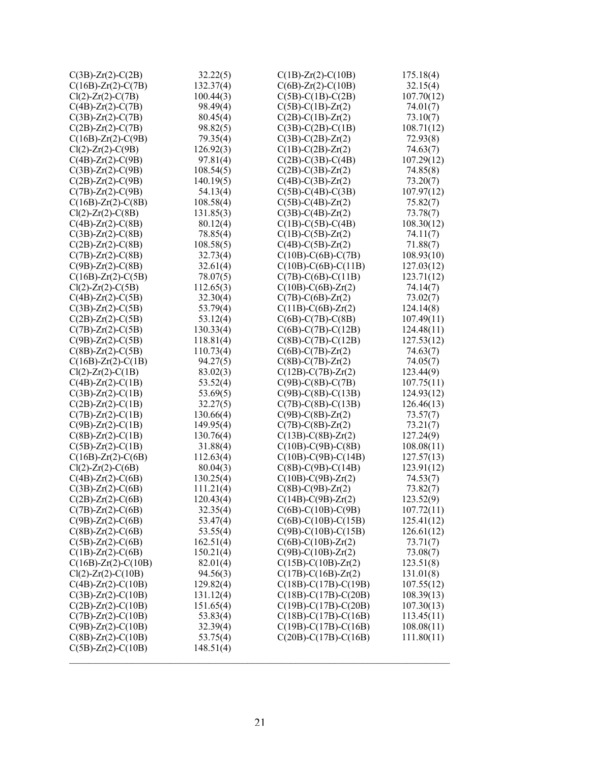| | | | |
|---|---|---|---|
| C(3B)-Zr(2)-C(2B) | 32.22(5) | C(1B)-Zr(2)-C(10B) | 175.18(4) |
| C(16B)-Zr(2)-C(7B) | 132.37(4) | C(6B)-Zr(2)-C(10B) | 32.15(4) |
| Cl(2)-Zr(2)-C(7B) | 100.44(3) | C(5B)-C(1B)-C(2B) | 107.70(12) |
| C(4B)-Zr(2)-C(7B) | 98.49(4) | C(5B)-C(1B)-Zr(2) | 74.01(7) |
| C(3B)-Zr(2)-C(7B) | 80.45(4) | C(2B)-C(1B)-Zr(2) | 73.10(7) |
| C(2B)-Zr(2)-C(7B) | 98.82(5) | C(3B)-C(2B)-C(1B) | 108.71(12) |
| C(16B)-Zr(2)-C(9B) | 79.35(4) | C(3B)-C(2B)-Zr(2) | 72.93(8) |
| Cl(2)-Zr(2)-C(9B) | 126.92(3) | C(1B)-C(2B)-Zr(2) | 74.63(7) |
| C(4B)-Zr(2)-C(9B) | 97.81(4) | C(2B)-C(3B)-C(4B) | 107.29(12) |
| C(3B)-Zr(2)-C(9B) | 108.54(5) | C(2B)-C(3B)-Zr(2) | 74.85(8) |
| C(2B)-Zr(2)-C(9B) | 140.19(5) | C(4B)-C(3B)-Zr(2) | 73.20(7) |
| C(7B)-Zr(2)-C(9B) | 54.13(4) | C(5B)-C(4B)-C(3B) | 107.97(12) |
| C(16B)-Zr(2)-C(8B) | 108.58(4) | C(5B)-C(4B)-Zr(2) | 75.82(7) |
| Cl(2)-Zr(2)-C(8B) | 131.85(3) | C(3B)-C(4B)-Zr(2) | 73.78(7) |
| C(4B)-Zr(2)-C(8B) | 80.12(4) | C(1B)-C(5B)-C(4B) | 108.30(12) |
| C(3B)-Zr(2)-C(8B) | 78.85(4) | C(1B)-C(5B)-Zr(2) | 74.11(7) |
| C(2B)-Zr(2)-C(8B) | 108.58(5) | C(4B)-C(5B)-Zr(2) | 71.88(7) |
| C(7B)-Zr(2)-C(8B) | 32.73(4) | C(10B)-C(6B)-C(7B) | 108.93(10) |
| C(9B)-Zr(2)-C(8B) | 32.61(4) | C(10B)-C(6B)-C(11B) | 127.03(12) |
| C(16B)-Zr(2)-C(5B) | 78.07(5) | C(7B)-C(6B)-C(11B) | 123.71(12) |
| Cl(2)-Zr(2)-C(5B) | 112.65(3) | C(10B)-C(6B)-Zr(2) | 74.14(7) |
| C(4B)-Zr(2)-C(5B) | 32.30(4) | C(7B)-C(6B)-Zr(2) | 73.02(7) |
| C(3B)-Zr(2)-C(5B) | 53.79(4) | C(11B)-C(6B)-Zr(2) | 124.14(8) |
| C(2B)-Zr(2)-C(5B) | 53.12(4) | C(6B)-C(7B)-C(8B) | 107.49(11) |
| C(7B)-Zr(2)-C(5B) | 130.33(4) | C(6B)-C(7B)-C(12B) | 124.48(11) |
| C(9B)-Zr(2)-C(5B) | 118.81(4) | C(8B)-C(7B)-C(12B) | 127.53(12) |
| C(8B)-Zr(2)-C(5B) | 110.73(4) | C(6B)-C(7B)-Zr(2) | 74.63(7) |
| C(16B)-Zr(2)-C(1B) | 94.27(5) | C(8B)-C(7B)-Zr(2) | 74.05(7) |
| Cl(2)-Zr(2)-C(1B) | 83.02(3) | C(12B)-C(7B)-Zr(2) | 123.44(9) |
| C(4B)-Zr(2)-C(1B) | 53.52(4) | C(9B)-C(8B)-C(7B) | 107.75(11) |
| C(3B)-Zr(2)-C(1B) | 53.69(5) | C(9B)-C(8B)-C(13B) | 124.93(12) |
| C(2B)-Zr(2)-C(1B) | 32.27(5) | C(7B)-C(8B)-C(13B) | 126.46(13) |
| C(7B)-Zr(2)-C(1B) | 130.66(4) | C(9B)-C(8B)-Zr(2) | 73.57(7) |
| C(9B)-Zr(2)-C(1B) | 149.95(4) | C(7B)-C(8B)-Zr(2) | 73.21(7) |
| C(8B)-Zr(2)-C(1B) | 130.76(4) | C(13B)-C(8B)-Zr(2) | 127.24(9) |
| C(5B)-Zr(2)-C(1B) | 31.88(4) | C(10B)-C(9B)-C(8B) | 108.08(11) |
| C(16B)-Zr(2)-C(6B) | 112.63(4) | C(10B)-C(9B)-C(14B) | 127.57(13) |
| Cl(2)-Zr(2)-C(6B) | 80.04(3) | C(8B)-C(9B)-C(14B) | 123.91(12) |
| C(4B)-Zr(2)-C(6B) | 130.25(4) | C(10B)-C(9B)-Zr(2) | 74.53(7) |
| C(3B)-Zr(2)-C(6B) | 111.21(4) | C(8B)-C(9B)-Zr(2) | 73.82(7) |
| C(2B)-Zr(2)-C(6B) | 120.43(4) | C(14B)-C(9B)-Zr(2) | 123.52(9) |
| C(7B)-Zr(2)-C(6B) | 32.35(4) | C(6B)-C(10B)-C(9B) | 107.72(11) |
| C(9B)-Zr(2)-C(6B) | 53.47(4) | C(6B)-C(10B)-C(15B) | 125.41(12) |
| C(8B)-Zr(2)-C(6B) | 53.55(4) | C(9B)-C(10B)-C(15B) | 126.61(12) |
| C(5B)-Zr(2)-C(6B) | 162.51(4) | C(6B)-C(10B)-Zr(2) | 73.71(7) |
| C(1B)-Zr(2)-C(6B) | 150.21(4) | C(9B)-C(10B)-Zr(2) | 73.08(7) |
| C(16B)-Zr(2)-C(10B) | 82.01(4) | C(15B)-C(10B)-Zr(2) | 123.51(8) |
| Cl(2)-Zr(2)-C(10B) | 94.56(3) | C(17B)-C(16B)-Zr(2) | 131.01(8) |
| C(4B)-Zr(2)-C(10B) | 129.82(4) | C(18B)-C(17B)-C(19B) | 107.55(12) |
| C(3B)-Zr(2)-C(10B) | 131.12(4) | C(18B)-C(17B)-C(20B) | 108.39(13) |
| C(2B)-Zr(2)-C(10B) | 151.65(4) | C(19B)-C(17B)-C(20B) | 107.30(13) |
| C(7B)-Zr(2)-C(10B) | 53.83(4) | C(18B)-C(17B)-C(16B) | 113.45(11) |
| C(9B)-Zr(2)-C(10B) | 32.39(4) | C(19B)-C(17B)-C(16B) | 108.08(11) |
| C(8B)-Zr(2)-C(10B) | 53.75(4) | C(20B)-C(17B)-C(16B) | 111.80(11) |
| C(5B)-Zr(2)-C(10B) | 148.51(4) | | |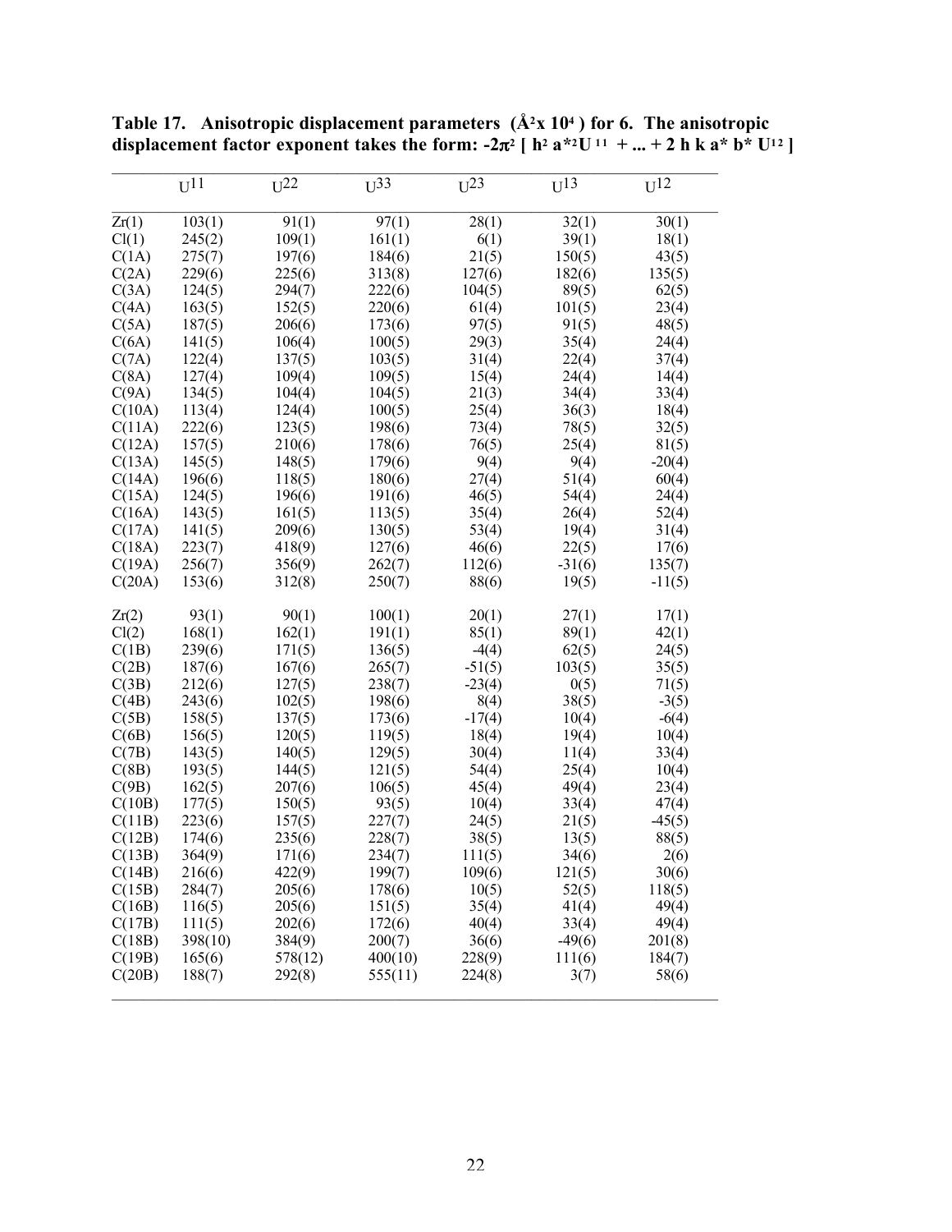**Table 17. Anisotropic displacement parameters (Å$^2$x 10$^4$) for 6. The anisotropic displacement factor exponent takes the form: $-2\pi^2$ [ $h^2 a^{*2}U^{11}$ + ... + 2 h k a* b* $U^{12}$ ]**

| | $U^{11}$ | $U^{22}$ | $U^{33}$ | $U^{23}$ | $U^{13}$ | $U^{12}$ |
|---|---|---|---|---|---|---|
| Zr(1) | 103(1) | 91(1) | 97(1) | 28(1) | 32(1) | 30(1) |
| Cl(1) | 245(2) | 109(1) | 161(1) | 6(1) | 39(1) | 18(1) |
| C(1A) | 275(7) | 197(6) | 184(6) | 21(5) | 150(5) | 43(5) |
| C(2A) | 229(6) | 225(6) | 313(8) | 127(6) | 182(6) | 135(5) |
| C(3A) | 124(5) | 294(7) | 222(6) | 104(5) | 89(5) | 62(5) |
| C(4A) | 163(5) | 152(5) | 220(6) | 61(4) | 101(5) | 23(4) |
| C(5A) | 187(5) | 206(6) | 173(6) | 97(5) | 91(5) | 48(5) |
| C(6A) | 141(5) | 106(4) | 100(5) | 29(3) | 35(4) | 24(4) |
| C(7A) | 122(4) | 137(5) | 103(5) | 31(4) | 22(4) | 37(4) |
| C(8A) | 127(4) | 109(4) | 109(5) | 15(4) | 24(4) | 14(4) |
| C(9A) | 134(5) | 104(4) | 104(5) | 21(3) | 34(4) | 33(4) |
| C(10A) | 113(4) | 124(4) | 100(5) | 25(4) | 36(3) | 18(4) |
| C(11A) | 222(6) | 123(5) | 198(6) | 73(4) | 78(5) | 32(5) |
| C(12A) | 157(5) | 210(6) | 178(6) | 76(5) | 25(4) | 81(5) |
| C(13A) | 145(5) | 148(5) | 179(6) | 9(4) | 9(4) | -20(4) |
| C(14A) | 196(6) | 118(5) | 180(6) | 27(4) | 51(4) | 60(4) |
| C(15A) | 124(5) | 196(6) | 191(6) | 46(5) | 54(4) | 24(4) |
| C(16A) | 143(5) | 161(5) | 113(5) | 35(4) | 26(4) | 52(4) |
| C(17A) | 141(5) | 209(6) | 130(5) | 53(4) | 19(4) | 31(4) |
| C(18A) | 223(7) | 418(9) | 127(6) | 46(6) | 22(5) | 17(6) |
| C(19A) | 256(7) | 356(9) | 262(7) | 112(6) | -31(6) | 135(7) |
| C(20A) | 153(6) | 312(8) | 250(7) | 88(6) | 19(5) | -11(5) |
| | | | | | | |
| Zr(2) | 93(1) | 90(1) | 100(1) | 20(1) | 27(1) | 17(1) |
| Cl(2) | 168(1) | 162(1) | 191(1) | 85(1) | 89(1) | 42(1) |
| C(1B) | 239(6) | 171(5) | 136(5) | -4(4) | 62(5) | 24(5) |
| C(2B) | 187(6) | 167(6) | 265(7) | -51(5) | 103(5) | 35(5) |
| C(3B) | 212(6) | 127(5) | 238(7) | -23(4) | 0(5) | 71(5) |
| C(4B) | 243(6) | 102(5) | 198(6) | 8(4) | 38(5) | -3(5) |
| C(5B) | 158(5) | 137(5) | 173(6) | -17(4) | 10(4) | -6(4) |
| C(6B) | 156(5) | 120(5) | 119(5) | 18(4) | 19(4) | 10(4) |
| C(7B) | 143(5) | 140(5) | 129(5) | 30(4) | 11(4) | 33(4) |
| C(8B) | 193(5) | 144(5) | 121(5) | 54(4) | 25(4) | 10(4) |
| C(9B) | 162(5) | 207(6) | 106(5) | 45(4) | 49(4) | 23(4) |
| C(10B) | 177(5) | 150(5) | 93(5) | 10(4) | 33(4) | 47(4) |
| C(11B) | 223(6) | 157(5) | 227(7) | 24(5) | 21(5) | -45(5) |
| C(12B) | 174(6) | 235(6) | 228(7) | 38(5) | 13(5) | 88(5) |
| C(13B) | 364(9) | 171(6) | 234(7) | 111(5) | 34(6) | 2(6) |
| C(14B) | 216(6) | 422(9) | 199(7) | 109(6) | 121(5) | 30(6) |
| C(15B) | 284(7) | 205(6) | 178(6) | 10(5) | 52(5) | 118(5) |
| C(16B) | 116(5) | 205(6) | 151(5) | 35(4) | 41(4) | 49(4) |
| C(17B) | 111(5) | 202(6) | 172(6) | 40(4) | 33(4) | 49(4) |
| C(18B) | 398(10) | 384(9) | 200(7) | 36(6) | -49(6) | 201(8) |
| C(19B) | 165(6) | 578(12) | 400(10) | 228(9) | 111(6) | 184(7) |
| C(20B) | 188(7) | 292(8) | 555(11) | 224(8) | 3(7) | 58(6) |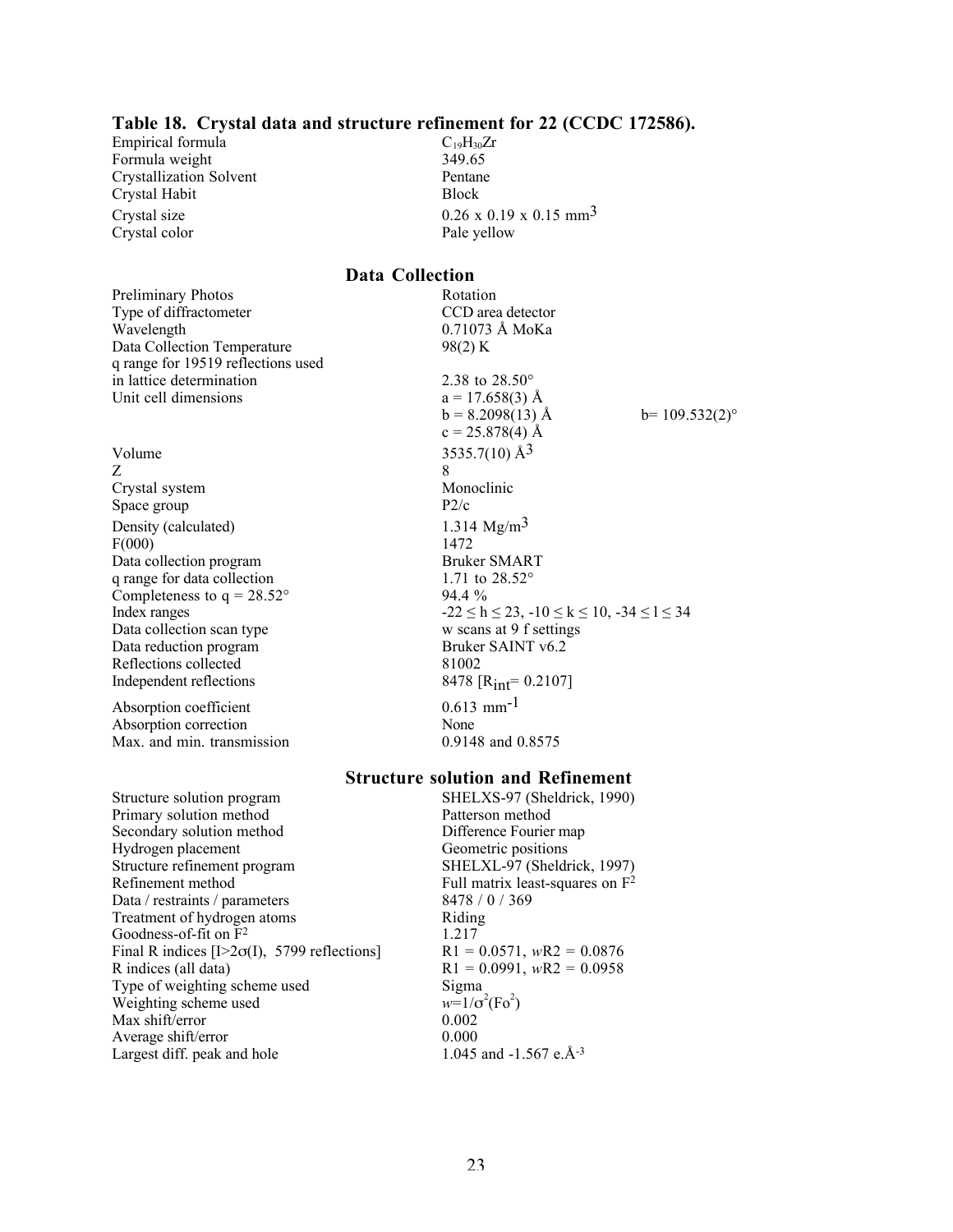### Table 18. Crystal data and structure refinement for 22 (CCDC 172586).

| | | |
|---|---|---|
| Empirical formula | $C_{19}H_{30}Zr$ | |
| Formula weight | 349.65 | |
| Crystallization Solvent | Pentane | |
| Crystal Habit | Block | |
| Crystal size | 0.26 x 0.19 x 0.15 $mm^3$ | |
| Crystal color | Pale yellow | |

## Data Collection

| | | |
|---|---|---|
| Preliminary Photos | Rotation | |
| Type of diffractometer | CCD area detector | |
| Wavelength | 0.71073 Å MoKa | |
| Data Collection Temperature | 98(2) K | |
| q range for 19519 reflections used in lattice determination | 2.38 to 28.50° | |
| Unit cell dimensions | a = 17.658(3) Å | |
| | b = 8.2098(13) Å | b= 109.532(2)° |
| | c = 25.878(4) Å | |
| Volume | 3535.7(10) $Å^3$ | |
| Z | 8 | |
| Crystal system | Monoclinic | |
| Space group | P2/c | |
| Density (calculated) | 1.314 $Mg/m^3$ | |
| F(000) | 1472 | |
| Data collection program | Bruker SMART | |
| q range for data collection | 1.71 to 28.52° | |
| Completeness to q = 28.52° | 94.4 % | |
| Index ranges | $-22 \leq h \leq 23$, $-10 \leq k \leq 10$, $-34 \leq l \leq 34$ | |
| Data collection scan type | w scans at 9 f settings | |
| Data reduction program | Bruker SAINT v6.2 | |
| Reflections collected | 81002 | |
| Independent reflections | 8478 [$R_{int}$= 0.2107] | |
| Absorption coefficient | 0.613 $mm^{-1}$ | |
| Absorption correction | None | |
| Max. and min. transmission | 0.9148 and 0.8575 | |

## Structure solution and Refinement

| | |
|---|---|
| Structure solution program | SHELXS-97 (Sheldrick, 1990) |
| Primary solution method | Patterson method |
| Secondary solution method | Difference Fourier map |
| Hydrogen placement | Geometric positions |
| Structure refinement program | SHELXL-97 (Sheldrick, 1997) |
| Refinement method | Full matrix least-squares on $F^2$ |
| Data / restraints / parameters | 8478 / 0 / 369 |
| Treatment of hydrogen atoms | Riding |
| Goodness-of-fit on $F^2$ | 1.217 |
| Final R indices [$I>2\sigma(I)$, 5799 reflections] | R1 = 0.0571, *w*R2 = 0.0876 |
| R indices (all data) | R1 = 0.0991, *w*R2 = 0.0958 |
| Type of weighting scheme used | Sigma |
| Weighting scheme used | $w=1/\sigma^2(Fo^2)$ |
| Max shift/error | 0.002 |
| Average shift/error | 0.000 |
| Largest diff. peak and hole | 1.045 and -1.567 $e.Å^{-3}$ |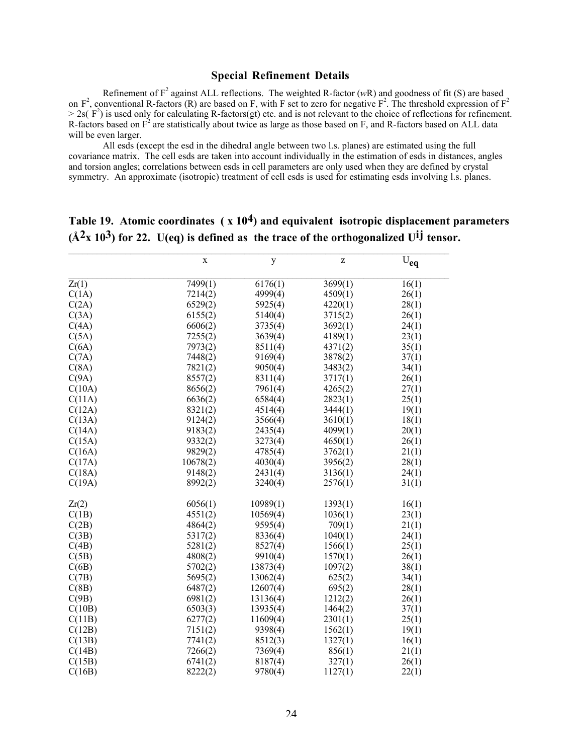## Special Refinement Details

Refinement of $F^2$ against ALL reflections. The weighted R-factor (*w*R) and goodness of fit (S) are based on $F^2$, conventional R-factors (R) are based on F, with F set to zero for negative $F^2$. The threshold expression of $F^2 > 2s(F^2)$ is used only for calculating R-factors(gt) etc. and is not relevant to the choice of reflections for refinement. R-factors based on $F^2$ are statistically about twice as large as those based on F, and R-factors based on ALL data will be even larger.

All esds (except the esd in the dihedral angle between two l.s. planes) are estimated using the full covariance matrix. The cell esds are taken into account individually in the estimation of esds in distances, angles and torsion angles; correlations between esds in cell parameters are only used when they are defined by crystal symmetry. An approximate (isotropic) treatment of cell esds is used for estimating esds involving l.s. planes.

### Table 19. Atomic coordinates ( x $10^4$) and equivalent isotropic displacement parameters ($Å^2$x $10^3$) for 22. U(eq) is defined as the trace of the orthogonalized $U^{ij}$ tensor.

| | x | y | z | $U_{eq}$ |
|---|---|---|---|---|
| Zr(1) | 7499(1) | 6176(1) | 3699(1) | 16(1) |
| C(1A) | 7214(2) | 4999(4) | 4509(1) | 26(1) |
| C(2A) | 6529(2) | 5925(4) | 4220(1) | 28(1) |
| C(3A) | 6155(2) | 5140(4) | 3715(2) | 26(1) |
| C(4A) | 6606(2) | 3735(4) | 3692(1) | 24(1) |
| C(5A) | 7255(2) | 3639(4) | 4189(1) | 23(1) |
| C(6A) | 7973(2) | 8511(4) | 4371(2) | 35(1) |
| C(7A) | 7448(2) | 9169(4) | 3878(2) | 37(1) |
| C(8A) | 7821(2) | 9050(4) | 3483(2) | 34(1) |
| C(9A) | 8557(2) | 8311(4) | 3717(1) | 26(1) |
| C(10A) | 8656(2) | 7961(4) | 4265(2) | 27(1) |
| C(11A) | 6636(2) | 6584(4) | 2823(1) | 25(1) |
| C(12A) | 8321(2) | 4514(4) | 3444(1) | 19(1) |
| C(13A) | 9124(2) | 3566(4) | 3610(1) | 18(1) |
| C(14A) | 9183(2) | 2435(4) | 4099(1) | 20(1) |
| C(15A) | 9332(2) | 3273(4) | 4650(1) | 26(1) |
| C(16A) | 9829(2) | 4785(4) | 3762(1) | 21(1) |
| C(17A) | 10678(2) | 4030(4) | 3956(2) | 28(1) |
| C(18A) | 9148(2) | 2431(4) | 3136(1) | 24(1) |
| C(19A) | 8992(2) | 3240(4) | 2576(1) | 31(1) |
| | | | | |
| Zr(2) | 6056(1) | 10989(1) | 1393(1) | 16(1) |
| C(1B) | 4551(2) | 10569(4) | 1036(1) | 23(1) |
| C(2B) | 4864(2) | 9595(4) | 709(1) | 21(1) |
| C(3B) | 5317(2) | 8336(4) | 1040(1) | 24(1) |
| C(4B) | 5281(2) | 8527(4) | 1566(1) | 25(1) |
| C(5B) | 4808(2) | 9910(4) | 1570(1) | 26(1) |
| C(6B) | 5702(2) | 13873(4) | 1097(2) | 38(1) |
| C(7B) | 5695(2) | 13062(4) | 625(2) | 34(1) |
| C(8B) | 6487(2) | 12607(4) | 695(2) | 28(1) |
| C(9B) | 6981(2) | 13136(4) | 1212(2) | 26(1) |
| C(10B) | 6503(3) | 13935(4) | 1464(2) | 37(1) |
| C(11B) | 6277(2) | 11609(4) | 2301(1) | 25(1) |
| C(12B) | 7151(2) | 9398(4) | 1562(1) | 19(1) |
| C(13B) | 7741(2) | 8512(3) | 1327(1) | 16(1) |
| C(14B) | 7266(2) | 7369(4) | 856(1) | 21(1) |
| C(15B) | 6741(2) | 8187(4) | 327(1) | 26(1) |
| C(16B) | 8222(2) | 9780(4) | 1127(1) | 22(1) |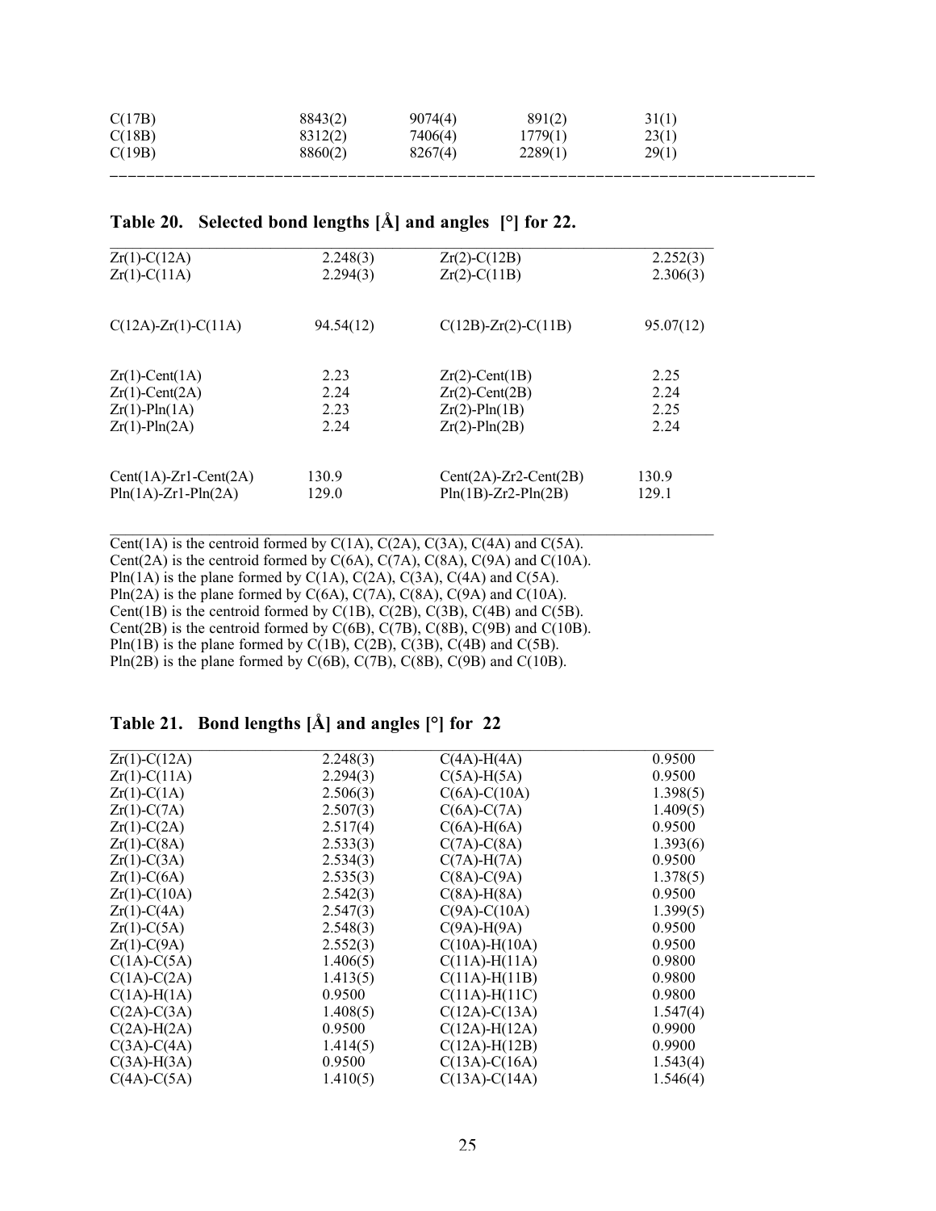| | | | | |
|---|---|---|---|---|
| C(17B) | 8843(2) | 9074(4) | 891(2) | 31(1) |
| C(18B) | 8312(2) | 7406(4) | 1779(1) | 23(1) |
| C(19B) | 8860(2) | 8267(4) | 2289(1) | 29(1) |

## Table 20. Selected bond lengths [Å] and angles [°] for 22.

| | | | |
|---|---|---|---|
| Zr(1)-C(12A) | 2.248(3) | Zr(2)-C(12B) | 2.252(3) |
| Zr(1)-C(11A) | 2.294(3) | Zr(2)-C(11B) | 2.306(3) |
| C(12A)-Zr(1)-C(11A) | 94.54(12) | C(12B)-Zr(2)-C(11B) | 95.07(12) |
| Zr(1)-Cent(1A) | 2.23 | Zr(2)-Cent(1B) | 2.25 |
| Zr(1)-Cent(2A) | 2.24 | Zr(2)-Cent(2B) | 2.24 |
| Zr(1)-Pln(1A) | 2.23 | Zr(2)-Pln(1B) | 2.25 |
| Zr(1)-Pln(2A) | 2.24 | Zr(2)-Pln(2B) | 2.24 |
| Cent(1A)-Zr1-Cent(2A) | 130.9 | Cent(2A)-Zr2-Cent(2B) | 130.9 |
| Pln(1A)-Zr1-Pln(2A) | 129.0 | Pln(1B)-Zr2-Pln(2B) | 129.1 |

Cent(1A) is the centroid formed by C(1A), C(2A), C(3A), C(4A) and C(5A).
Cent(2A) is the centroid formed by C(6A), C(7A), C(8A), C(9A) and C(10A).
Pln(1A) is the plane formed by C(1A), C(2A), C(3A), C(4A) and C(5A).
Pln(2A) is the plane formed by C(6A), C(7A), C(8A), C(9A) and C(10A).
Cent(1B) is the centroid formed by C(1B), C(2B), C(3B), C(4B) and C(5B).
Cent(2B) is the centroid formed by C(6B), C(7B), C(8B), C(9B) and C(10B).
Pln(1B) is the plane formed by C(1B), C(2B), C(3B), C(4B) and C(5B).
Pln(2B) is the plane formed by C(6B), C(7B), C(8B), C(9B) and C(10B).

## Table 21. Bond lengths [Å] and angles [°] for 22

| | | | |
|---|---|---|---|
| Zr(1)-C(12A) | 2.248(3) | C(4A)-H(4A) | 0.9500 |
| Zr(1)-C(11A) | 2.294(3) | C(5A)-H(5A) | 0.9500 |
| Zr(1)-C(1A) | 2.506(3) | C(6A)-C(10A) | 1.398(5) |
| Zr(1)-C(7A) | 2.507(3) | C(6A)-C(7A) | 1.409(5) |
| Zr(1)-C(2A) | 2.517(4) | C(6A)-H(6A) | 0.9500 |
| Zr(1)-C(8A) | 2.533(3) | C(7A)-C(8A) | 1.393(6) |
| Zr(1)-C(3A) | 2.534(3) | C(7A)-H(7A) | 0.9500 |
| Zr(1)-C(6A) | 2.535(3) | C(8A)-C(9A) | 1.378(5) |
| Zr(1)-C(10A) | 2.542(3) | C(8A)-H(8A) | 0.9500 |
| Zr(1)-C(4A) | 2.547(3) | C(9A)-C(10A) | 1.399(5) |
| Zr(1)-C(5A) | 2.548(3) | C(9A)-H(9A) | 0.9500 |
| Zr(1)-C(9A) | 2.552(3) | C(10A)-H(10A) | 0.9500 |
| C(1A)-C(5A) | 1.406(5) | C(11A)-H(11A) | 0.9800 |
| C(1A)-C(2A) | 1.413(5) | C(11A)-H(11B) | 0.9800 |
| C(1A)-H(1A) | 0.9500 | C(11A)-H(11C) | 0.9800 |
| C(2A)-C(3A) | 1.408(5) | C(12A)-C(13A) | 1.547(4) |
| C(2A)-H(2A) | 0.9500 | C(12A)-H(12A) | 0.9900 |
| C(3A)-C(4A) | 1.414(5) | C(12A)-H(12B) | 0.9900 |
| C(3A)-H(3A) | 0.9500 | C(13A)-C(16A) | 1.543(4) |
| C(4A)-C(5A) | 1.410(5) | C(13A)-C(14A) | 1.546(4) |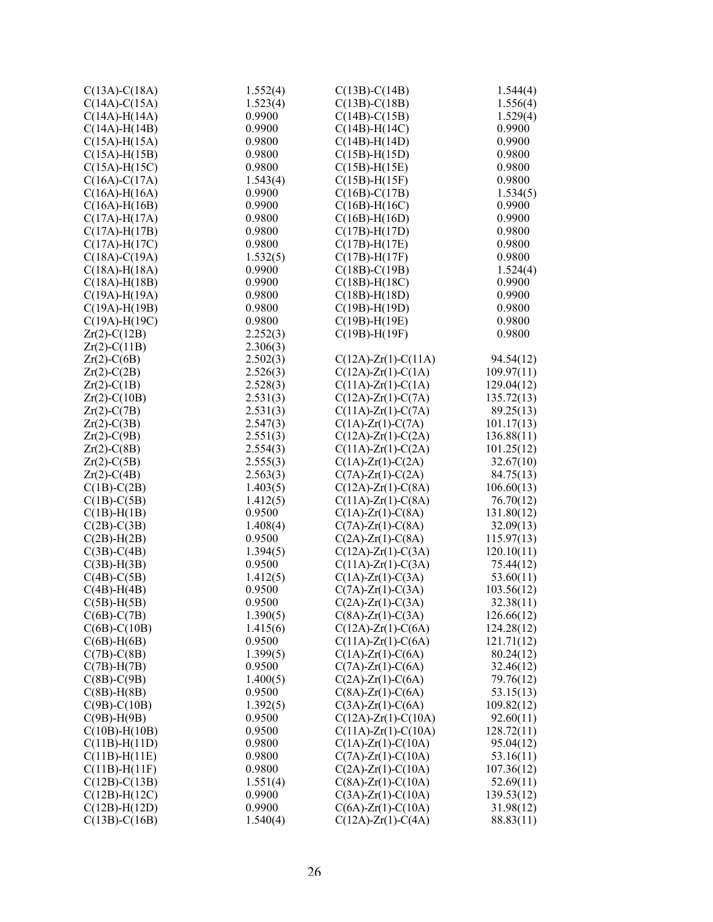| | | | |
|---|---|---|---|
| C(13A)-C(18A) | 1.552(4) | C(13B)-C(14B) | 1.544(4) |
| C(14A)-C(15A) | 1.523(4) | C(13B)-C(18B) | 1.556(4) |
| C(14A)-H(14A) | 0.9900 | C(14B)-C(15B) | 1.529(4) |
| C(14A)-H(14B) | 0.9900 | C(14B)-H(14C) | 0.9900 |
| C(15A)-H(15A) | 0.9800 | C(14B)-H(14D) | 0.9900 |
| C(15A)-H(15B) | 0.9800 | C(15B)-H(15D) | 0.9800 |
| C(15A)-H(15C) | 0.9800 | C(15B)-H(15E) | 0.9800 |
| C(16A)-C(17A) | 1.543(4) | C(15B)-H(15F) | 0.9800 |
| C(16A)-H(16A) | 0.9900 | C(16B)-C(17B) | 1.534(5) |
| C(16A)-H(16B) | 0.9900 | C(16B)-H(16C) | 0.9900 |
| C(17A)-H(17A) | 0.9800 | C(16B)-H(16D) | 0.9900 |
| C(17A)-H(17B) | 0.9800 | C(17B)-H(17D) | 0.9800 |
| C(17A)-H(17C) | 0.9800 | C(17B)-H(17E) | 0.9800 |
| C(18A)-C(19A) | 1.532(5) | C(17B)-H(17F) | 0.9800 |
| C(18A)-H(18A) | 0.9900 | C(18B)-C(19B) | 1.524(4) |
| C(18A)-H(18B) | 0.9900 | C(18B)-H(18C) | 0.9900 |
| C(19A)-H(19A) | 0.9800 | C(18B)-H(18D) | 0.9900 |
| C(19A)-H(19B) | 0.9800 | C(19B)-H(19D) | 0.9800 |
| C(19A)-H(19C) | 0.9800 | C(19B)-H(19E) | 0.9800 |
| Zr(2)-C(12B) | 2.252(3) | C(19B)-H(19F) | 0.9800 |
| Zr(2)-C(11B) | 2.306(3) | | |
| Zr(2)-C(6B) | 2.502(3) | C(12A)-Zr(1)-C(11A) | 94.54(12) |
| Zr(2)-C(2B) | 2.526(3) | C(12A)-Zr(1)-C(1A) | 109.97(11) |
| Zr(2)-C(1B) | 2.528(3) | C(11A)-Zr(1)-C(1A) | 129.04(12) |
| Zr(2)-C(10B) | 2.531(3) | C(12A)-Zr(1)-C(7A) | 135.72(13) |
| Zr(2)-C(7B) | 2.531(3) | C(11A)-Zr(1)-C(7A) | 89.25(13) |
| Zr(2)-C(3B) | 2.547(3) | C(1A)-Zr(1)-C(7A) | 101.17(13) |
| Zr(2)-C(9B) | 2.551(3) | C(12A)-Zr(1)-C(2A) | 136.88(11) |
| Zr(2)-C(8B) | 2.554(3) | C(11A)-Zr(1)-C(2A) | 101.25(12) |
| Zr(2)-C(5B) | 2.555(3) | C(1A)-Zr(1)-C(2A) | 32.67(10) |
| Zr(2)-C(4B) | 2.563(3) | C(7A)-Zr(1)-C(2A) | 84.75(13) |
| C(1B)-C(2B) | 1.403(5) | C(12A)-Zr(1)-C(8A) | 106.60(13) |
| C(1B)-C(5B) | 1.412(5) | C(11A)-Zr(1)-C(8A) | 76.70(12) |
| C(1B)-H(1B) | 0.9500 | C(1A)-Zr(1)-C(8A) | 131.80(12) |
| C(2B)-C(3B) | 1.408(4) | C(7A)-Zr(1)-C(8A) | 32.09(13) |
| C(2B)-H(2B) | 0.9500 | C(2A)-Zr(1)-C(8A) | 115.97(13) |
| C(3B)-C(4B) | 1.394(5) | C(12A)-Zr(1)-C(3A) | 120.10(11) |
| C(3B)-H(3B) | 0.9500 | C(11A)-Zr(1)-C(3A) | 75.44(12) |
| C(4B)-C(5B) | 1.412(5) | C(1A)-Zr(1)-C(3A) | 53.60(11) |
| C(4B)-H(4B) | 0.9500 | C(7A)-Zr(1)-C(3A) | 103.56(12) |
| C(5B)-H(5B) | 0.9500 | C(2A)-Zr(1)-C(3A) | 32.38(11) |
| C(6B)-C(7B) | 1.390(5) | C(8A)-Zr(1)-C(3A) | 126.66(12) |
| C(6B)-C(10B) | 1.415(6) | C(12A)-Zr(1)-C(6A) | 124.28(12) |
| C(6B)-H(6B) | 0.9500 | C(11A)-Zr(1)-C(6A) | 121.71(12) |
| C(7B)-C(8B) | 1.399(5) | C(1A)-Zr(1)-C(6A) | 80.24(12) |
| C(7B)-H(7B) | 0.9500 | C(7A)-Zr(1)-C(6A) | 32.46(12) |
| C(8B)-C(9B) | 1.400(5) | C(2A)-Zr(1)-C(6A) | 79.76(12) |
| C(8B)-H(8B) | 0.9500 | C(8A)-Zr(1)-C(6A) | 53.15(13) |
| C(9B)-C(10B) | 1.392(5) | C(3A)-Zr(1)-C(6A) | 109.82(12) |
| C(9B)-H(9B) | 0.9500 | C(12A)-Zr(1)-C(10A) | 92.60(11) |
| C(10B)-H(10B) | 0.9500 | C(11A)-Zr(1)-C(10A) | 128.72(11) |
| C(11B)-H(11D) | 0.9800 | C(1A)-Zr(1)-C(10A) | 95.04(12) |
| C(11B)-H(11E) | 0.9800 | C(7A)-Zr(1)-C(10A) | 53.16(11) |
| C(11B)-H(11F) | 0.9800 | C(2A)-Zr(1)-C(10A) | 107.36(12) |
| C(12B)-C(13B) | 1.551(4) | C(8A)-Zr(1)-C(10A) | 52.69(11) |
| C(12B)-H(12C) | 0.9900 | C(3A)-Zr(1)-C(10A) | 139.53(12) |
| C(12B)-H(12D) | 0.9900 | C(6A)-Zr(1)-C(10A) | 31.98(12) |
| C(13B)-C(16B) | 1.540(4) | C(12A)-Zr(1)-C(4A) | 88.83(11) |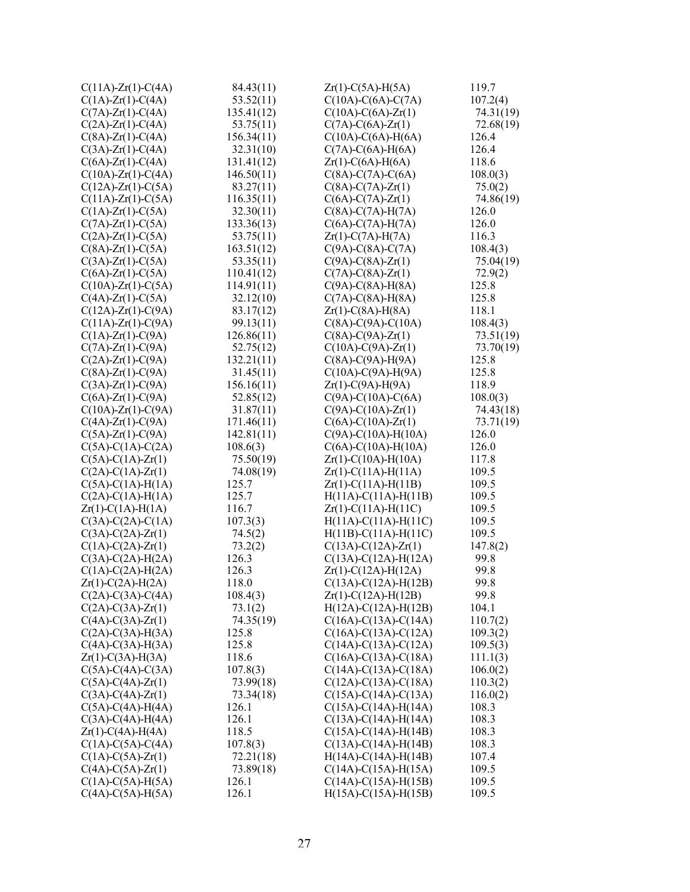| | | | |
|---|---|---|---|
| C(11A)-Zr(1)-C(4A) | 84.43(11) | Zr(1)-C(5A)-H(5A) | 119.7 |
| C(1A)-Zr(1)-C(4A) | 53.52(11) | C(10A)-C(6A)-C(7A) | 107.2(4) |
| C(7A)-Zr(1)-C(4A) | 135.41(12) | C(10A)-C(6A)-Zr(1) | 74.31(19) |
| C(2A)-Zr(1)-C(4A) | 53.75(11) | C(7A)-C(6A)-Zr(1) | 72.68(19) |
| C(8A)-Zr(1)-C(4A) | 156.34(11) | C(10A)-C(6A)-H(6A) | 126.4 |
| C(3A)-Zr(1)-C(4A) | 32.31(10) | C(7A)-C(6A)-H(6A) | 126.4 |
| C(6A)-Zr(1)-C(4A) | 131.41(12) | Zr(1)-C(6A)-H(6A) | 118.6 |
| C(10A)-Zr(1)-C(4A) | 146.50(11) | C(8A)-C(7A)-C(6A) | 108.0(3) |
| C(12A)-Zr(1)-C(5A) | 83.27(11) | C(8A)-C(7A)-Zr(1) | 75.0(2) |
| C(11A)-Zr(1)-C(5A) | 116.35(11) | C(6A)-C(7A)-Zr(1) | 74.86(19) |
| C(1A)-Zr(1)-C(5A) | 32.30(11) | C(8A)-C(7A)-H(7A) | 126.0 |
| C(7A)-Zr(1)-C(5A) | 133.36(13) | C(6A)-C(7A)-H(7A) | 126.0 |
| C(2A)-Zr(1)-C(5A) | 53.75(11) | Zr(1)-C(7A)-H(7A) | 116.3 |
| C(8A)-Zr(1)-C(5A) | 163.51(12) | C(9A)-C(8A)-C(7A) | 108.4(3) |
| C(3A)-Zr(1)-C(5A) | 53.35(11) | C(9A)-C(8A)-Zr(1) | 75.04(19) |
| C(6A)-Zr(1)-C(5A) | 110.41(12) | C(7A)-C(8A)-Zr(1) | 72.9(2) |
| C(10A)-Zr(1)-C(5A) | 114.91(11) | C(9A)-C(8A)-H(8A) | 125.8 |
| C(4A)-Zr(1)-C(5A) | 32.12(10) | C(7A)-C(8A)-H(8A) | 125.8 |
| C(12A)-Zr(1)-C(9A) | 83.17(12) | Zr(1)-C(8A)-H(8A) | 118.1 |
| C(11A)-Zr(1)-C(9A) | 99.13(11) | C(8A)-C(9A)-C(10A) | 108.4(3) |
| C(1A)-Zr(1)-C(9A) | 126.86(11) | C(8A)-C(9A)-Zr(1) | 73.51(19) |
| C(7A)-Zr(1)-C(9A) | 52.75(12) | C(10A)-C(9A)-Zr(1) | 73.70(19) |
| C(2A)-Zr(1)-C(9A) | 132.21(11) | C(8A)-C(9A)-H(9A) | 125.8 |
| C(8A)-Zr(1)-C(9A) | 31.45(11) | C(10A)-C(9A)-H(9A) | 125.8 |
| C(3A)-Zr(1)-C(9A) | 156.16(11) | Zr(1)-C(9A)-H(9A) | 118.9 |
| C(6A)-Zr(1)-C(9A) | 52.85(12) | C(9A)-C(10A)-C(6A) | 108.0(3) |
| C(10A)-Zr(1)-C(9A) | 31.87(11) | C(9A)-C(10A)-Zr(1) | 74.43(18) |
| C(4A)-Zr(1)-C(9A) | 171.46(11) | C(6A)-C(10A)-Zr(1) | 73.71(19) |
| C(5A)-Zr(1)-C(9A) | 142.81(11) | C(9A)-C(10A)-H(10A) | 126.0 |
| C(5A)-C(1A)-C(2A) | 108.6(3) | C(6A)-C(10A)-H(10A) | 126.0 |
| C(5A)-C(1A)-Zr(1) | 75.50(19) | Zr(1)-C(10A)-H(10A) | 117.8 |
| C(2A)-C(1A)-Zr(1) | 74.08(19) | Zr(1)-C(11A)-H(11A) | 109.5 |
| C(5A)-C(1A)-H(1A) | 125.7 | Zr(1)-C(11A)-H(11B) | 109.5 |
| C(2A)-C(1A)-H(1A) | 125.7 | H(11A)-C(11A)-H(11B) | 109.5 |
| Zr(1)-C(1A)-H(1A) | 116.7 | Zr(1)-C(11A)-H(11C) | 109.5 |
| C(3A)-C(2A)-C(1A) | 107.3(3) | H(11A)-C(11A)-H(11C) | 109.5 |
| C(3A)-C(2A)-Zr(1) | 74.5(2) | H(11B)-C(11A)-H(11C) | 109.5 |
| C(1A)-C(2A)-Zr(1) | 73.2(2) | C(13A)-C(12A)-Zr(1) | 147.8(2) |
| C(3A)-C(2A)-H(2A) | 126.3 | C(13A)-C(12A)-H(12A) | 99.8 |
| C(1A)-C(2A)-H(2A) | 126.3 | Zr(1)-C(12A)-H(12A) | 99.8 |
| Zr(1)-C(2A)-H(2A) | 118.0 | C(13A)-C(12A)-H(12B) | 99.8 |
| C(2A)-C(3A)-C(4A) | 108.4(3) | Zr(1)-C(12A)-H(12B) | 99.8 |
| C(2A)-C(3A)-Zr(1) | 73.1(2) | H(12A)-C(12A)-H(12B) | 104.1 |
| C(4A)-C(3A)-Zr(1) | 74.35(19) | C(16A)-C(13A)-C(14A) | 110.7(2) |
| C(2A)-C(3A)-H(3A) | 125.8 | C(16A)-C(13A)-C(12A) | 109.3(2) |
| C(4A)-C(3A)-H(3A) | 125.8 | C(14A)-C(13A)-C(12A) | 109.5(3) |
| Zr(1)-C(3A)-H(3A) | 118.6 | C(16A)-C(13A)-C(18A) | 111.1(3) |
| C(5A)-C(4A)-C(3A) | 107.8(3) | C(14A)-C(13A)-C(18A) | 106.0(2) |
| C(5A)-C(4A)-Zr(1) | 73.99(18) | C(12A)-C(13A)-C(18A) | 110.3(2) |
| C(3A)-C(4A)-Zr(1) | 73.34(18) | C(15A)-C(14A)-C(13A) | 116.0(2) |
| C(5A)-C(4A)-H(4A) | 126.1 | C(15A)-C(14A)-H(14A) | 108.3 |
| C(3A)-C(4A)-H(4A) | 126.1 | C(13A)-C(14A)-H(14A) | 108.3 |
| Zr(1)-C(4A)-H(4A) | 118.5 | C(15A)-C(14A)-H(14B) | 108.3 |
| C(1A)-C(5A)-C(4A) | 107.8(3) | C(13A)-C(14A)-H(14B) | 108.3 |
| C(1A)-C(5A)-Zr(1) | 72.21(18) | H(14A)-C(14A)-H(14B) | 107.4 |
| C(4A)-C(5A)-Zr(1) | 73.89(18) | C(14A)-C(15A)-H(15A) | 109.5 |
| C(1A)-C(5A)-H(5A) | 126.1 | C(14A)-C(15A)-H(15B) | 109.5 |
| C(4A)-C(5A)-H(5A) | 126.1 | H(15A)-C(15A)-H(15B) | 109.5 |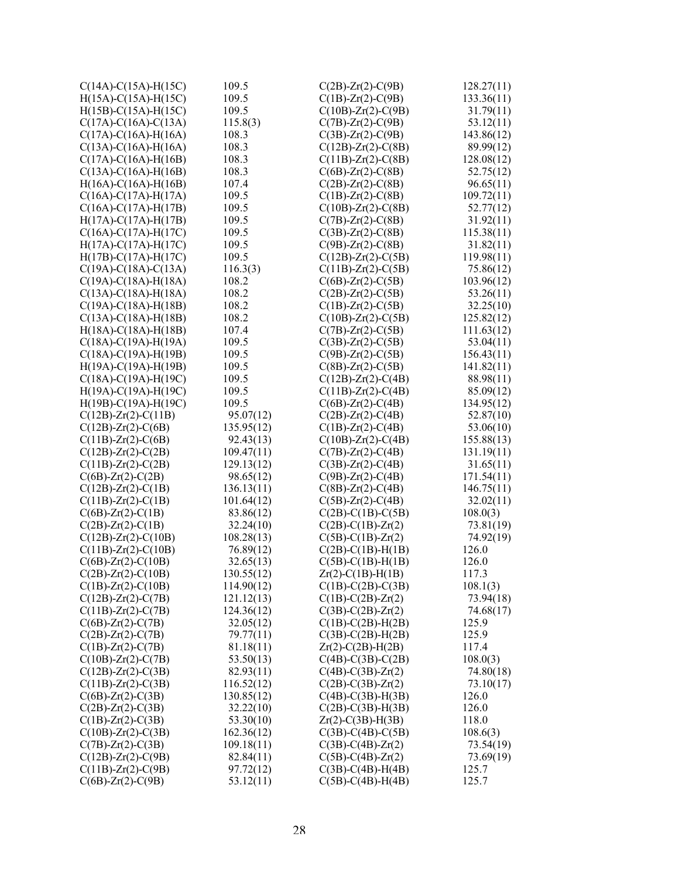| | | | |
|---|---|---|---|
| C(14A)-C(15A)-H(15C) | 109.5 | C(2B)-Zr(2)-C(9B) | 128.27(11) |
| H(15A)-C(15A)-H(15C) | 109.5 | C(1B)-Zr(2)-C(9B) | 133.36(11) |
| H(15B)-C(15A)-H(15C) | 109.5 | C(10B)-Zr(2)-C(9B) | 31.79(11) |
| C(17A)-C(16A)-C(13A) | 115.8(3) | C(7B)-Zr(2)-C(9B) | 53.12(11) |
| C(17A)-C(16A)-H(16A) | 108.3 | C(3B)-Zr(2)-C(9B) | 143.86(12) |
| C(13A)-C(16A)-H(16A) | 108.3 | C(12B)-Zr(2)-C(8B) | 89.99(12) |
| C(17A)-C(16A)-H(16B) | 108.3 | C(11B)-Zr(2)-C(8B) | 128.08(12) |
| C(13A)-C(16A)-H(16B) | 108.3 | C(6B)-Zr(2)-C(8B) | 52.75(12) |
| H(16A)-C(16A)-H(16B) | 107.4 | C(2B)-Zr(2)-C(8B) | 96.65(11) |
| C(16A)-C(17A)-H(17A) | 109.5 | C(1B)-Zr(2)-C(8B) | 109.72(11) |
| C(16A)-C(17A)-H(17B) | 109.5 | C(10B)-Zr(2)-C(8B) | 52.77(12) |
| H(17A)-C(17A)-H(17B) | 109.5 | C(7B)-Zr(2)-C(8B) | 31.92(11) |
| C(16A)-C(17A)-H(17C) | 109.5 | C(3B)-Zr(2)-C(8B) | 115.38(11) |
| H(17A)-C(17A)-H(17C) | 109.5 | C(9B)-Zr(2)-C(8B) | 31.82(11) |
| H(17B)-C(17A)-H(17C) | 109.5 | C(12B)-Zr(2)-C(5B) | 119.98(11) |
| C(19A)-C(18A)-C(13A) | 116.3(3) | C(11B)-Zr(2)-C(5B) | 75.86(12) |
| C(19A)-C(18A)-H(18A) | 108.2 | C(6B)-Zr(2)-C(5B) | 103.96(12) |
| C(13A)-C(18A)-H(18A) | 108.2 | C(2B)-Zr(2)-C(5B) | 53.26(11) |
| C(19A)-C(18A)-H(18B) | 108.2 | C(1B)-Zr(2)-C(5B) | 32.25(10) |
| C(13A)-C(18A)-H(18B) | 108.2 | C(10B)-Zr(2)-C(5B) | 125.82(12) |
| H(18A)-C(18A)-H(18B) | 107.4 | C(7B)-Zr(2)-C(5B) | 111.63(12) |
| C(18A)-C(19A)-H(19A) | 109.5 | C(3B)-Zr(2)-C(5B) | 53.04(11) |
| C(18A)-C(19A)-H(19B) | 109.5 | C(9B)-Zr(2)-C(5B) | 156.43(11) |
| H(19A)-C(19A)-H(19B) | 109.5 | C(8B)-Zr(2)-C(5B) | 141.82(11) |
| C(18A)-C(19A)-H(19C) | 109.5 | C(12B)-Zr(2)-C(4B) | 88.98(11) |
| H(19A)-C(19A)-H(19C) | 109.5 | C(11B)-Zr(2)-C(4B) | 85.09(12) |
| H(19B)-C(19A)-H(19C) | 109.5 | C(6B)-Zr(2)-C(4B) | 134.95(12) |
| C(12B)-Zr(2)-C(11B) | 95.07(12) | C(2B)-Zr(2)-C(4B) | 52.87(10) |
| C(12B)-Zr(2)-C(6B) | 135.95(12) | C(1B)-Zr(2)-C(4B) | 53.06(10) |
| C(11B)-Zr(2)-C(6B) | 92.43(13) | C(10B)-Zr(2)-C(4B) | 155.88(13) |
| C(12B)-Zr(2)-C(2B) | 109.47(11) | C(7B)-Zr(2)-C(4B) | 131.19(11) |
| C(11B)-Zr(2)-C(2B) | 129.13(12) | C(3B)-Zr(2)-C(4B) | 31.65(11) |
| C(6B)-Zr(2)-C(2B) | 98.65(12) | C(9B)-Zr(2)-C(4B) | 171.54(11) |
| C(12B)-Zr(2)-C(1B) | 136.13(11) | C(8B)-Zr(2)-C(4B) | 146.75(11) |
| C(11B)-Zr(2)-C(1B) | 101.64(12) | C(5B)-Zr(2)-C(4B) | 32.02(11) |
| C(6B)-Zr(2)-C(1B) | 83.86(12) | C(2B)-C(1B)-C(5B) | 108.0(3) |
| C(2B)-Zr(2)-C(1B) | 32.24(10) | C(2B)-C(1B)-Zr(2) | 73.81(19) |
| C(12B)-Zr(2)-C(10B) | 108.28(13) | C(5B)-C(1B)-Zr(2) | 74.92(19) |
| C(11B)-Zr(2)-C(10B) | 76.89(12) | C(2B)-C(1B)-H(1B) | 126.0 |
| C(6B)-Zr(2)-C(10B) | 32.65(13) | C(5B)-C(1B)-H(1B) | 126.0 |
| C(2B)-Zr(2)-C(10B) | 130.55(12) | Zr(2)-C(1B)-H(1B) | 117.3 |
| C(1B)-Zr(2)-C(10B) | 114.90(12) | C(1B)-C(2B)-C(3B) | 108.1(3) |
| C(12B)-Zr(2)-C(7B) | 121.12(13) | C(1B)-C(2B)-Zr(2) | 73.94(18) |
| C(11B)-Zr(2)-C(7B) | 124.36(12) | C(3B)-C(2B)-Zr(2) | 74.68(17) |
| C(6B)-Zr(2)-C(7B) | 32.05(12) | C(1B)-C(2B)-H(2B) | 125.9 |
| C(2B)-Zr(2)-C(7B) | 79.77(11) | C(3B)-C(2B)-H(2B) | 125.9 |
| C(1B)-Zr(2)-C(7B) | 81.18(11) | Zr(2)-C(2B)-H(2B) | 117.4 |
| C(10B)-Zr(2)-C(7B) | 53.50(13) | C(4B)-C(3B)-C(2B) | 108.0(3) |
| C(12B)-Zr(2)-C(3B) | 82.93(11) | C(4B)-C(3B)-Zr(2) | 74.80(18) |
| C(11B)-Zr(2)-C(3B) | 116.52(12) | C(2B)-C(3B)-Zr(2) | 73.10(17) |
| C(6B)-Zr(2)-C(3B) | 130.85(12) | C(4B)-C(3B)-H(3B) | 126.0 |
| C(2B)-Zr(2)-C(3B) | 32.22(10) | C(2B)-C(3B)-H(3B) | 126.0 |
| C(1B)-Zr(2)-C(3B) | 53.30(10) | Zr(2)-C(3B)-H(3B) | 118.0 |
| C(10B)-Zr(2)-C(3B) | 162.36(12) | C(3B)-C(4B)-C(5B) | 108.6(3) |
| C(7B)-Zr(2)-C(3B) | 109.18(11) | C(3B)-C(4B)-Zr(2) | 73.54(19) |
| C(12B)-Zr(2)-C(9B) | 82.84(11) | C(5B)-C(4B)-Zr(2) | 73.69(19) |
| C(11B)-Zr(2)-C(9B) | 97.72(12) | C(3B)-C(4B)-H(4B) | 125.7 |
| C(6B)-Zr(2)-C(9B) | 53.12(11) | C(5B)-C(4B)-H(4B) | 125.7 |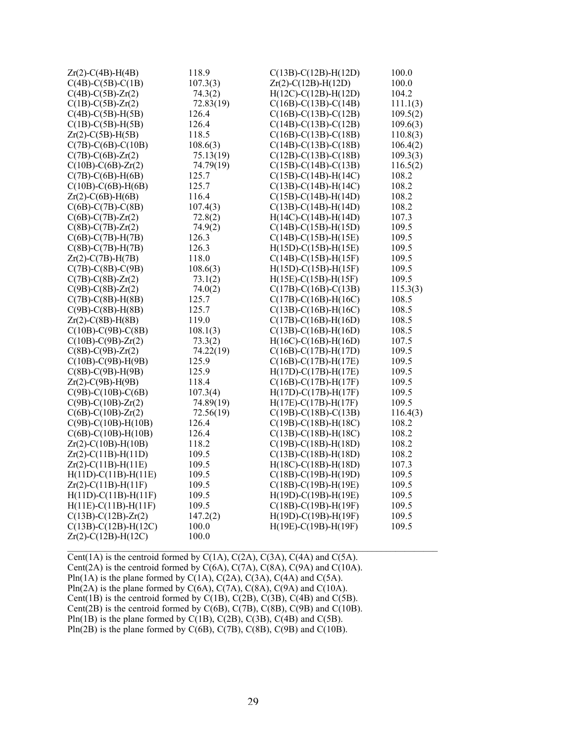| | | | |
|---|---|---|---|
| Zr(2)-C(4B)-H(4B) | 118.9 | C(13B)-C(12B)-H(12D) | 100.0 |
| C(4B)-C(5B)-C(1B) | 107.3(3) | Zr(2)-C(12B)-H(12D) | 100.0 |
| C(4B)-C(5B)-Zr(2) | 74.3(2) | H(12C)-C(12B)-H(12D) | 104.2 |
| C(1B)-C(5B)-Zr(2) | 72.83(19) | C(16B)-C(13B)-C(14B) | 111.1(3) |
| C(4B)-C(5B)-H(5B) | 126.4 | C(16B)-C(13B)-C(12B) | 109.5(2) |
| C(1B)-C(5B)-H(5B) | 126.4 | C(14B)-C(13B)-C(12B) | 109.6(3) |
| Zr(2)-C(5B)-H(5B) | 118.5 | C(16B)-C(13B)-C(18B) | 110.8(3) |
| C(7B)-C(6B)-C(10B) | 108.6(3) | C(14B)-C(13B)-C(18B) | 106.4(2) |
| C(7B)-C(6B)-Zr(2) | 75.13(19) | C(12B)-C(13B)-C(18B) | 109.3(3) |
| C(10B)-C(6B)-Zr(2) | 74.79(19) | C(15B)-C(14B)-C(13B) | 116.5(2) |
| C(7B)-C(6B)-H(6B) | 125.7 | C(15B)-C(14B)-H(14C) | 108.2 |
| C(10B)-C(6B)-H(6B) | 125.7 | C(13B)-C(14B)-H(14C) | 108.2 |
| Zr(2)-C(6B)-H(6B) | 116.4 | C(15B)-C(14B)-H(14D) | 108.2 |
| C(6B)-C(7B)-C(8B) | 107.4(3) | C(13B)-C(14B)-H(14D) | 108.2 |
| C(6B)-C(7B)-Zr(2) | 72.8(2) | H(14C)-C(14B)-H(14D) | 107.3 |
| C(8B)-C(7B)-Zr(2) | 74.9(2) | C(14B)-C(15B)-H(15D) | 109.5 |
| C(6B)-C(7B)-H(7B) | 126.3 | C(14B)-C(15B)-H(15E) | 109.5 |
| C(8B)-C(7B)-H(7B) | 126.3 | H(15D)-C(15B)-H(15E) | 109.5 |
| Zr(2)-C(7B)-H(7B) | 118.0 | C(14B)-C(15B)-H(15F) | 109.5 |
| C(7B)-C(8B)-C(9B) | 108.6(3) | H(15D)-C(15B)-H(15F) | 109.5 |
| C(7B)-C(8B)-Zr(2) | 73.1(2) | H(15E)-C(15B)-H(15F) | 109.5 |
| C(9B)-C(8B)-Zr(2) | 74.0(2) | C(17B)-C(16B)-C(13B) | 115.3(3) |
| C(7B)-C(8B)-H(8B) | 125.7 | C(17B)-C(16B)-H(16C) | 108.5 |
| C(9B)-C(8B)-H(8B) | 125.7 | C(13B)-C(16B)-H(16C) | 108.5 |
| Zr(2)-C(8B)-H(8B) | 119.0 | C(17B)-C(16B)-H(16D) | 108.5 |
| C(10B)-C(9B)-C(8B) | 108.1(3) | C(13B)-C(16B)-H(16D) | 108.5 |
| C(10B)-C(9B)-Zr(2) | 73.3(2) | H(16C)-C(16B)-H(16D) | 107.5 |
| C(8B)-C(9B)-Zr(2) | 74.22(19) | C(16B)-C(17B)-H(17D) | 109.5 |
| C(10B)-C(9B)-H(9B) | 125.9 | C(16B)-C(17B)-H(17E) | 109.5 |
| C(8B)-C(9B)-H(9B) | 125.9 | H(17D)-C(17B)-H(17E) | 109.5 |
| Zr(2)-C(9B)-H(9B) | 118.4 | C(16B)-C(17B)-H(17F) | 109.5 |
| C(9B)-C(10B)-C(6B) | 107.3(4) | H(17D)-C(17B)-H(17F) | 109.5 |
| C(9B)-C(10B)-Zr(2) | 74.89(19) | H(17E)-C(17B)-H(17F) | 109.5 |
| C(6B)-C(10B)-Zr(2) | 72.56(19) | C(19B)-C(18B)-C(13B) | 116.4(3) |
| C(9B)-C(10B)-H(10B) | 126.4 | C(19B)-C(18B)-H(18C) | 108.2 |
| C(6B)-C(10B)-H(10B) | 126.4 | C(13B)-C(18B)-H(18C) | 108.2 |
| Zr(2)-C(10B)-H(10B) | 118.2 | C(19B)-C(18B)-H(18D) | 108.2 |
| Zr(2)-C(11B)-H(11D) | 109.5 | C(13B)-C(18B)-H(18D) | 108.2 |
| Zr(2)-C(11B)-H(11E) | 109.5 | H(18C)-C(18B)-H(18D) | 107.3 |
| H(11D)-C(11B)-H(11E) | 109.5 | C(18B)-C(19B)-H(19D) | 109.5 |
| Zr(2)-C(11B)-H(11F) | 109.5 | C(18B)-C(19B)-H(19E) | 109.5 |
| H(11D)-C(11B)-H(11F) | 109.5 | H(19D)-C(19B)-H(19E) | 109.5 |
| H(11E)-C(11B)-H(11F) | 109.5 | C(18B)-C(19B)-H(19F) | 109.5 |
| C(13B)-C(12B)-Zr(2) | 147.2(2) | H(19D)-C(19B)-H(19F) | 109.5 |
| C(13B)-C(12B)-H(12C) | 100.0 | H(19E)-C(19B)-H(19F) | 109.5 |
| Zr(2)-C(12B)-H(12C) | 100.0 | | |

Cent(1A) is the centroid formed by C(1A), C(2A), C(3A), C(4A) and C(5A).
Cent(2A) is the centroid formed by C(6A), C(7A), C(8A), C(9A) and C(10A).
Pln(1A) is the plane formed by C(1A), C(2A), C(3A), C(4A) and C(5A).
Pln(2A) is the plane formed by C(6A), C(7A), C(8A), C(9A) and C(10A).
Cent(1B) is the centroid formed by C(1B), C(2B), C(3B), C(4B) and C(5B).
Cent(2B) is the centroid formed by C(6B), C(7B), C(8B), C(9B) and C(10B).
Pln(1B) is the plane formed by C(1B), C(2B), C(3B), C(4B) and C(5B).
Pln(2B) is the plane formed by C(6B), C(7B), C(8B), C(9B) and C(10B).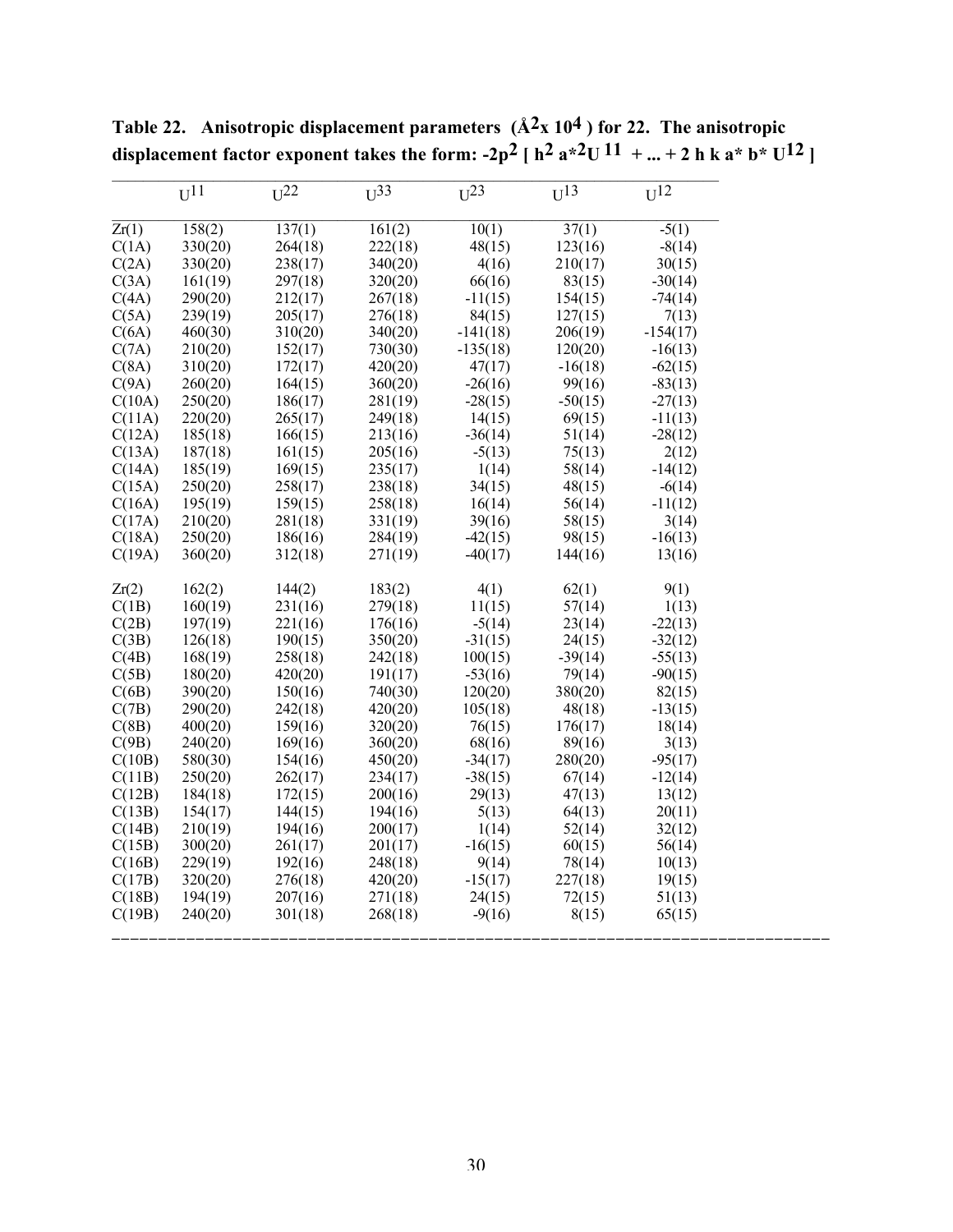**Table 22. Anisotropic displacement parameters ($Å^2 x 10^4$) for 22. The anisotropic displacement factor exponent takes the form: $-2p^2 [ h^2 a^{*2}U^{11} + ... + 2 h k a^* b^* U^{12} ]$**

| | $U^{11}$ | $U^{22}$ | $U^{33}$ | $U^{23}$ | $U^{13}$ | $U^{12}$ |
|---|---|---|---|---|---|---|
| Zr(1) | 158(2) | 137(1) | 161(2) | 10(1) | 37(1) | -5(1) |
| C(1A) | 330(20) | 264(18) | 222(18) | 48(15) | 123(16) | -8(14) |
| C(2A) | 330(20) | 238(17) | 340(20) | 4(16) | 210(17) | 30(15) |
| C(3A) | 161(19) | 297(18) | 320(20) | 66(16) | 83(15) | -30(14) |
| C(4A) | 290(20) | 212(17) | 267(18) | -11(15) | 154(15) | -74(14) |
| C(5A) | 239(19) | 205(17) | 276(18) | 84(15) | 127(15) | 7(13) |
| C(6A) | 460(30) | 310(20) | 340(20) | -141(18) | 206(19) | -154(17) |
| C(7A) | 210(20) | 152(17) | 730(30) | -135(18) | 120(20) | -16(13) |
| C(8A) | 310(20) | 172(17) | 420(20) | 47(17) | -16(18) | -62(15) |
| C(9A) | 260(20) | 164(15) | 360(20) | -26(16) | 99(16) | -83(13) |
| C(10A) | 250(20) | 186(17) | 281(19) | -28(15) | -50(15) | -27(13) |
| C(11A) | 220(20) | 265(17) | 249(18) | 14(15) | 69(15) | -11(13) |
| C(12A) | 185(18) | 166(15) | 213(16) | -36(14) | 51(14) | -28(12) |
| C(13A) | 187(18) | 161(15) | 205(16) | -5(13) | 75(13) | 2(12) |
| C(14A) | 185(19) | 169(15) | 235(17) | 1(14) | 58(14) | -14(12) |
| C(15A) | 250(20) | 258(17) | 238(18) | 34(15) | 48(15) | -6(14) |
| C(16A) | 195(19) | 159(15) | 258(18) | 16(14) | 56(14) | -11(12) |
| C(17A) | 210(20) | 281(18) | 331(19) | 39(16) | 58(15) | 3(14) |
| C(18A) | 250(20) | 186(16) | 284(19) | -42(15) | 98(15) | -16(13) |
| C(19A) | 360(20) | 312(18) | 271(19) | -40(17) | 144(16) | 13(16) |
| Zr(2) | 162(2) | 144(2) | 183(2) | 4(1) | 62(1) | 9(1) |
| C(1B) | 160(19) | 231(16) | 279(18) | 11(15) | 57(14) | 1(13) |
| C(2B) | 197(19) | 221(16) | 176(16) | -5(14) | 23(14) | -22(13) |
| C(3B) | 126(18) | 190(15) | 350(20) | -31(15) | 24(15) | -32(12) |
| C(4B) | 168(19) | 258(18) | 242(18) | 100(15) | -39(14) | -55(13) |
| C(5B) | 180(20) | 420(20) | 191(17) | -53(16) | 79(14) | -90(15) |
| C(6B) | 390(20) | 150(16) | 740(30) | 120(20) | 380(20) | 82(15) |
| C(7B) | 290(20) | 242(18) | 420(20) | 105(18) | 48(18) | -13(15) |
| C(8B) | 400(20) | 159(16) | 320(20) | 76(15) | 176(17) | 18(14) |
| C(9B) | 240(20) | 169(16) | 360(20) | 68(16) | 89(16) | 3(13) |
| C(10B) | 580(30) | 154(16) | 450(20) | -34(17) | 280(20) | -95(17) |
| C(11B) | 250(20) | 262(17) | 234(17) | -38(15) | 67(14) | -12(14) |
| C(12B) | 184(18) | 172(15) | 200(16) | 29(13) | 47(13) | 13(12) |
| C(13B) | 154(17) | 144(15) | 194(16) | 5(13) | 64(13) | 20(11) |
| C(14B) | 210(19) | 194(16) | 200(17) | 1(14) | 52(14) | 32(12) |
| C(15B) | 300(20) | 261(17) | 201(17) | -16(15) | 60(15) | 56(14) |
| C(16B) | 229(19) | 192(16) | 248(18) | 9(14) | 78(14) | 10(13) |
| C(17B) | 320(20) | 276(18) | 420(20) | -15(17) | 227(18) | 19(15) |
| C(18B) | 194(19) | 207(16) | 271(18) | 24(15) | 72(15) | 51(13) |
| C(19B) | 240(20) | 301(18) | 268(18) | -9(16) | 8(15) | 65(15) |